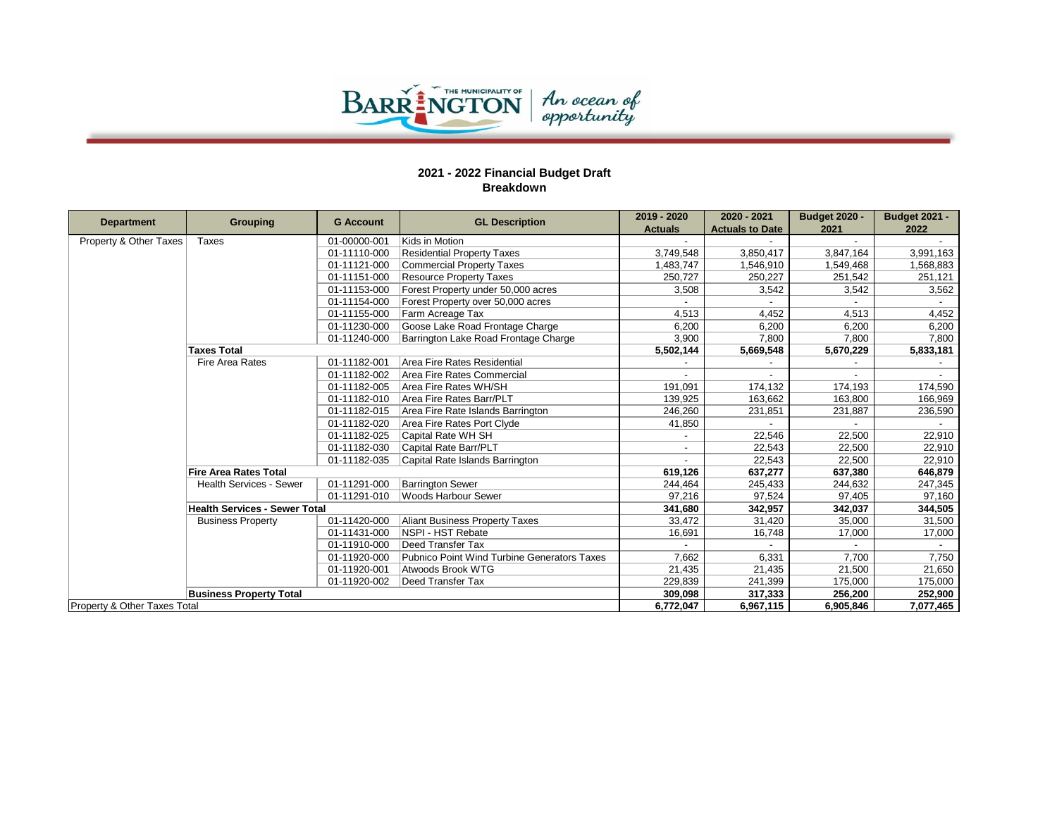THE MUNICIPALITY OF BARRINGTON | An ocean of opportunity

## 2021 - 2022 Financial Budget Draft
## Breakdown

| Department | Grouping | G Account | GL Description | 2019 - 2020 Actuals | 2020 - 2021 Actuals to Date | Budget 2020 - 2021 | Budget 2021 - 2022 |
|---|---|---|---|---|---|---|---|
| Property & Other Taxes | Taxes | 01-00000-001 | Kids in Motion | - | - | - | - |
| | | 01-11110-000 | Residential Property Taxes | 3,749,548 | 3,850,417 | 3,847,164 | 3,991,163 |
| | | 01-11121-000 | Commercial Property Taxes | 1,483,747 | 1,546,910 | 1,549,468 | 1,568,883 |
| | | 01-11151-000 | Resource Property Taxes | 250,727 | 250,227 | 251,542 | 251,121 |
| | | 01-11153-000 | Forest Property under 50,000 acres | 3,508 | 3,542 | 3,542 | 3,562 |
| | | 01-11154-000 | Forest Property over 50,000 acres | - | - | - | - |
| | | 01-11155-000 | Farm Acreage Tax | 4,513 | 4,452 | 4,513 | 4,452 |
| | | 01-11230-000 | Goose Lake Road Frontage Charge | 6,200 | 6,200 | 6,200 | 6,200 |
| | | 01-11240-000 | Barrington Lake Road Frontage Charge | 3,900 | 7,800 | 7,800 | 7,800 |
| | **Taxes Total** | | | **5,502,144** | **5,669,548** | **5,670,229** | **5,833,181** |
| | Fire Area Rates | 01-11182-001 | Area Fire Rates Residential | - | - | - | - |
| | | 01-11182-002 | Area Fire Rates Commercial | - | - | - | - |
| | | 01-11182-005 | Area Fire Rates WH/SH | 191,091 | 174,132 | 174,193 | 174,590 |
| | | 01-11182-010 | Area Fire Rates Barr/PLT | 139,925 | 163,662 | 163,800 | 166,969 |
| | | 01-11182-015 | Area Fire Rate Islands Barrington | 246,260 | 231,851 | 231,887 | 236,590 |
| | | 01-11182-020 | Area Fire Rates Port Clyde | 41,850 | - | - | - |
| | | 01-11182-025 | Capital Rate WH SH | - | 22,546 | 22,500 | 22,910 |
| | | 01-11182-030 | Capital Rate Barr/PLT | - | 22,543 | 22,500 | 22,910 |
| | | 01-11182-035 | Capital Rate Islands Barrington | - | 22,543 | 22,500 | 22,910 |
| | **Fire Area Rates Total** | | | **619,126** | **637,277** | **637,380** | **646,879** |
| | Health Services - Sewer | 01-11291-000 | Barrington Sewer | 244,464 | 245,433 | 244,632 | 247,345 |
| | | 01-11291-010 | Woods Harbour Sewer | 97,216 | 97,524 | 97,405 | 97,160 |
| | **Health Services - Sewer Total** | | | **341,680** | **342,957** | **342,037** | **344,505** |
| | Business Property | 01-11420-000 | Aliant Business Property Taxes | 33,472 | 31,420 | 35,000 | 31,500 |
| | | 01-11431-000 | NSPI - HST Rebate | 16,691 | 16,748 | 17,000 | 17,000 |
| | | 01-11910-000 | Deed Transfer Tax | - | - | - | - |
| | | 01-11920-000 | Pubnico Point Wind Turbine Generators Taxes | 7,662 | 6,331 | 7,700 | 7,750 |
| | | 01-11920-001 | Atwoods Brook WTG | 21,435 | 21,435 | 21,500 | 21,650 |
| | | 01-11920-002 | Deed Transfer Tax | 229,839 | 241,399 | 175,000 | 175,000 |
| | **Business Property Total** | | | **309,098** | **317,333** | **256,200** | **252,900** |
| Property & Other Taxes Total | | | | **6,772,047** | **6,967,115** | **6,905,846** | **7,077,465** |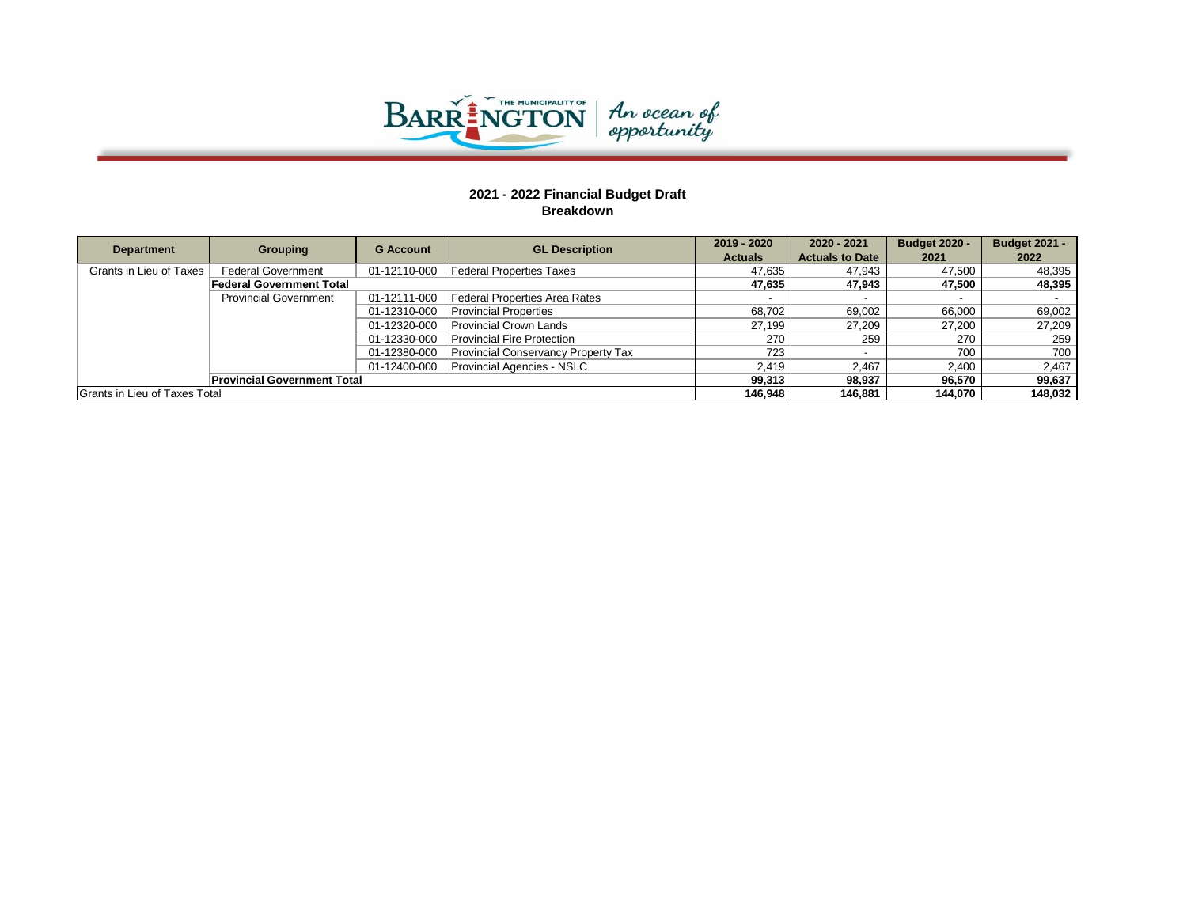**2021 - 2022 Financial Budget Draft**
**Breakdown**

| Department | Grouping | G Account | GL Description | 2019 - 2020 Actuals | 2020 - 2021 Actuals to Date | Budget 2020 - 2021 | Budget 2021 - 2022 |
|---|---|---|---|---|---|---|---|
| Grants in Lieu of Taxes | Federal Government | 01-12110-000 | Federal Properties Taxes | 47,635 | 47,943 | 47,500 | 48,395 |
| | **Federal Government Total** | | | **47,635** | **47,943** | **47,500** | **48,395** |
| | Provincial Government | 01-12111-000 | Federal Properties Area Rates | - | - | - | - |
| | | 01-12310-000 | Provincial Properties | 68,702 | 69,002 | 66,000 | 69,002 |
| | | 01-12320-000 | Provincial Crown Lands | 27,199 | 27,209 | 27,200 | 27,209 |
| | | 01-12330-000 | Provincial Fire Protection | 270 | 259 | 270 | 259 |
| | | 01-12380-000 | Provincial Conservancy Property Tax | 723 | - | 700 | 700 |
| | | 01-12400-000 | Provincial Agencies - NSLC | 2,419 | 2,467 | 2,400 | 2,467 |
| | **Provincial Government Total** | | | **99,313** | **98,937** | **96,570** | **99,637** |
| Grants in Lieu of Taxes Total | | | | **146,948** | **146,881** | **144,070** | **148,032** |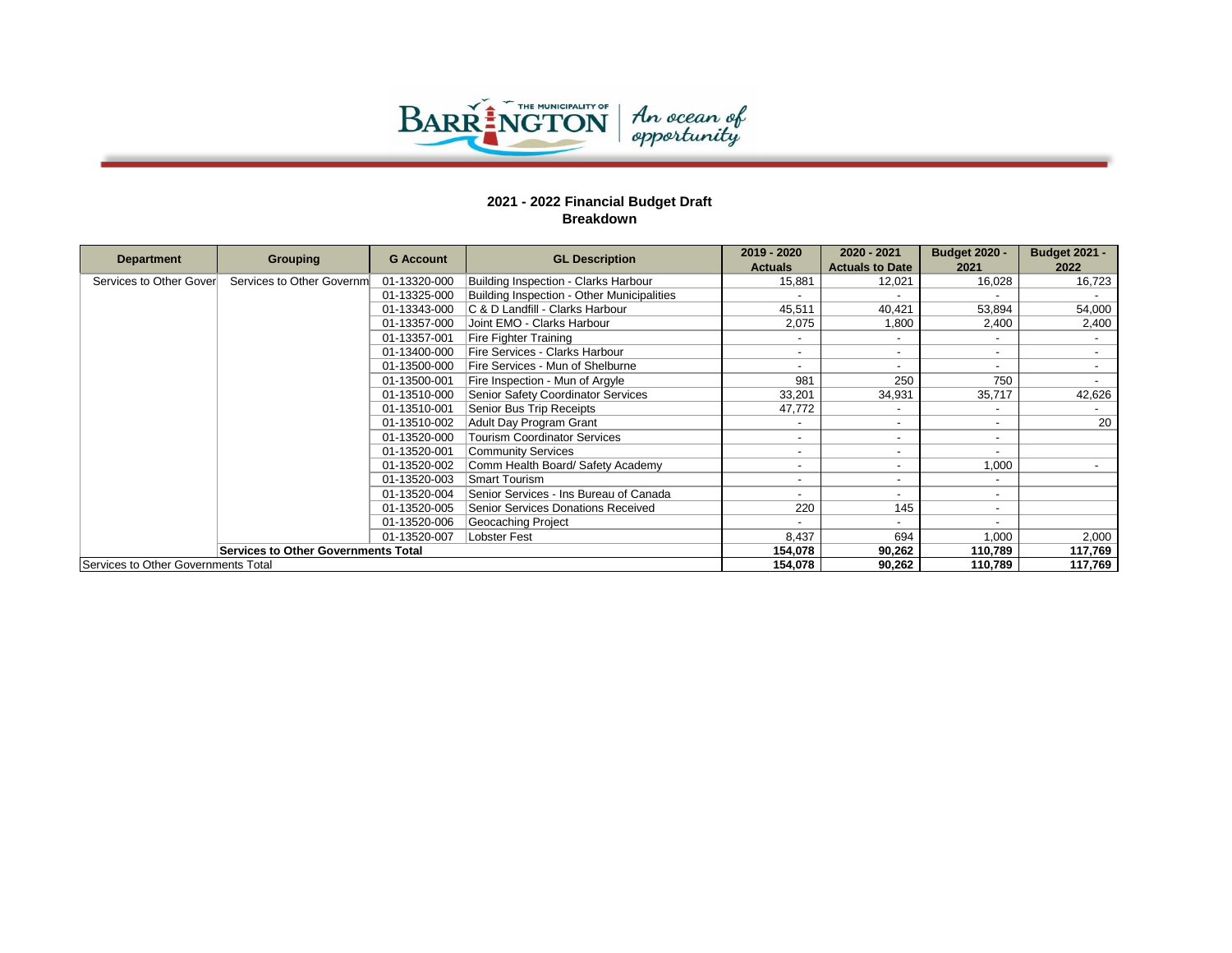THE MUNICIPALITY OF BARRINGTON | An ocean of opportunity

## 2021 - 2022 Financial Budget Draft
## Breakdown

| Department | Grouping | G Account | GL Description | 2019 - 2020 Actuals | 2020 - 2021 Actuals to Date | Budget 2020 - 2021 | Budget 2021 - 2022 |
|---|---|---|---|---|---|---|---|
| Services to Other Gover | Services to Other Governm | 01-13320-000 | Building Inspection - Clarks Harbour | 15,881 | 12,021 | 16,028 | 16,723 |
| | | 01-13325-000 | Building Inspection - Other Municipalities | - | - | - | - |
| | | 01-13343-000 | C & D Landfill - Clarks Harbour | 45,511 | 40,421 | 53,894 | 54,000 |
| | | 01-13357-000 | Joint EMO - Clarks Harbour | 2,075 | 1,800 | 2,400 | 2,400 |
| | | 01-13357-001 | Fire Fighter Training | - | - | - | - |
| | | 01-13400-000 | Fire Services - Clarks Harbour | - | - | - | - |
| | | 01-13500-000 | Fire Services - Mun of Shelburne | - | - | - | - |
| | | 01-13500-001 | Fire Inspection - Mun of Argyle | 981 | 250 | 750 | - |
| | | 01-13510-000 | Senior Safety Coordinator Services | 33,201 | 34,931 | 35,717 | 42,626 |
| | | 01-13510-001 | Senior Bus Trip Receipts | 47,772 | - | - | - |
| | | 01-13510-002 | Adult Day Program Grant | - | - | - | 20 |
| | | 01-13520-000 | Tourism Coordinator Services | - | - | - | |
| | | 01-13520-001 | Community Services | - | - | - | |
| | | 01-13520-002 | Comm Health Board/ Safety Academy | - | - | 1,000 | - |
| | | 01-13520-003 | Smart Tourism | - | - | - | |
| | | 01-13520-004 | Senior Services - Ins Bureau of Canada | - | - | - | |
| | | 01-13520-005 | Senior Services Donations Received | 220 | 145 | - | |
| | | 01-13520-006 | Geocaching Project | - | - | - | |
| | | 01-13520-007 | Lobster Fest | 8,437 | 694 | 1,000 | 2,000 |
| | **Services to Other Governments Total** | | | **154,078** | **90,262** | **110,789** | **117,769** |
| Services to Other Governments Total | | | | **154,078** | **90,262** | **110,789** | **117,769** |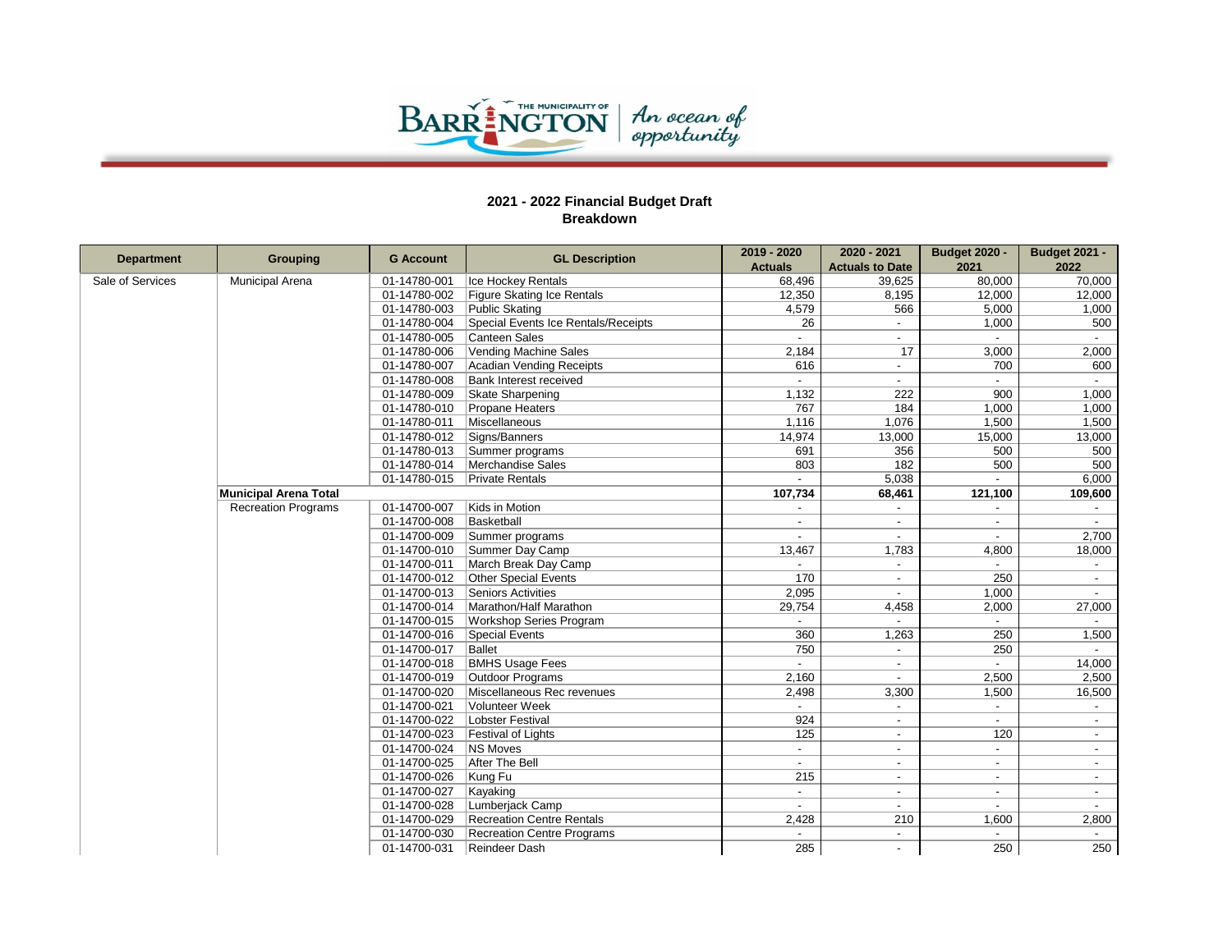## 2021 - 2022 Financial Budget Draft
## Breakdown

| Department | Grouping | G Account | GL Description | 2019 - 2020 Actuals | 2020 - 2021 Actuals to Date | Budget 2020 - 2021 | Budget 2021 - 2022 |
|---|---|---|---|---|---|---|---|
| Sale of Services | Municipal Arena | 01-14780-001 | Ice Hockey Rentals | 68,496 | 39,625 | 80,000 | 70,000 |
| | | 01-14780-002 | Figure Skating Ice Rentals | 12,350 | 8,195 | 12,000 | 12,000 |
| | | 01-14780-003 | Public Skating | 4,579 | 566 | 5,000 | 1,000 |
| | | 01-14780-004 | Special Events Ice Rentals/Receipts | 26 | - | 1,000 | 500 |
| | | 01-14780-005 | Canteen Sales | - | - | - | - |
| | | 01-14780-006 | Vending Machine Sales | 2,184 | 17 | 3,000 | 2,000 |
| | | 01-14780-007 | Acadian Vending Receipts | 616 | - | 700 | 600 |
| | | 01-14780-008 | Bank Interest received | - | - | - | - |
| | | 01-14780-009 | Skate Sharpening | 1,132 | 222 | 900 | 1,000 |
| | | 01-14780-010 | Propane Heaters | 767 | 184 | 1,000 | 1,000 |
| | | 01-14780-011 | Miscellaneous | 1,116 | 1,076 | 1,500 | 1,500 |
| | | 01-14780-012 | Signs/Banners | 14,974 | 13,000 | 15,000 | 13,000 |
| | | 01-14780-013 | Summer programs | 691 | 356 | 500 | 500 |
| | | 01-14780-014 | Merchandise Sales | 803 | 182 | 500 | 500 |
| | | 01-14780-015 | Private Rentals | - | 5,038 | - | 6,000 |
| | **Municipal Arena Total** | | | **107,734** | **68,461** | **121,100** | **109,600** |
| | Recreation Programs | 01-14700-007 | Kids in Motion | - | - | - | - |
| | | 01-14700-008 | Basketball | - | - | - | - |
| | | 01-14700-009 | Summer programs | - | - | - | 2,700 |
| | | 01-14700-010 | Summer Day Camp | 13,467 | 1,783 | 4,800 | 18,000 |
| | | 01-14700-011 | March Break Day Camp | - | - | - | - |
| | | 01-14700-012 | Other Special Events | 170 | - | 250 | - |
| | | 01-14700-013 | Seniors Activities | 2,095 | - | 1,000 | - |
| | | 01-14700-014 | Marathon/Half Marathon | 29,754 | 4,458 | 2,000 | 27,000 |
| | | 01-14700-015 | Workshop Series Program | - | - | - | - |
| | | 01-14700-016 | Special Events | 360 | 1,263 | 250 | 1,500 |
| | | 01-14700-017 | Ballet | 750 | - | 250 | - |
| | | 01-14700-018 | BMHS Usage Fees | - | - | - | 14,000 |
| | | 01-14700-019 | Outdoor Programs | 2,160 | - | 2,500 | 2,500 |
| | | 01-14700-020 | Miscellaneous Rec revenues | 2,498 | 3,300 | 1,500 | 16,500 |
| | | 01-14700-021 | Volunteer Week | - | - | - | - |
| | | 01-14700-022 | Lobster Festival | 924 | - | - | - |
| | | 01-14700-023 | Festival of Lights | 125 | - | 120 | - |
| | | 01-14700-024 | NS Moves | - | - | - | - |
| | | 01-14700-025 | After The Bell | - | - | - | - |
| | | 01-14700-026 | Kung Fu | 215 | - | - | - |
| | | 01-14700-027 | Kayaking | - | - | - | - |
| | | 01-14700-028 | Lumberjack Camp | - | - | - | - |
| | | 01-14700-029 | Recreation Centre Rentals | 2,428 | 210 | 1,600 | 2,800 |
| | | 01-14700-030 | Recreation Centre Programs | - | - | - | - |
| | | 01-14700-031 | Reindeer Dash | 285 | - | 250 | 250 |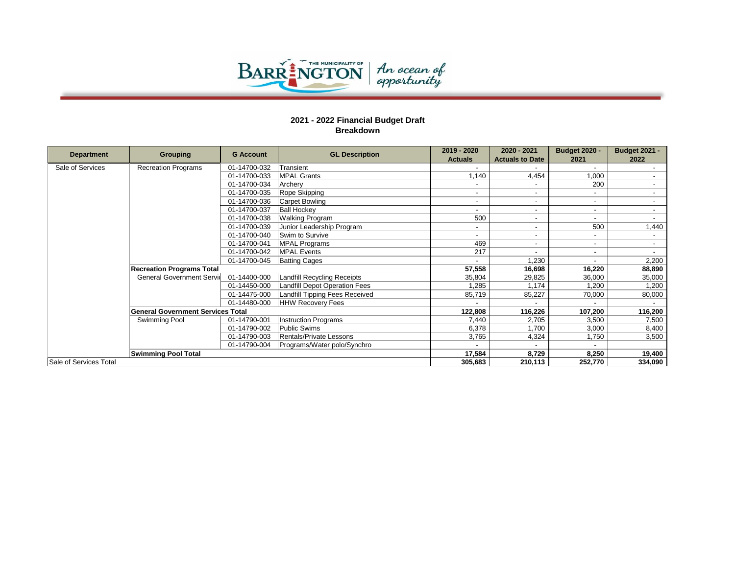THE MUNICIPALITY OF BARRINGTON | An ocean of opportunity

## 2021 - 2022 Financial Budget Draft
## Breakdown

| Department | Grouping | G Account | GL Description | 2019 - 2020 Actuals | 2020 - 2021 Actuals to Date | Budget 2020 - 2021 | Budget 2021 - 2022 |
|---|---|---|---|---|---|---|---|
| Sale of Services | Recreation Programs | 01-14700-032 | Transient | - | - | - | - |
| | | 01-14700-033 | MPAL Grants | 1,140 | 4,454 | 1,000 | - |
| | | 01-14700-034 | Archery | - | - | 200 | - |
| | | 01-14700-035 | Rope Skipping | - | - | - | - |
| | | 01-14700-036 | Carpet Bowling | - | - | - | - |
| | | 01-14700-037 | Ball Hockey | - | - | - | - |
| | | 01-14700-038 | Walking Program | 500 | - | - | - |
| | | 01-14700-039 | Junior Leadership Program | - | - | 500 | 1,440 |
| | | 01-14700-040 | Swim to Survive | - | - | - | - |
| | | 01-14700-041 | MPAL Programs | 469 | - | - | - |
| | | 01-14700-042 | MPAL Events | 217 | - | - | - |
| | | 01-14700-045 | Batting Cages | - | 1,230 | - | 2,200 |
| | **Recreation Programs Total** | | | **57,558** | **16,698** | **16,220** | **88,890** |
| | General Government Servic | 01-14400-000 | Landfill Recycling Receipts | 35,804 | 29,825 | 36,000 | 35,000 |
| | | 01-14450-000 | Landfill Depot Operation Fees | 1,285 | 1,174 | 1,200 | 1,200 |
| | | 01-14475-000 | Landfill Tipping Fees Received | 85,719 | 85,227 | 70,000 | 80,000 |
| | | 01-14480-000 | HHW Recovery Fees | - | - | - | - |
| | **General Government Services Total** | | | **122,808** | **116,226** | **107,200** | **116,200** |
| | Swimming Pool | 01-14790-001 | Instruction Programs | 7,440 | 2,705 | 3,500 | 7,500 |
| | | 01-14790-002 | Public Swims | 6,378 | 1,700 | 3,000 | 8,400 |
| | | 01-14790-003 | Rentals/Private Lessons | 3,765 | 4,324 | 1,750 | 3,500 |
| | | 01-14790-004 | Programs/Water polo/Synchro | - | - | - | |
| | **Swimming Pool Total** | | | **17,584** | **8,729** | **8,250** | **19,400** |
| Sale of Services Total | | | | **305,683** | **210,113** | **252,770** | **334,090** |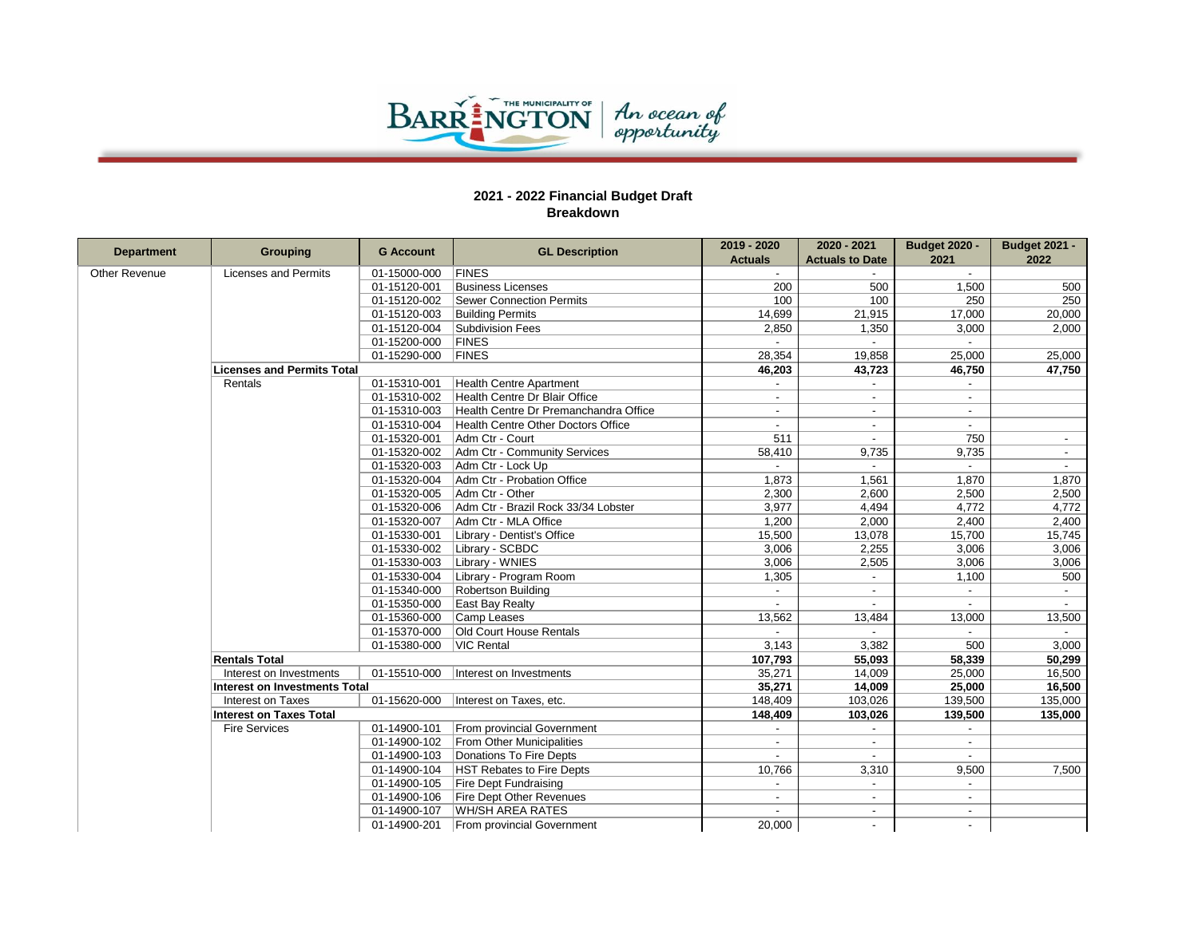**2021 - 2022 Financial Budget Draft**
**Breakdown**

| Department | Grouping | G Account | GL Description | 2019 - 2020 Actuals | 2020 - 2021 Actuals to Date | Budget 2020 - 2021 | Budget 2021 - 2022 |
|---|---|---|---|---|---|---|---|
| Other Revenue | Licenses and Permits | 01-15000-000 | FINES | - | - | - | |
| | | 01-15120-001 | Business Licenses | 200 | 500 | 1,500 | 500 |
| | | 01-15120-002 | Sewer Connection Permits | 100 | 100 | 250 | 250 |
| | | 01-15120-003 | Building Permits | 14,699 | 21,915 | 17,000 | 20,000 |
| | | 01-15120-004 | Subdivision Fees | 2,850 | 1,350 | 3,000 | 2,000 |
| | | 01-15200-000 | FINES | - | - | - | |
| | | 01-15290-000 | FINES | 28,354 | 19,858 | 25,000 | 25,000 |
| | **Licenses and Permits Total** | | | **46,203** | **43,723** | **46,750** | **47,750** |
| | Rentals | 01-15310-001 | Health Centre Apartment | - | - | - | |
| | | 01-15310-002 | Health Centre Dr Blair Office | - | - | - | |
| | | 01-15310-003 | Health Centre Dr Premanchandra Office | - | - | - | |
| | | 01-15310-004 | Health Centre Other Doctors Office | - | - | - | |
| | | 01-15320-001 | Adm Ctr - Court | 511 | - | 750 | - |
| | | 01-15320-002 | Adm Ctr - Community Services | 58,410 | 9,735 | 9,735 | - |
| | | 01-15320-003 | Adm Ctr - Lock Up | - | - | - | - |
| | | 01-15320-004 | Adm Ctr - Probation Office | 1,873 | 1,561 | 1,870 | 1,870 |
| | | 01-15320-005 | Adm Ctr - Other | 2,300 | 2,600 | 2,500 | 2,500 |
| | | 01-15320-006 | Adm Ctr - Brazil Rock 33/34 Lobster | 3,977 | 4,494 | 4,772 | 4,772 |
| | | 01-15320-007 | Adm Ctr - MLA Office | 1,200 | 2,000 | 2,400 | 2,400 |
| | | 01-15330-001 | Library - Dentist's Office | 15,500 | 13,078 | 15,700 | 15,745 |
| | | 01-15330-002 | Library - SCBDC | 3,006 | 2,255 | 3,006 | 3,006 |
| | | 01-15330-003 | Library - WNIES | 3,006 | 2,505 | 3,006 | 3,006 |
| | | 01-15330-004 | Library - Program Room | 1,305 | - | 1,100 | 500 |
| | | 01-15340-000 | Robertson Building | - | - | - | - |
| | | 01-15350-000 | East Bay Realty | - | - | - | - |
| | | 01-15360-000 | Camp Leases | 13,562 | 13,484 | 13,000 | 13,500 |
| | | 01-15370-000 | Old Court House Rentals | - | - | - | - |
| | | 01-15380-000 | VIC Rental | 3,143 | 3,382 | 500 | 3,000 |
| | **Rentals Total** | | | **107,793** | **55,093** | **58,339** | **50,299** |
| | Interest on Investments | 01-15510-000 | Interest on Investments | 35,271 | 14,009 | 25,000 | 16,500 |
| | **Interest on Investments Total** | | | **35,271** | **14,009** | **25,000** | **16,500** |
| | Interest on Taxes | 01-15620-000 | Interest on Taxes, etc. | 148,409 | 103,026 | 139,500 | 135,000 |
| | **Interest on Taxes Total** | | | **148,409** | **103,026** | **139,500** | **135,000** |
| | Fire Services | 01-14900-101 | From provincial Government | - | - | - | |
| | | 01-14900-102 | From Other Municipalities | - | - | - | |
| | | 01-14900-103 | Donations To Fire Depts | - | - | - | |
| | | 01-14900-104 | HST Rebates to Fire Depts | 10,766 | 3,310 | 9,500 | 7,500 |
| | | 01-14900-105 | Fire Dept Fundraising | - | - | - | |
| | | 01-14900-106 | Fire Dept Other Revenues | - | - | - | |
| | | 01-14900-107 | WH/SH AREA RATES | - | - | - | |
| | | 01-14900-201 | From provincial Government | 20,000 | - | - | |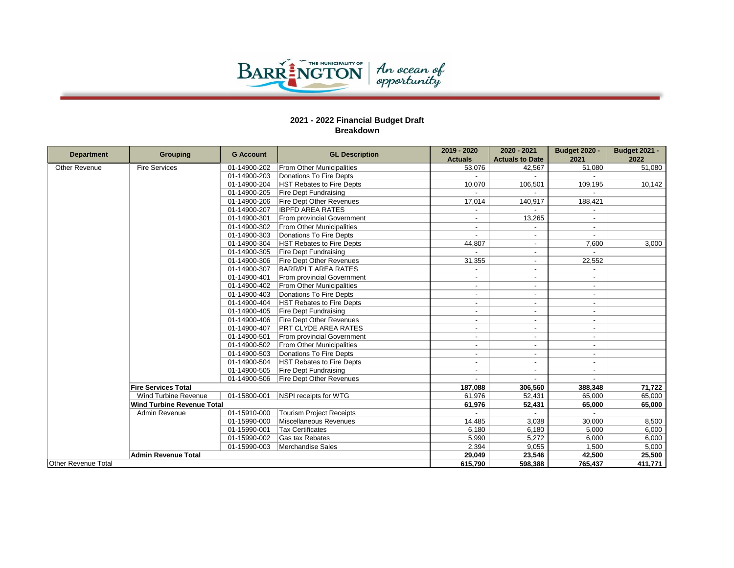## 2021 - 2022 Financial Budget Draft
### Breakdown

| Department | Grouping | G Account | GL Description | 2019 - 2020 Actuals | 2020 - 2021 Actuals to Date | Budget 2020 - 2021 | Budget 2021 - 2022 |
|---|---|---|---|---|---|---|---|
| Other Revenue | Fire Services | 01-14900-202 | From Other Municipalities | 53,076 | 42,567 | 51,080 | 51,080 |
| | | 01-14900-203 | Donations To Fire Depts | - | - | - | |
| | | 01-14900-204 | HST Rebates to Fire Depts | 10,070 | 106,501 | 109,195 | 10,142 |
| | | 01-14900-205 | Fire Dept Fundraising | - | - | - | |
| | | 01-14900-206 | Fire Dept Other Revenues | 17,014 | 140,917 | 188,421 | |
| | | 01-14900-207 | IBPFD AREA RATES | - | - | - | |
| | | 01-14900-301 | From provincial Government | - | 13,265 | - | |
| | | 01-14900-302 | From Other Municipalities | - | - | - | |
| | | 01-14900-303 | Donations To Fire Depts | - | - | - | |
| | | 01-14900-304 | HST Rebates to Fire Depts | 44,807 | - | 7,600 | 3,000 |
| | | 01-14900-305 | Fire Dept Fundraising | - | - | - | |
| | | 01-14900-306 | Fire Dept Other Revenues | 31,355 | - | 22,552 | |
| | | 01-14900-307 | BARR/PLT AREA RATES | - | - | - | |
| | | 01-14900-401 | From provincial Government | - | - | - | |
| | | 01-14900-402 | From Other Municipalities | - | - | - | |
| | | 01-14900-403 | Donations To Fire Depts | - | - | - | |
| | | 01-14900-404 | HST Rebates to Fire Depts | - | - | - | |
| | | 01-14900-405 | Fire Dept Fundraising | - | - | - | |
| | | 01-14900-406 | Fire Dept Other Revenues | - | - | - | |
| | | 01-14900-407 | PRT CLYDE AREA RATES | - | - | - | |
| | | 01-14900-501 | From provincial Government | - | - | - | |
| | | 01-14900-502 | From Other Municipalities | - | - | - | |
| | | 01-14900-503 | Donations To Fire Depts | - | - | - | |
| | | 01-14900-504 | HST Rebates to Fire Depts | - | - | - | |
| | | 01-14900-505 | Fire Dept Fundraising | - | - | - | |
| | | 01-14900-506 | Fire Dept Other Revenues | - | - | - | |
| | **Fire Services Total** | | | **187,088** | **306,560** | **388,348** | **71,722** |
| | Wind Turbine Revenue | 01-15800-001 | NSPI receipts for WTG | 61,976 | 52,431 | 65,000 | 65,000 |
| | **Wind Turbine Revenue Total** | | | **61,976** | **52,431** | **65,000** | **65,000** |
| | Admin Revenue | 01-15910-000 | Tourism Project Receipts | - | - | - | |
| | | 01-15990-000 | Miscellaneous Revenues | 14,485 | 3,038 | 30,000 | 8,500 |
| | | 01-15990-001 | Tax Certificates | 6,180 | 6,180 | 5,000 | 6,000 |
| | | 01-15990-002 | Gas tax Rebates | 5,990 | 5,272 | 6,000 | 6,000 |
| | | 01-15990-003 | Merchandise Sales | 2,394 | 9,055 | 1,500 | 5,000 |
| | **Admin Revenue Total** | | | **29,049** | **23,546** | **42,500** | **25,500** |
| Other Revenue Total | | | | **615,790** | **598,388** | **765,437** | **411,771** |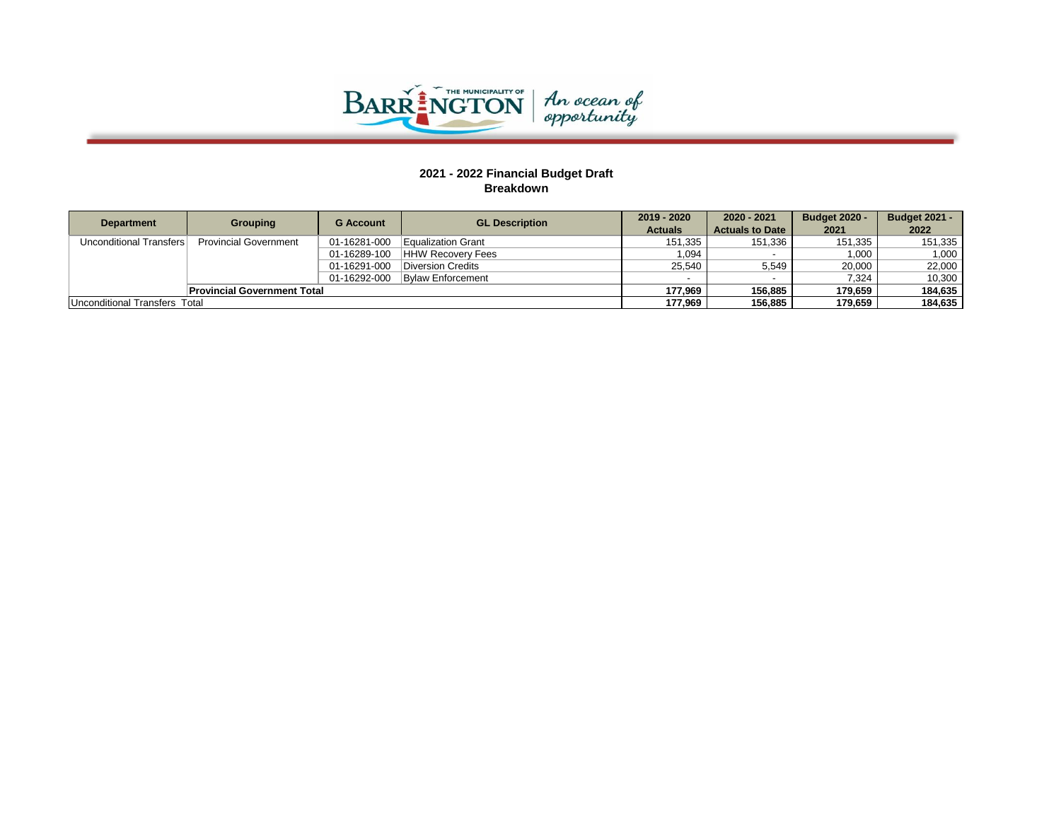## 2021 - 2022 Financial Budget Draft
### Breakdown

| Department | Grouping | G Account | GL Description | 2019 - 2020 Actuals | 2020 - 2021 Actuals to Date | Budget 2020 - 2021 | Budget 2021 - 2022 |
|---|---|---|---|---|---|---|---|
| Unconditional Transfers | Provincial Government | 01-16281-000 | Equalization Grant | 151,335 | 151,336 | 151,335 | 151,335 |
| | | 01-16289-100 | HHW Recovery Fees | 1,094 | - | 1,000 | 1,000 |
| | | 01-16291-000 | Diversion Credits | 25,540 | 5,549 | 20,000 | 22,000 |
| | | 01-16292-000 | Bylaw Enforcement | - | - | 7,324 | 10,300 |
| | **Provincial Government Total** | | | **177,969** | **156,885** | **179,659** | **184,635** |
| Unconditional Transfers Total | | | | **177,969** | **156,885** | **179,659** | **184,635** |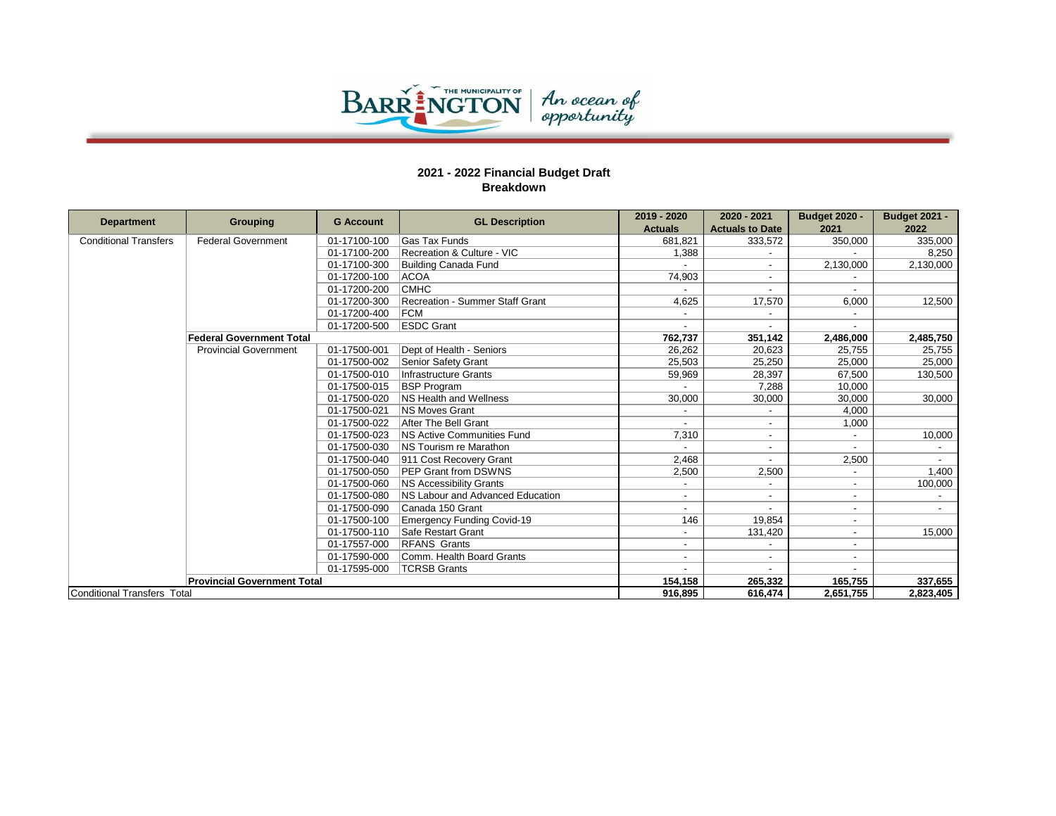## 2021 - 2022 Financial Budget Draft
## Breakdown

| Department | Grouping | G Account | GL Description | 2019 - 2020 Actuals | 2020 - 2021 Actuals to Date | Budget 2020 - 2021 | Budget 2021 - 2022 |
|---|---|---|---|---|---|---|---|
| Conditional Transfers | Federal Government | 01-17100-100 | Gas Tax Funds | 681,821 | 333,572 | 350,000 | 335,000 |
| | | 01-17100-200 | Recreation & Culture - VIC | 1,388 | - | - | 8,250 |
| | | 01-17100-300 | Building Canada Fund | - | - | 2,130,000 | 2,130,000 |
| | | 01-17200-100 | ACOA | 74,903 | - | - | |
| | | 01-17200-200 | CMHC | - | - | - | |
| | | 01-17200-300 | Recreation - Summer Staff Grant | 4,625 | 17,570 | 6,000 | 12,500 |
| | | 01-17200-400 | FCM | - | - | - | |
| | | 01-17200-500 | ESDC Grant | - | - | - | |
| | **Federal Government Total** | | | **762,737** | **351,142** | **2,486,000** | **2,485,750** |
| | Provincial Government | 01-17500-001 | Dept of Health - Seniors | 26,262 | 20,623 | 25,755 | 25,755 |
| | | 01-17500-002 | Senior Safety Grant | 25,503 | 25,250 | 25,000 | 25,000 |
| | | 01-17500-010 | Infrastructure Grants | 59,969 | 28,397 | 67,500 | 130,500 |
| | | 01-17500-015 | BSP Program | - | 7,288 | 10,000 | |
| | | 01-17500-020 | NS Health and Wellness | 30,000 | 30,000 | 30,000 | 30,000 |
| | | 01-17500-021 | NS Moves Grant | - | - | 4,000 | |
| | | 01-17500-022 | After The Bell Grant | - | - | 1,000 | |
| | | 01-17500-023 | NS Active Communities Fund | 7,310 | - | - | 10,000 |
| | | 01-17500-030 | NS Tourism re Marathon | - | - | - | - |
| | | 01-17500-040 | 911 Cost Recovery Grant | 2,468 | - | 2,500 | - |
| | | 01-17500-050 | PEP Grant from DSWNS | 2,500 | 2,500 | - | 1,400 |
| | | 01-17500-060 | NS Accessibility Grants | - | - | - | 100,000 |
| | | 01-17500-080 | NS Labour and Advanced Education | - | - | - | - |
| | | 01-17500-090 | Canada 150 Grant | - | - | - | - |
| | | 01-17500-100 | Emergency Funding Covid-19 | 146 | 19,854 | - | |
| | | 01-17500-110 | Safe Restart Grant | - | 131,420 | - | 15,000 |
| | | 01-17557-000 | RFANS Grants | - | - | - | |
| | | 01-17590-000 | Comm. Health Board Grants | - | - | - | |
| | | 01-17595-000 | TCRSB Grants | - | - | - | |
| | **Provincial Government Total** | | | **154,158** | **265,332** | **165,755** | **337,655** |
| Conditional Transfers Total | | | | **916,895** | **616,474** | **2,651,755** | **2,823,405** |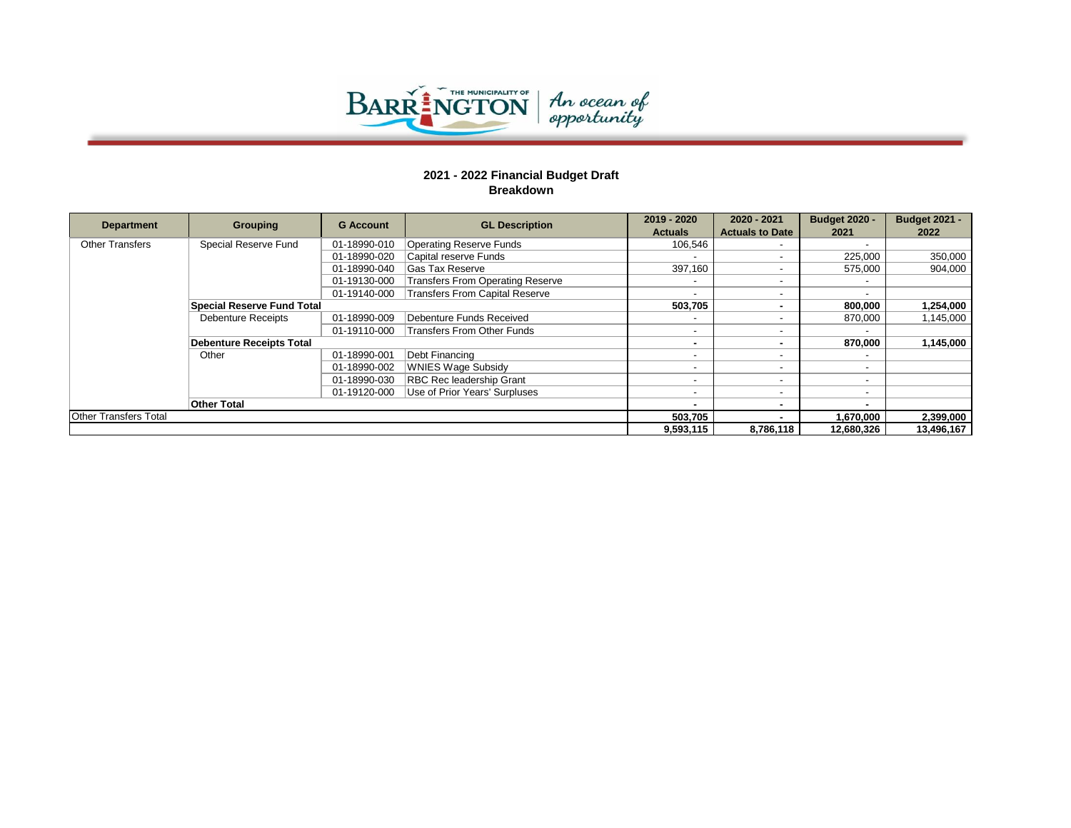## 2021 - 2022 Financial Budget Draft
## Breakdown

| Department | Grouping | G Account | GL Description | 2019 - 2020 Actuals | 2020 - 2021 Actuals to Date | Budget 2020 - 2021 | Budget 2021 - 2022 |
|---|---|---|---|---|---|---|---|
| Other Transfers | Special Reserve Fund | 01-18990-010 | Operating Reserve Funds | 106,546 | - | - | |
| | | 01-18990-020 | Capital reserve Funds | - | - | 225,000 | 350,000 |
| | | 01-18990-040 | Gas Tax Reserve | 397,160 | - | 575,000 | 904,000 |
| | | 01-19130-000 | Transfers From Operating Reserve | - | - | - | |
| | | 01-19140-000 | Transfers From Capital Reserve | - | - | - | |
| | **Special Reserve Fund Total** | | | **503,705** | **-** | **800,000** | **1,254,000** |
| | Debenture Receipts | 01-18990-009 | Debenture Funds Received | - | - | 870,000 | 1,145,000 |
| | | 01-19110-000 | Transfers From Other Funds | - | - | - | |
| | **Debenture Receipts Total** | | | **-** | **-** | **870,000** | **1,145,000** |
| | Other | 01-18990-001 | Debt Financing | - | - | - | |
| | | 01-18990-002 | WNIES Wage Subsidy | - | - | - | |
| | | 01-18990-030 | RBC Rec leadership Grant | - | - | - | |
| | | 01-19120-000 | Use of Prior Years' Surpluses | - | - | - | |
| | **Other Total** | | | **-** | **-** | **-** | |
| **Other Transfers Total** | | | | **503,705** | **-** | **1,670,000** | **2,399,000** |
| | | | | **9,593,115** | **8,786,118** | **12,680,326** | **13,496,167** |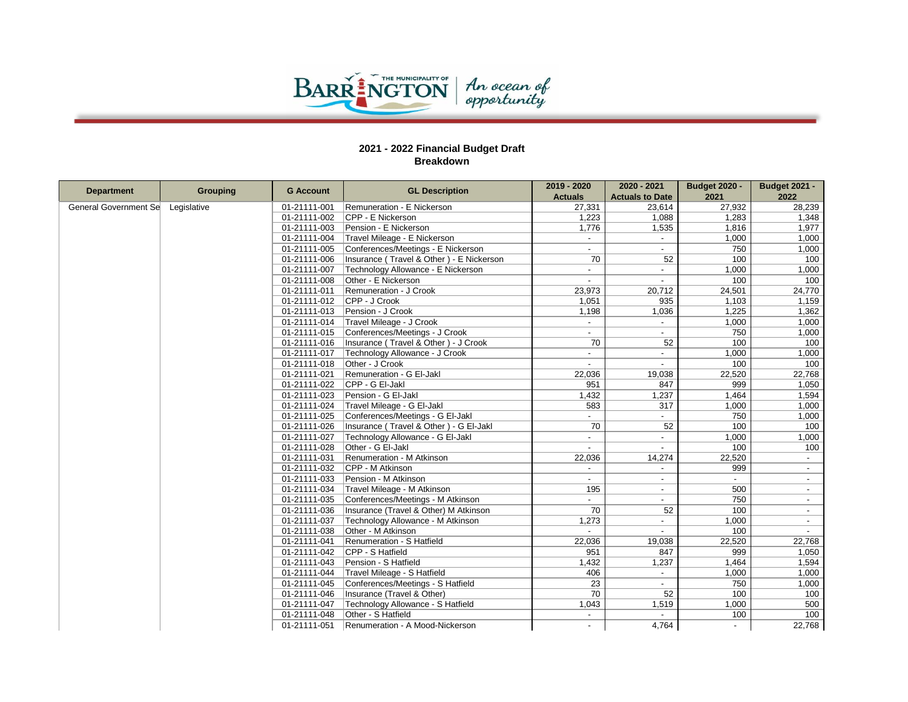**2021 - 2022 Financial Budget Draft**
**Breakdown**

| Department | Grouping | G Account | GL Description | 2019 - 2020 Actuals | 2020 - 2021 Actuals to Date | Budget 2020 - 2021 | Budget 2021 - 2022 |
|---|---|---|---|---|---|---|---|
| General Government Se | Legislative | 01-21111-001 | Remuneration - E Nickerson | 27,331 | 23,614 | 27,932 | 28,239 |
| | | 01-21111-002 | CPP - E Nickerson | 1,223 | 1,088 | 1,283 | 1,348 |
| | | 01-21111-003 | Pension - E Nickerson | 1,776 | 1,535 | 1,816 | 1,977 |
| | | 01-21111-004 | Travel Mileage - E Nickerson | - | - | 1,000 | 1,000 |
| | | 01-21111-005 | Conferences/Meetings - E Nickerson | - | - | 750 | 1,000 |
| | | 01-21111-006 | Insurance ( Travel & Other ) - E Nickerson | 70 | 52 | 100 | 100 |
| | | 01-21111-007 | Technology Allowance - E Nickerson | - | - | 1,000 | 1,000 |
| | | 01-21111-008 | Other - E Nickerson | - | - | 100 | 100 |
| | | 01-21111-011 | Remuneration - J Crook | 23,973 | 20,712 | 24,501 | 24,770 |
| | | 01-21111-012 | CPP - J Crook | 1,051 | 935 | 1,103 | 1,159 |
| | | 01-21111-013 | Pension - J Crook | 1,198 | 1,036 | 1,225 | 1,362 |
| | | 01-21111-014 | Travel Mileage - J Crook | - | - | 1,000 | 1,000 |
| | | 01-21111-015 | Conferences/Meetings - J Crook | - | - | 750 | 1,000 |
| | | 01-21111-016 | Insurance ( Travel & Other ) - J Crook | 70 | 52 | 100 | 100 |
| | | 01-21111-017 | Technology Allowance - J Crook | - | - | 1,000 | 1,000 |
| | | 01-21111-018 | Other - J Crook | - | - | 100 | 100 |
| | | 01-21111-021 | Remuneration - G El-Jakl | 22,036 | 19,038 | 22,520 | 22,768 |
| | | 01-21111-022 | CPP - G El-Jakl | 951 | 847 | 999 | 1,050 |
| | | 01-21111-023 | Pension - G El-Jakl | 1,432 | 1,237 | 1,464 | 1,594 |
| | | 01-21111-024 | Travel Mileage - G El-Jakl | 583 | 317 | 1,000 | 1,000 |
| | | 01-21111-025 | Conferences/Meetings - G El-Jakl | - | - | 750 | 1,000 |
| | | 01-21111-026 | Insurance ( Travel & Other ) - G El-Jakl | 70 | 52 | 100 | 100 |
| | | 01-21111-027 | Technology Allowance - G El-Jakl | - | - | 1,000 | 1,000 |
| | | 01-21111-028 | Other - G El-Jakl | - | - | 100 | 100 |
| | | 01-21111-031 | Renumeration - M Atkinson | 22,036 | 14,274 | 22,520 | - |
| | | 01-21111-032 | CPP - M Atkinson | - | - | 999 | - |
| | | 01-21111-033 | Pension - M Atkinson | - | - | - | - |
| | | 01-21111-034 | Travel Mileage - M Atkinson | 195 | - | 500 | - |
| | | 01-21111-035 | Conferences/Meetings - M Atkinson | - | - | 750 | - |
| | | 01-21111-036 | Insurance (Travel & Other) M Atkinson | 70 | 52 | 100 | - |
| | | 01-21111-037 | Technology Allowance - M Atkinson | 1,273 | - | 1,000 | - |
| | | 01-21111-038 | Other - M Atkinson | - | - | 100 | - |
| | | 01-21111-041 | Renumeration - S Hatfield | 22,036 | 19,038 | 22,520 | 22,768 |
| | | 01-21111-042 | CPP - S Hatfield | 951 | 847 | 999 | 1,050 |
| | | 01-21111-043 | Pension - S Hatfield | 1,432 | 1,237 | 1,464 | 1,594 |
| | | 01-21111-044 | Travel Mileage - S Hatfield | 406 | - | 1,000 | 1,000 |
| | | 01-21111-045 | Conferences/Meetings - S Hatfield | 23 | - | 750 | 1,000 |
| | | 01-21111-046 | Insurance (Travel & Other) | 70 | 52 | 100 | 100 |
| | | 01-21111-047 | Technology Allowance - S Hatfield | 1,043 | 1,519 | 1,000 | 500 |
| | | 01-21111-048 | Other - S Hatfield | - | - | 100 | 100 |
| | | 01-21111-051 | Renumeration - A Mood-Nickerson | - | 4,764 | - | 22,768 |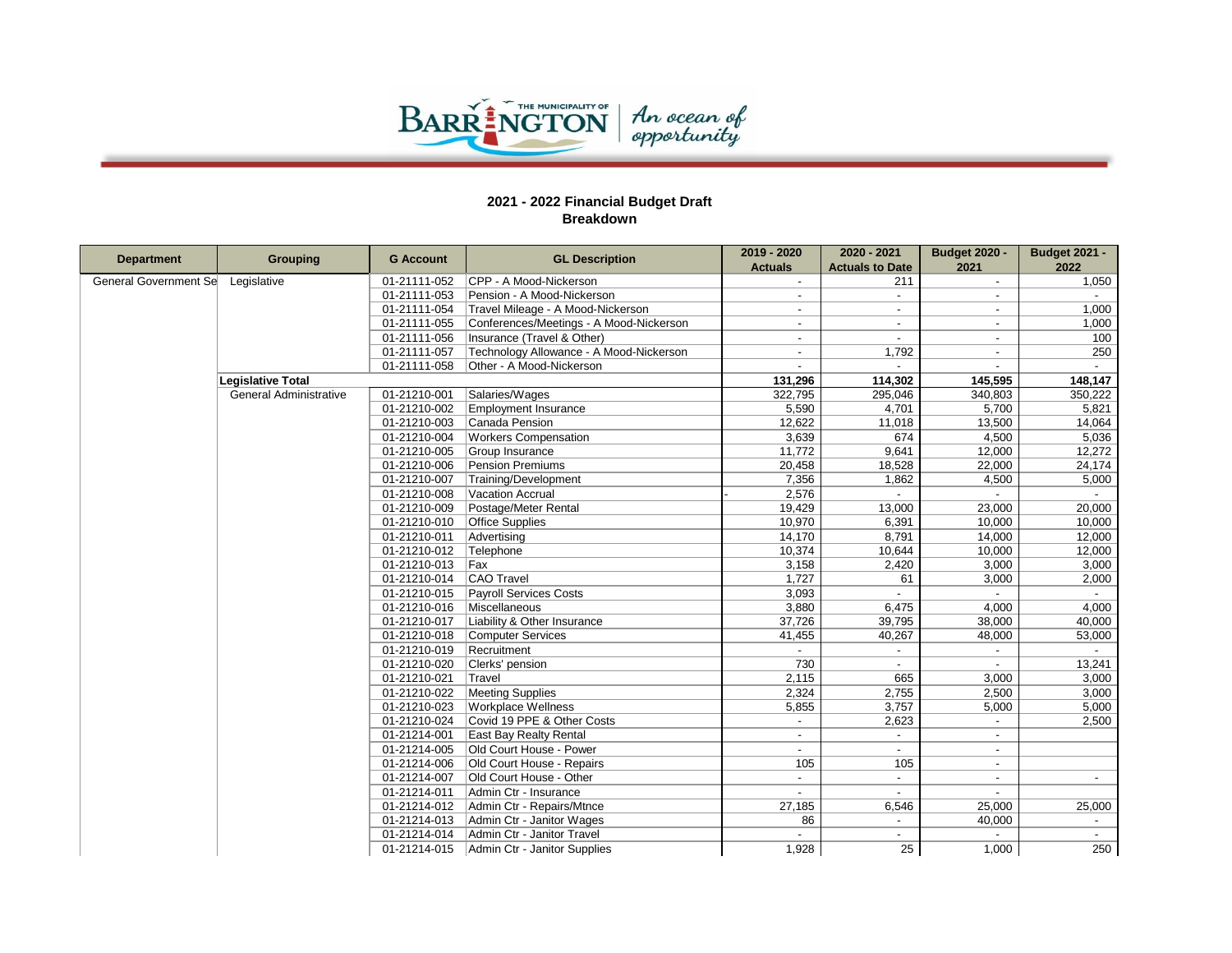## 2021 - 2022 Financial Budget Draft
## Breakdown

| Department | Grouping | G Account | GL Description | 2019 - 2020 Actuals | 2020 - 2021 Actuals to Date | Budget 2020 - 2021 | Budget 2021 - 2022 |
|---|---|---|---|---|---|---|---|
| General Government Se | Legislative | 01-21111-052 | CPP - A Mood-Nickerson | - | 211 | - | 1,050 |
| | | 01-21111-053 | Pension - A Mood-Nickerson | - | - | - | - |
| | | 01-21111-054 | Travel Mileage - A Mood-Nickerson | - | - | - | 1,000 |
| | | 01-21111-055 | Conferences/Meetings - A Mood-Nickerson | - | - | - | 1,000 |
| | | 01-21111-056 | Insurance (Travel & Other) | - | - | - | 100 |
| | | 01-21111-057 | Technology Allowance - A Mood-Nickerson | - | 1,792 | - | 250 |
| | | 01-21111-058 | Other - A Mood-Nickerson | - | - | - | - |
| | **Legislative Total** | | | **131,296** | **114,302** | **145,595** | **148,147** |
| | General Administrative | 01-21210-001 | Salaries/Wages | 322,795 | 295,046 | 340,803 | 350,222 |
| | | 01-21210-002 | Employment Insurance | 5,590 | 4,701 | 5,700 | 5,821 |
| | | 01-21210-003 | Canada Pension | 12,622 | 11,018 | 13,500 | 14,064 |
| | | 01-21210-004 | Workers Compensation | 3,639 | 674 | 4,500 | 5,036 |
| | | 01-21210-005 | Group Insurance | 11,772 | 9,641 | 12,000 | 12,272 |
| | | 01-21210-006 | Pension Premiums | 20,458 | 18,528 | 22,000 | 24,174 |
| | | 01-21210-007 | Training/Development | 7,356 | 1,862 | 4,500 | 5,000 |
| | | 01-21210-008 | Vacation Accrual | - 2,576 | - | - | - |
| | | 01-21210-009 | Postage/Meter Rental | 19,429 | 13,000 | 23,000 | 20,000 |
| | | 01-21210-010 | Office Supplies | 10,970 | 6,391 | 10,000 | 10,000 |
| | | 01-21210-011 | Advertising | 14,170 | 8,791 | 14,000 | 12,000 |
| | | 01-21210-012 | Telephone | 10,374 | 10,644 | 10,000 | 12,000 |
| | | 01-21210-013 | Fax | 3,158 | 2,420 | 3,000 | 3,000 |
| | | 01-21210-014 | CAO Travel | 1,727 | 61 | 3,000 | 2,000 |
| | | 01-21210-015 | Payroll Services Costs | 3,093 | - | - | - |
| | | 01-21210-016 | Miscellaneous | 3,880 | 6,475 | 4,000 | 4,000 |
| | | 01-21210-017 | Liability & Other Insurance | 37,726 | 39,795 | 38,000 | 40,000 |
| | | 01-21210-018 | Computer Services | 41,455 | 40,267 | 48,000 | 53,000 |
| | | 01-21210-019 | Recruitment | - | - | - | - |
| | | 01-21210-020 | Clerks' pension | 730 | - | - | 13,241 |
| | | 01-21210-021 | Travel | 2,115 | 665 | 3,000 | 3,000 |
| | | 01-21210-022 | Meeting Supplies | 2,324 | 2,755 | 2,500 | 3,000 |
| | | 01-21210-023 | Workplace Wellness | 5,855 | 3,757 | 5,000 | 5,000 |
| | | 01-21210-024 | Covid 19 PPE & Other Costs | - | 2,623 | - | 2,500 |
| | | 01-21214-001 | East Bay Realty Rental | - | - | - | |
| | | 01-21214-005 | Old Court House - Power | - | - | - | |
| | | 01-21214-006 | Old Court House - Repairs | 105 | 105 | - | |
| | | 01-21214-007 | Old Court House - Other | - | - | - | - |
| | | 01-21214-011 | Admin Ctr - Insurance | - | - | - | |
| | | 01-21214-012 | Admin Ctr - Repairs/Mtnce | 27,185 | 6,546 | 25,000 | 25,000 |
| | | 01-21214-013 | Admin Ctr - Janitor Wages | 86 | - | 40,000 | - |
| | | 01-21214-014 | Admin Ctr - Janitor Travel | - | - | - | - |
| | | 01-21214-015 | Admin Ctr - Janitor Supplies | 1,928 | 25 | 1,000 | 250 |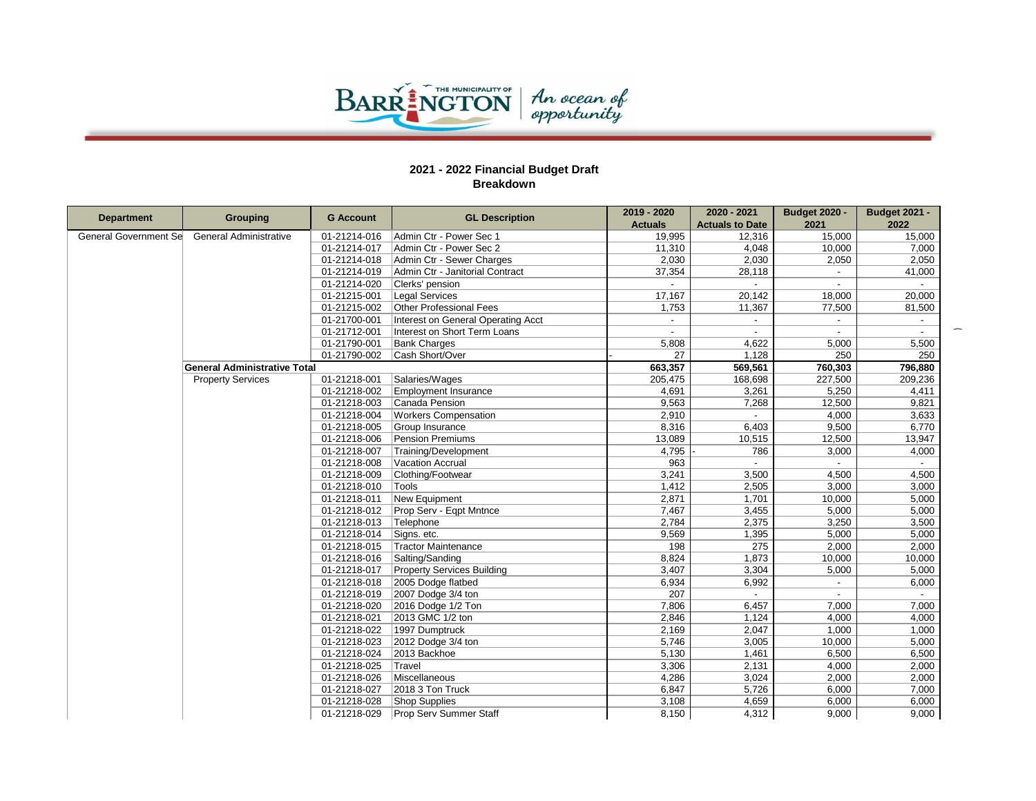## 2021 - 2022 Financial Budget Draft
## Breakdown

| Department | Grouping | G Account | GL Description | 2019 - 2020 Actuals | 2020 - 2021 Actuals to Date | Budget 2020 - 2021 | Budget 2021 - 2022 |
|---|---|---|---|---|---|---|---|
| General Government Se | General Administrative | 01-21214-016 | Admin Ctr - Power Sec 1 | 19,995 | 12,316 | 15,000 | 15,000 |
| | | 01-21214-017 | Admin Ctr - Power Sec 2 | 11,310 | 4,048 | 10,000 | 7,000 |
| | | 01-21214-018 | Admin Ctr - Sewer Charges | 2,030 | 2,030 | 2,050 | 2,050 |
| | | 01-21214-019 | Admin Ctr - Janitorial Contract | 37,354 | 28,118 | - | 41,000 |
| | | 01-21214-020 | Clerks' pension | - | - | - | - |
| | | 01-21215-001 | Legal Services | 17,167 | 20,142 | 18,000 | 20,000 |
| | | 01-21215-002 | Other Professional Fees | 1,753 | 11,367 | 77,500 | 81,500 |
| | | 01-21700-001 | Interest on General Operating Acct | - | - | - | - |
| | | 01-21712-001 | Interest on Short Term Loans | - | - | - | - |
| | | 01-21790-001 | Bank Charges | 5,808 | 4,622 | 5,000 | 5,500 |
| | | 01-21790-002 | Cash Short/Over | - 27 | 1,128 | 250 | 250 |
| | **General Administrative Total** | | | **663,357** | **569,561** | **760,303** | **796,880** |
| | Property Services | 01-21218-001 | Salaries/Wages | 205,475 | 168,698 | 227,500 | 209,236 |
| | | 01-21218-002 | Employment Insurance | 4,691 | 3,261 | 5,250 | 4,411 |
| | | 01-21218-003 | Canada Pension | 9,563 | 7,268 | 12,500 | 9,821 |
| | | 01-21218-004 | Workers Compensation | 2,910 | - | 4,000 | 3,633 |
| | | 01-21218-005 | Group Insurance | 8,316 | 6,403 | 9,500 | 6,770 |
| | | 01-21218-006 | Pension Premiums | 13,089 | 10,515 | 12,500 | 13,947 |
| | | 01-21218-007 | Training/Development | 4,795 | - 786 | 3,000 | 4,000 |
| | | 01-21218-008 | Vacation Accrual | 963 | - | - | - |
| | | 01-21218-009 | Clothing/Footwear | 3,241 | 3,500 | 4,500 | 4,500 |
| | | 01-21218-010 | Tools | 1,412 | 2,505 | 3,000 | 3,000 |
| | | 01-21218-011 | New Equipment | 2,871 | 1,701 | 10,000 | 5,000 |
| | | 01-21218-012 | Prop Serv - Eqpt Mntnce | 7,467 | 3,455 | 5,000 | 5,000 |
| | | 01-21218-013 | Telephone | 2,784 | 2,375 | 3,250 | 3,500 |
| | | 01-21218-014 | Signs. etc. | 9,569 | 1,395 | 5,000 | 5,000 |
| | | 01-21218-015 | Tractor Maintenance | 198 | 275 | 2,000 | 2,000 |
| | | 01-21218-016 | Salting/Sanding | 8,824 | 1,873 | 10,000 | 10,000 |
| | | 01-21218-017 | Property Services Building | 3,407 | 3,304 | 5,000 | 5,000 |
| | | 01-21218-018 | 2005 Dodge flatbed | 6,934 | 6,992 | - | 6,000 |
| | | 01-21218-019 | 2007 Dodge 3/4 ton | 207 | - | - | - |
| | | 01-21218-020 | 2016 Dodge 1/2 Ton | 7,806 | 6,457 | 7,000 | 7,000 |
| | | 01-21218-021 | 2013 GMC 1/2 ton | 2,846 | 1,124 | 4,000 | 4,000 |
| | | 01-21218-022 | 1997 Dumptruck | 2,169 | 2,047 | 1,000 | 1,000 |
| | | 01-21218-023 | 2012 Dodge 3/4 ton | 5,746 | 3,005 | 10,000 | 5,000 |
| | | 01-21218-024 | 2013 Backhoe | 5,130 | 1,461 | 6,500 | 6,500 |
| | | 01-21218-025 | Travel | 3,306 | 2,131 | 4,000 | 2,000 |
| | | 01-21218-026 | Miscellaneous | 4,286 | 3,024 | 2,000 | 2,000 |
| | | 01-21218-027 | 2018 3 Ton Truck | 6,847 | 5,726 | 6,000 | 7,000 |
| | | 01-21218-028 | Shop Supplies | 3,108 | 4,659 | 6,000 | 6,000 |
| | | 01-21218-029 | Prop Serv Summer Staff | 8,150 | 4,312 | 9,000 | 9,000 |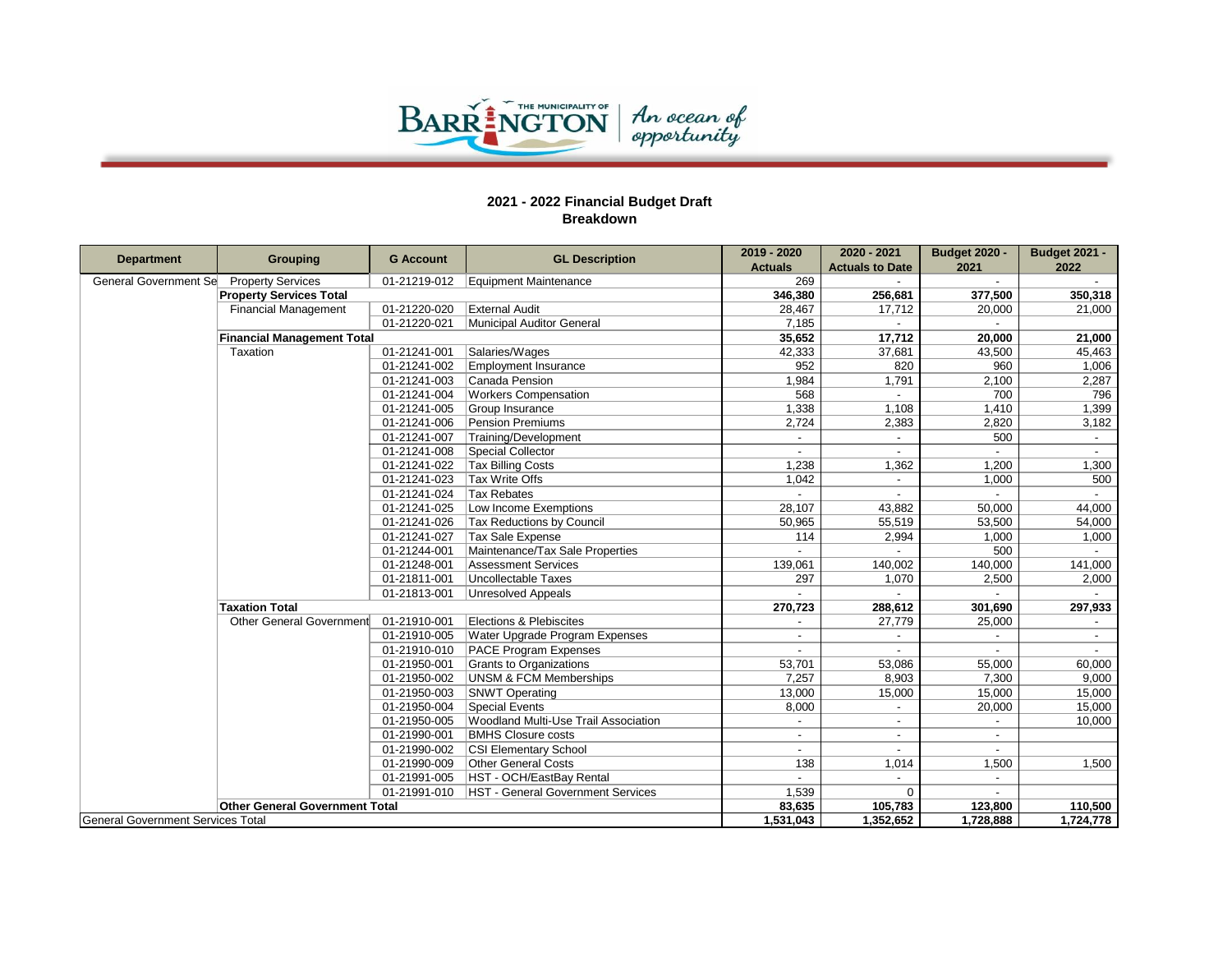THE MUNICIPALITY OF BARRINGTON | An ocean of opportunity

## 2021 - 2022 Financial Budget Draft
## Breakdown

| Department | Grouping | G Account | GL Description | 2019 - 2020 Actuals | 2020 - 2021 Actuals to Date | Budget 2020 - 2021 | Budget 2021 - 2022 |
|---|---|---|---|---|---|---|---|
| General Government Se | Property Services | 01-21219-012 | Equipment Maintenance | 269 | - | - | - |
| | **Property Services Total** | | | **346,380** | **256,681** | **377,500** | **350,318** |
| | Financial Management | 01-21220-020 | External Audit | 28,467 | 17,712 | 20,000 | 21,000 |
| | | 01-21220-021 | Municipal Auditor General | 7,185 | - | - | |
| | **Financial Management Total** | | | **35,652** | **17,712** | **20,000** | **21,000** |
| | Taxation | 01-21241-001 | Salaries/Wages | 42,333 | 37,681 | 43,500 | 45,463 |
| | | 01-21241-002 | Employment Insurance | 952 | 820 | 960 | 1,006 |
| | | 01-21241-003 | Canada Pension | 1,984 | 1,791 | 2,100 | 2,287 |
| | | 01-21241-004 | Workers Compensation | 568 | - | 700 | 796 |
| | | 01-21241-005 | Group Insurance | 1,338 | 1,108 | 1,410 | 1,399 |
| | | 01-21241-006 | Pension Premiums | 2,724 | 2,383 | 2,820 | 3,182 |
| | | 01-21241-007 | Training/Development | - | - | 500 | - |
| | | 01-21241-008 | Special Collector | - | - | - | - |
| | | 01-21241-022 | Tax Billing Costs | 1,238 | 1,362 | 1,200 | 1,300 |
| | | 01-21241-023 | Tax Write Offs | 1,042 | - | 1,000 | 500 |
| | | 01-21241-024 | Tax Rebates | - | - | - | - |
| | | 01-21241-025 | Low Income Exemptions | 28,107 | 43,882 | 50,000 | 44,000 |
| | | 01-21241-026 | Tax Reductions by Council | 50,965 | 55,519 | 53,500 | 54,000 |
| | | 01-21241-027 | Tax Sale Expense | 114 | 2,994 | 1,000 | 1,000 |
| | | 01-21244-001 | Maintenance/Tax Sale Properties | - | - | 500 | - |
| | | 01-21248-001 | Assessment Services | 139,061 | 140,002 | 140,000 | 141,000 |
| | | 01-21811-001 | Uncollectable Taxes | 297 | 1,070 | 2,500 | 2,000 |
| | | 01-21813-001 | Unresolved Appeals | - | - | - | - |
| | **Taxation Total** | | | **270,723** | **288,612** | **301,690** | **297,933** |
| | Other General Government | 01-21910-001 | Elections & Plebiscites | - | 27,779 | 25,000 | - |
| | | 01-21910-005 | Water Upgrade Program Expenses | - | - | - | - |
| | | 01-21910-010 | PACE Program Expenses | - | - | - | - |
| | | 01-21950-001 | Grants to Organizations | 53,701 | 53,086 | 55,000 | 60,000 |
| | | 01-21950-002 | UNSM & FCM Memberships | 7,257 | 8,903 | 7,300 | 9,000 |
| | | 01-21950-003 | SNWT Operating | 13,000 | 15,000 | 15,000 | 15,000 |
| | | 01-21950-004 | Special Events | 8,000 | - | 20,000 | 15,000 |
| | | 01-21950-005 | Woodland Multi-Use Trail Association | - | - | - | 10,000 |
| | | 01-21990-001 | BMHS Closure costs | - | - | - | |
| | | 01-21990-002 | CSI Elementary School | - | - | - | |
| | | 01-21990-009 | Other General Costs | 138 | 1,014 | 1,500 | 1,500 |
| | | 01-21991-005 | HST - OCH/EastBay Rental | - | - | - | |
| | | 01-21991-010 | HST - General Government Services | 1,539 | 0 | - | |
| | **Other General Government Total** | | | **83,635** | **105,783** | **123,800** | **110,500** |
| General Government Services Total | | | | **1,531,043** | **1,352,652** | **1,728,888** | **1,724,778** |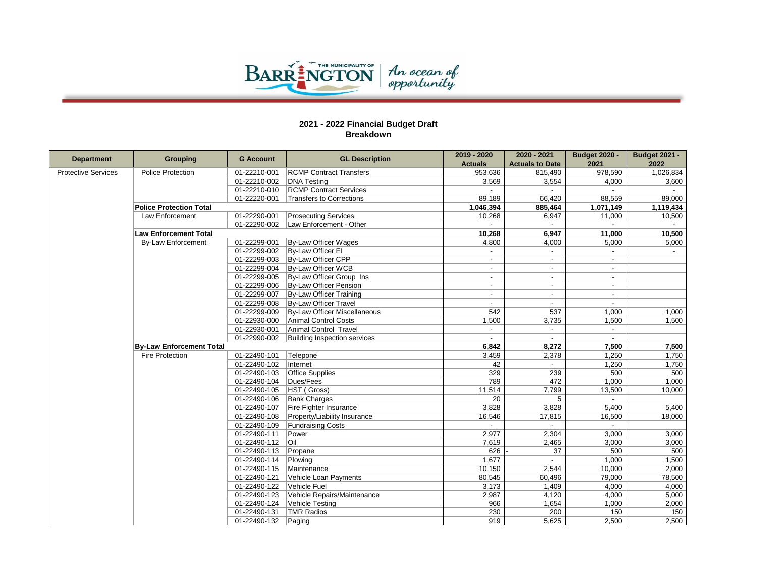## 2021 - 2022 Financial Budget Draft
## Breakdown

| Department | Grouping | G Account | GL Description | 2019 - 2020 Actuals | 2020 - 2021 Actuals to Date | Budget 2020 - 2021 | Budget 2021 - 2022 |
|---|---|---|---|---|---|---|---|
| Protective Services | Police Protection | 01-22210-001 | RCMP Contract Transfers | 953,636 | 815,490 | 978,590 | 1,026,834 |
| | | 01-22210-002 | DNA Testing | 3,569 | 3,554 | 4,000 | 3,600 |
| | | 01-22210-010 | RCMP Contract Services | - | - | - | - |
| | | 01-22220-001 | Transfers to Corrections | 89,189 | 66,420 | 88,559 | 89,000 |
| | **Police Protection Total** | | | **1,046,394** | **885,464** | **1,071,149** | **1,119,434** |
| | Law Enforcement | 01-22290-001 | Prosecuting Services | 10,268 | 6,947 | 11,000 | 10,500 |
| | | 01-22290-002 | Law Enforcement - Other | - | - | - | - |
| | **Law Enforcement Total** | | | **10,268** | **6,947** | **11,000** | **10,500** |
| | By-Law Enforcement | 01-22299-001 | By-Law Officer Wages | 4,800 | 4,000 | 5,000 | 5,000 |
| | | 01-22299-002 | By-Law Officer EI | - | - | - | - |
| | | 01-22299-003 | By-Law Officer CPP | - | - | - | |
| | | 01-22299-004 | By-Law Officer WCB | - | - | - | |
| | | 01-22299-005 | By-Law Officer Group Ins | - | - | - | |
| | | 01-22299-006 | By-Law Officer Pension | - | - | - | |
| | | 01-22299-007 | By-Law Officer Training | - | - | - | |
| | | 01-22299-008 | By-Law Officer Travel | - | - | - | |
| | | 01-22299-009 | By-Law Officer Miscellaneous | 542 | 537 | 1,000 | 1,000 |
| | | 01-22930-000 | Animal Control Costs | 1,500 | 3,735 | 1,500 | 1,500 |
| | | 01-22930-001 | Animal Control Travel | - | - | - | |
| | | 01-22990-002 | Building Inspection services | - | - | - | |
| | **By-Law Enforcement Total** | | | **6,842** | **8,272** | **7,500** | **7,500** |
| | Fire Protection | 01-22490-101 | Telepone | 3,459 | 2,378 | 1,250 | 1,750 |
| | | 01-22490-102 | Internet | 42 | - | 1,250 | 1,750 |
| | | 01-22490-103 | Office Supplies | 329 | 239 | 500 | 500 |
| | | 01-22490-104 | Dues/Fees | 789 | 472 | 1,000 | 1,000 |
| | | 01-22490-105 | HST ( Gross) | 11,514 | 7,799 | 13,500 | 10,000 |
| | | 01-22490-106 | Bank Charges | 20 | 5 | - | |
| | | 01-22490-107 | Fire Fighter Insurance | 3,828 | 3,828 | 5,400 | 5,400 |
| | | 01-22490-108 | Property/Liability Insurance | 16,546 | 17,815 | 16,500 | 18,000 |
| | | 01-22490-109 | Fundraising Costs | - | - | - | |
| | | 01-22490-111 | Power | 2,977 | 2,304 | 3,000 | 3,000 |
| | | 01-22490-112 | Oil | 7,619 | 2,465 | 3,000 | 3,000 |
| | | 01-22490-113 | Propane | 626 | - 37 | 500 | 500 |
| | | 01-22490-114 | Plowing | 1,677 | - | 1,000 | 1,500 |
| | | 01-22490-115 | Maintenance | 10,150 | 2,544 | 10,000 | 2,000 |
| | | 01-22490-121 | Vehicle Loan Payments | 80,545 | 60,496 | 79,000 | 78,500 |
| | | 01-22490-122 | Vehicle Fuel | 3,173 | 1,409 | 4,000 | 4,000 |
| | | 01-22490-123 | Vehicle Repairs/Maintenance | 2,987 | 4,120 | 4,000 | 5,000 |
| | | 01-22490-124 | Vehicle Testing | 966 | 1,654 | 1,000 | 2,000 |
| | | 01-22490-131 | TMR Radios | 230 | 200 | 150 | 150 |
| | | 01-22490-132 | Paging | 919 | 5,625 | 2,500 | 2,500 |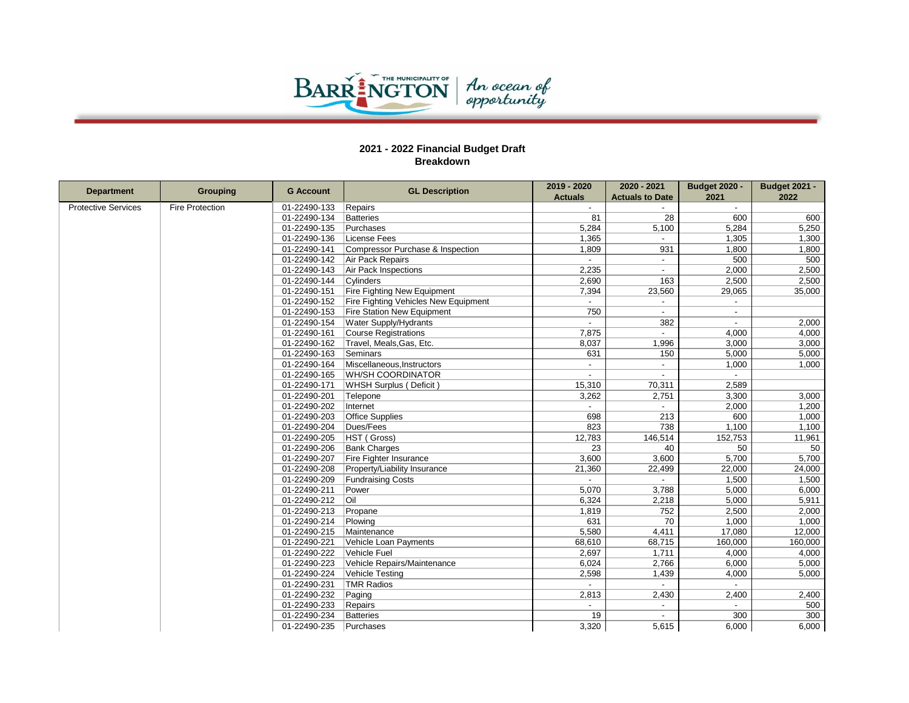## 2021 - 2022 Financial Budget Draft
### Breakdown

| Department | Grouping | G Account | GL Description | 2019 - 2020 Actuals | 2020 - 2021 Actuals to Date | Budget 2020 - 2021 | Budget 2021 - 2022 |
|---|---|---|---|---|---|---|---|
| Protective Services | Fire Protection | 01-22490-133 | Repairs | - | - | - | |
| | | 01-22490-134 | Batteries | 81 | 28 | 600 | 600 |
| | | 01-22490-135 | Purchases | 5,284 | 5,100 | 5,284 | 5,250 |
| | | 01-22490-136 | License Fees | 1,365 | - | 1,305 | 1,300 |
| | | 01-22490-141 | Compressor Purchase & Inspection | 1,809 | 931 | 1,800 | 1,800 |
| | | 01-22490-142 | Air Pack Repairs | - | - | 500 | 500 |
| | | 01-22490-143 | Air Pack Inspections | 2,235 | - | 2,000 | 2,500 |
| | | 01-22490-144 | Cylinders | 2,690 | 163 | 2,500 | 2,500 |
| | | 01-22490-151 | Fire Fighting New Equipment | 7,394 | 23,560 | 29,065 | 35,000 |
| | | 01-22490-152 | Fire Fighting Vehicles New Equipment | - | - | - | |
| | | 01-22490-153 | Fire Station New Equipment | 750 | - | - | |
| | | 01-22490-154 | Water Supply/Hydrants | - | 382 | - | 2,000 |
| | | 01-22490-161 | Course Registrations | 7,875 | - | 4,000 | 4,000 |
| | | 01-22490-162 | Travel, Meals,Gas, Etc. | 8,037 | 1,996 | 3,000 | 3,000 |
| | | 01-22490-163 | Seminars | 631 | 150 | 5,000 | 5,000 |
| | | 01-22490-164 | Miscellaneous,Instructors | - | - | 1,000 | 1,000 |
| | | 01-22490-165 | WH/SH COORDINATOR | - | - | - | |
| | | 01-22490-171 | WHSH Surplus ( Deficit ) | 15,310 | 70,311 | 2,589 | |
| | | 01-22490-201 | Telepone | 3,262 | 2,751 | 3,300 | 3,000 |
| | | 01-22490-202 | Internet | - | - | 2,000 | 1,200 |
| | | 01-22490-203 | Office Supplies | 698 | 213 | 600 | 1,000 |
| | | 01-22490-204 | Dues/Fees | 823 | 738 | 1,100 | 1,100 |
| | | 01-22490-205 | HST ( Gross) | 12,783 | 146,514 | 152,753 | 11,961 |
| | | 01-22490-206 | Bank Charges | 23 | 40 | 50 | 50 |
| | | 01-22490-207 | Fire Fighter Insurance | 3,600 | 3,600 | 5,700 | 5,700 |
| | | 01-22490-208 | Property/Liability Insurance | 21,360 | 22,499 | 22,000 | 24,000 |
| | | 01-22490-209 | Fundraising Costs | - | - | 1,500 | 1,500 |
| | | 01-22490-211 | Power | 5,070 | 3,788 | 5,000 | 6,000 |
| | | 01-22490-212 | Oil | 6,324 | 2,218 | 5,000 | 5,911 |
| | | 01-22490-213 | Propane | 1,819 | 752 | 2,500 | 2,000 |
| | | 01-22490-214 | Plowing | 631 | 70 | 1,000 | 1,000 |
| | | 01-22490-215 | Maintenance | 5,580 | 4,411 | 17,080 | 12,000 |
| | | 01-22490-221 | Vehicle Loan Payments | 68,610 | 68,715 | 160,000 | 160,000 |
| | | 01-22490-222 | Vehicle Fuel | 2,697 | 1,711 | 4,000 | 4,000 |
| | | 01-22490-223 | Vehicle Repairs/Maintenance | 6,024 | 2,766 | 6,000 | 5,000 |
| | | 01-22490-224 | Vehicle Testing | 2,598 | 1,439 | 4,000 | 5,000 |
| | | 01-22490-231 | TMR Radios | - | - | - | |
| | | 01-22490-232 | Paging | 2,813 | 2,430 | 2,400 | 2,400 |
| | | 01-22490-233 | Repairs | - | - | - | 500 |
| | | 01-22490-234 | Batteries | 19 | - | 300 | 300 |
| | | 01-22490-235 | Purchases | 3,320 | 5,615 | 6,000 | 6,000 |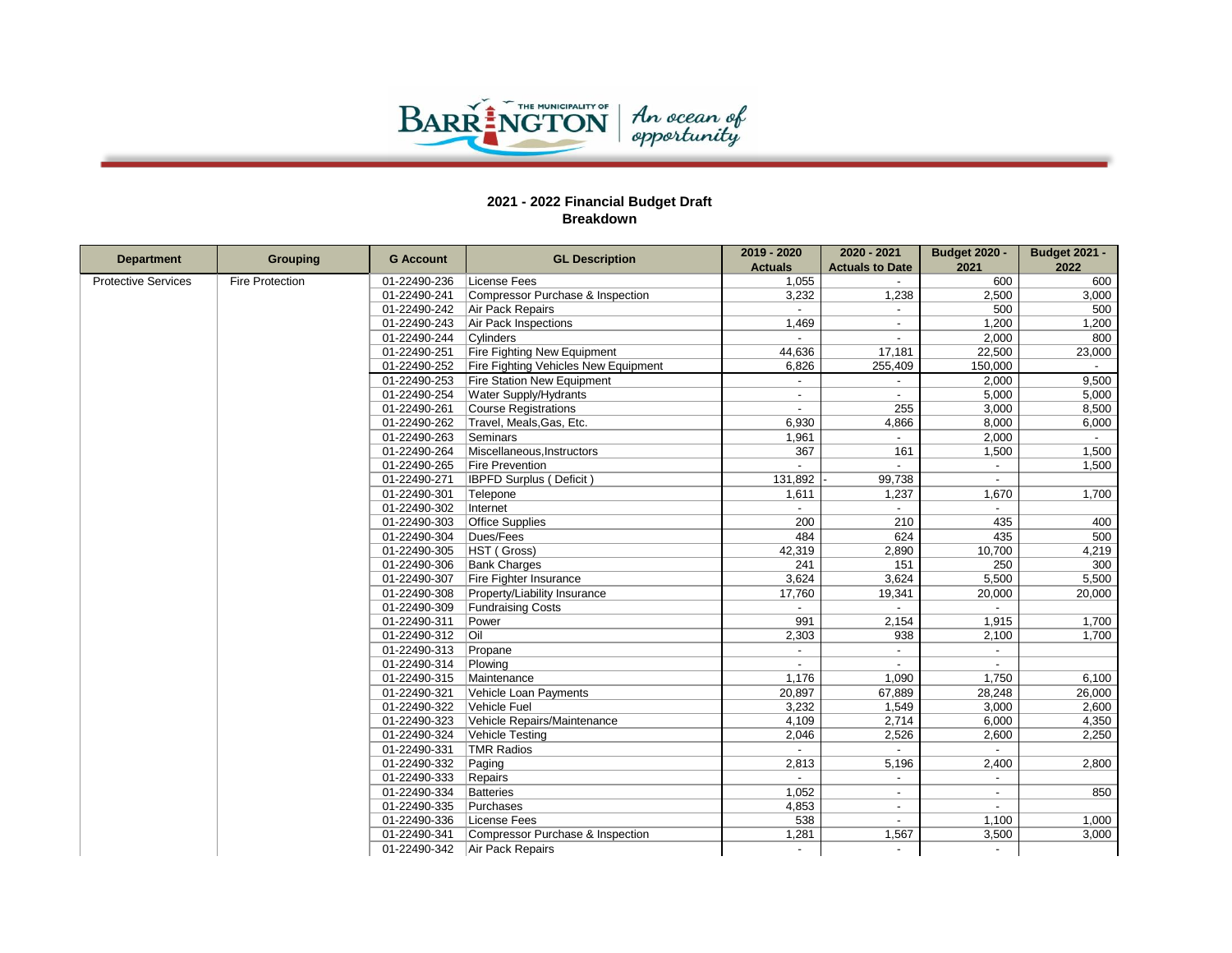## 2021 - 2022 Financial Budget Draft
## Breakdown

| Department | Grouping | G Account | GL Description | 2019 - 2020 Actuals | 2020 - 2021 Actuals to Date | Budget 2020 - 2021 | Budget 2021 - 2022 |
|---|---|---|---|---|---|---|---|
| Protective Services | Fire Protection | 01-22490-236 | License Fees | 1,055 | - | 600 | 600 |
| | | 01-22490-241 | Compressor Purchase & Inspection | 3,232 | 1,238 | 2,500 | 3,000 |
| | | 01-22490-242 | Air Pack Repairs | - | - | 500 | 500 |
| | | 01-22490-243 | Air Pack Inspections | 1,469 | - | 1,200 | 1,200 |
| | | 01-22490-244 | Cylinders | - | - | 2,000 | 800 |
| | | 01-22490-251 | Fire Fighting New Equipment | 44,636 | 17,181 | 22,500 | 23,000 |
| | | 01-22490-252 | Fire Fighting Vehicles New Equipment | 6,826 | 255,409 | 150,000 | - |
| | | 01-22490-253 | Fire Station New Equipment | - | - | 2,000 | 9,500 |
| | | 01-22490-254 | Water Supply/Hydrants | - | - | 5,000 | 5,000 |
| | | 01-22490-261 | Course Registrations | - | 255 | 3,000 | 8,500 |
| | | 01-22490-262 | Travel, Meals,Gas, Etc. | 6,930 | 4,866 | 8,000 | 6,000 |
| | | 01-22490-263 | Seminars | 1,961 | - | 2,000 | - |
| | | 01-22490-264 | Miscellaneous,Instructors | 367 | 161 | 1,500 | 1,500 |
| | | 01-22490-265 | Fire Prevention | - | - | - | 1,500 |
| | | 01-22490-271 | IBPFD Surplus ( Deficit ) | 131,892 | - 99,738 | - | |
| | | 01-22490-301 | Telepone | 1,611 | 1,237 | 1,670 | 1,700 |
| | | 01-22490-302 | Internet | - | - | - | |
| | | 01-22490-303 | Office Supplies | 200 | 210 | 435 | 400 |
| | | 01-22490-304 | Dues/Fees | 484 | 624 | 435 | 500 |
| | | 01-22490-305 | HST ( Gross) | 42,319 | 2,890 | 10,700 | 4,219 |
| | | 01-22490-306 | Bank Charges | 241 | 151 | 250 | 300 |
| | | 01-22490-307 | Fire Fighter Insurance | 3,624 | 3,624 | 5,500 | 5,500 |
| | | 01-22490-308 | Property/Liability Insurance | 17,760 | 19,341 | 20,000 | 20,000 |
| | | 01-22490-309 | Fundraising Costs | - | - | - | |
| | | 01-22490-311 | Power | 991 | 2,154 | 1,915 | 1,700 |
| | | 01-22490-312 | Oil | 2,303 | 938 | 2,100 | 1,700 |
| | | 01-22490-313 | Propane | - | - | - | |
| | | 01-22490-314 | Plowing | - | - | - | |
| | | 01-22490-315 | Maintenance | 1,176 | 1,090 | 1,750 | 6,100 |
| | | 01-22490-321 | Vehicle Loan Payments | 20,897 | 67,889 | 28,248 | 26,000 |
| | | 01-22490-322 | Vehicle Fuel | 3,232 | 1,549 | 3,000 | 2,600 |
| | | 01-22490-323 | Vehicle Repairs/Maintenance | 4,109 | 2,714 | 6,000 | 4,350 |
| | | 01-22490-324 | Vehicle Testing | 2,046 | 2,526 | 2,600 | 2,250 |
| | | 01-22490-331 | TMR Radios | - | - | - | |
| | | 01-22490-332 | Paging | 2,813 | 5,196 | 2,400 | 2,800 |
| | | 01-22490-333 | Repairs | - | - | - | |
| | | 01-22490-334 | Batteries | 1,052 | - | - | 850 |
| | | 01-22490-335 | Purchases | 4,853 | - | - | |
| | | 01-22490-336 | License Fees | 538 | - | 1,100 | 1,000 |
| | | 01-22490-341 | Compressor Purchase & Inspection | 1,281 | 1,567 | 3,500 | 3,000 |
| | | 01-22490-342 | Air Pack Repairs | - | - | - | |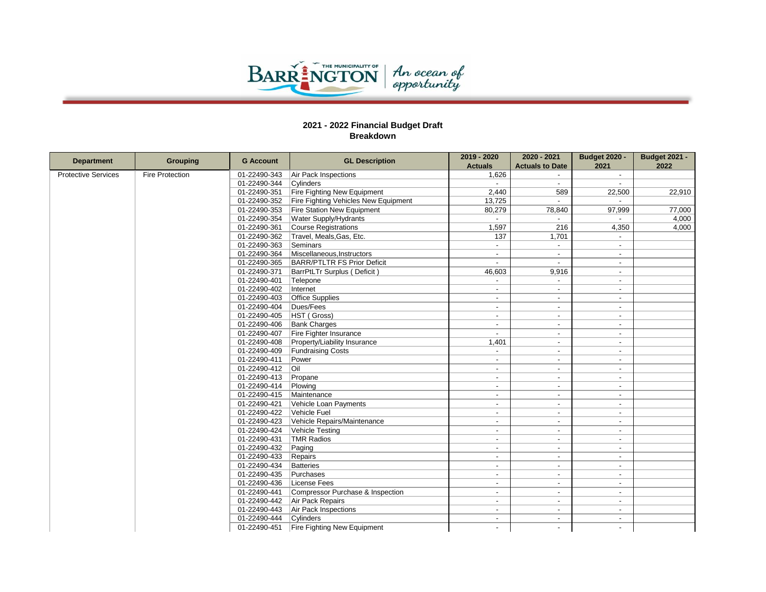## 2021 - 2022 Financial Budget Draft
## Breakdown

| Department | Grouping | G Account | GL Description | 2019 - 2020 Actuals | 2020 - 2021 Actuals to Date | Budget 2020 - 2021 | Budget 2021 - 2022 |
|---|---|---|---|---|---|---|---|
| Protective Services | Fire Protection | 01-22490-343 | Air Pack Inspections | 1,626 | - | - | |
| | | 01-22490-344 | Cylinders | - | - | - | |
| | | 01-22490-351 | Fire Fighting New Equipment | 2,440 | 589 | 22,500 | 22,910 |
| | | 01-22490-352 | Fire Fighting Vehicles New Equipment | 13,725 | - | - | |
| | | 01-22490-353 | Fire Station New Equipment | 80,279 | 78,840 | 97,999 | 77,000 |
| | | 01-22490-354 | Water Supply/Hydrants | - | - | - | 4,000 |
| | | 01-22490-361 | Course Registrations | 1,597 | 216 | 4,350 | 4,000 |
| | | 01-22490-362 | Travel, Meals,Gas, Etc. | 137 | 1,701 | - | |
| | | 01-22490-363 | Seminars | - | - | - | |
| | | 01-22490-364 | Miscellaneous,Instructors | - | - | - | |
| | | 01-22490-365 | BARR/PTLTR FS Prior Deficit | - | - | - | |
| | | 01-22490-371 | BarrPtLTr Surplus ( Deficit ) | 46,603 | 9,916 | - | |
| | | 01-22490-401 | Telepone | - | - | - | |
| | | 01-22490-402 | Internet | - | - | - | |
| | | 01-22490-403 | Office Supplies | - | - | - | |
| | | 01-22490-404 | Dues/Fees | - | - | - | |
| | | 01-22490-405 | HST ( Gross) | - | - | - | |
| | | 01-22490-406 | Bank Charges | - | - | - | |
| | | 01-22490-407 | Fire Fighter Insurance | - | - | - | |
| | | 01-22490-408 | Property/Liability Insurance | 1,401 | - | - | |
| | | 01-22490-409 | Fundraising Costs | - | - | - | |
| | | 01-22490-411 | Power | - | - | - | |
| | | 01-22490-412 | Oil | - | - | - | |
| | | 01-22490-413 | Propane | - | - | - | |
| | | 01-22490-414 | Plowing | - | - | - | |
| | | 01-22490-415 | Maintenance | - | - | - | |
| | | 01-22490-421 | Vehicle Loan Payments | - | - | - | |
| | | 01-22490-422 | Vehicle Fuel | - | - | - | |
| | | 01-22490-423 | Vehicle Repairs/Maintenance | - | - | - | |
| | | 01-22490-424 | Vehicle Testing | - | - | - | |
| | | 01-22490-431 | TMR Radios | - | - | - | |
| | | 01-22490-432 | Paging | - | - | - | |
| | | 01-22490-433 | Repairs | - | - | - | |
| | | 01-22490-434 | Batteries | - | - | - | |
| | | 01-22490-435 | Purchases | - | - | - | |
| | | 01-22490-436 | License Fees | - | - | - | |
| | | 01-22490-441 | Compressor Purchase & Inspection | - | - | - | |
| | | 01-22490-442 | Air Pack Repairs | - | - | - | |
| | | 01-22490-443 | Air Pack Inspections | - | - | - | |
| | | 01-22490-444 | Cylinders | - | - | - | |
| | | 01-22490-451 | Fire Fighting New Equipment | - | - | - | |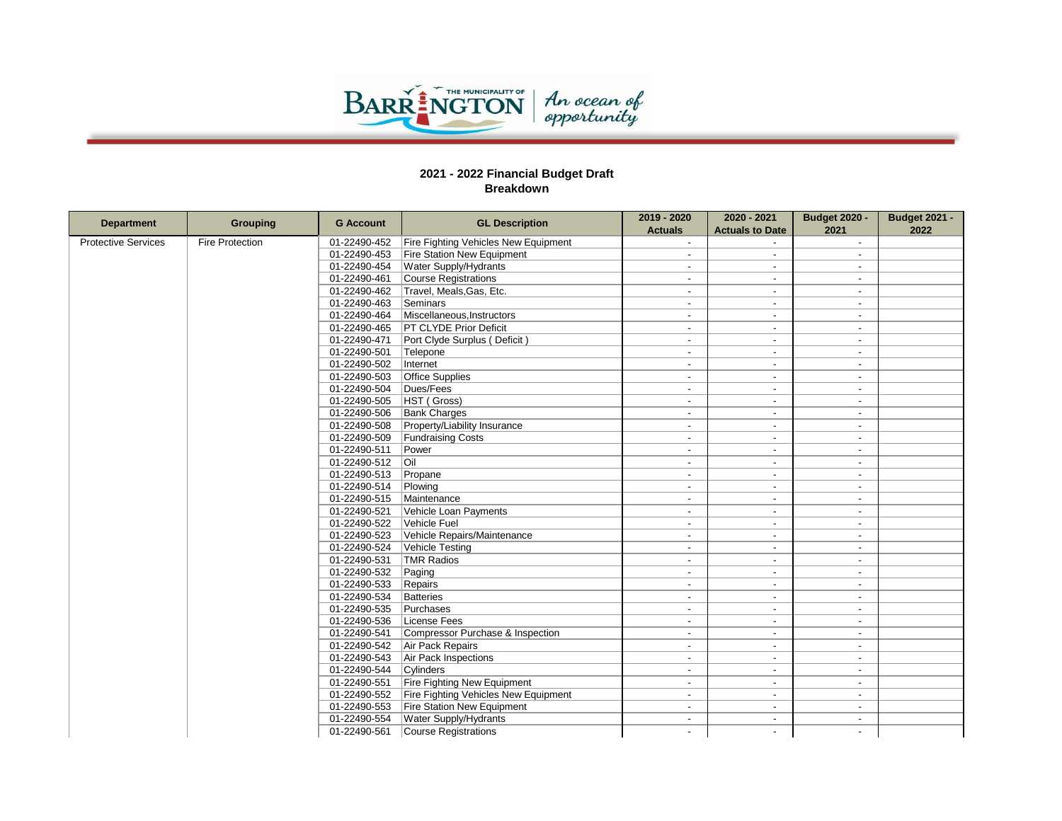## 2021 - 2022 Financial Budget Draft
### Breakdown

| Department | Grouping | G Account | GL Description | 2019 - 2020 Actuals | 2020 - 2021 Actuals to Date | Budget 2020 - 2021 | Budget 2021 - 2022 |
|---|---|---|---|---|---|---|---|
| Protective Services | Fire Protection | 01-22490-452 | Fire Fighting Vehicles New Equipment | - | - | - | |
| | | 01-22490-453 | Fire Station New Equipment | - | - | - | |
| | | 01-22490-454 | Water Supply/Hydrants | - | - | - | |
| | | 01-22490-461 | Course Registrations | - | - | - | |
| | | 01-22490-462 | Travel, Meals,Gas, Etc. | - | - | - | |
| | | 01-22490-463 | Seminars | - | - | - | |
| | | 01-22490-464 | Miscellaneous,Instructors | - | - | - | |
| | | 01-22490-465 | PT CLYDE Prior Deficit | - | - | - | |
| | | 01-22490-471 | Port Clyde Surplus ( Deficit ) | - | - | - | |
| | | 01-22490-501 | Telepone | - | - | - | |
| | | 01-22490-502 | Internet | - | - | - | |
| | | 01-22490-503 | Office Supplies | - | - | - | |
| | | 01-22490-504 | Dues/Fees | - | - | - | |
| | | 01-22490-505 | HST ( Gross) | - | - | - | |
| | | 01-22490-506 | Bank Charges | - | - | - | |
| | | 01-22490-508 | Property/Liability Insurance | - | - | - | |
| | | 01-22490-509 | Fundraising Costs | - | - | - | |
| | | 01-22490-511 | Power | - | - | - | |
| | | 01-22490-512 | Oil | - | - | - | |
| | | 01-22490-513 | Propane | - | - | - | |
| | | 01-22490-514 | Plowing | - | - | - | |
| | | 01-22490-515 | Maintenance | - | - | - | |
| | | 01-22490-521 | Vehicle Loan Payments | - | - | - | |
| | | 01-22490-522 | Vehicle Fuel | - | - | - | |
| | | 01-22490-523 | Vehicle Repairs/Maintenance | - | - | - | |
| | | 01-22490-524 | Vehicle Testing | - | - | - | |
| | | 01-22490-531 | TMR Radios | - | - | - | |
| | | 01-22490-532 | Paging | - | - | - | |
| | | 01-22490-533 | Repairs | - | - | - | |
| | | 01-22490-534 | Batteries | - | - | - | |
| | | 01-22490-535 | Purchases | - | - | - | |
| | | 01-22490-536 | License Fees | - | - | - | |
| | | 01-22490-541 | Compressor Purchase & Inspection | - | - | - | |
| | | 01-22490-542 | Air Pack Repairs | - | - | - | |
| | | 01-22490-543 | Air Pack Inspections | - | - | - | |
| | | 01-22490-544 | Cylinders | - | - | - | |
| | | 01-22490-551 | Fire Fighting New Equipment | - | - | - | |
| | | 01-22490-552 | Fire Fighting Vehicles New Equipment | - | - | - | |
| | | 01-22490-553 | Fire Station New Equipment | - | - | - | |
| | | 01-22490-554 | Water Supply/Hydrants | - | - | - | |
| | | 01-22490-561 | Course Registrations | - | - | - | |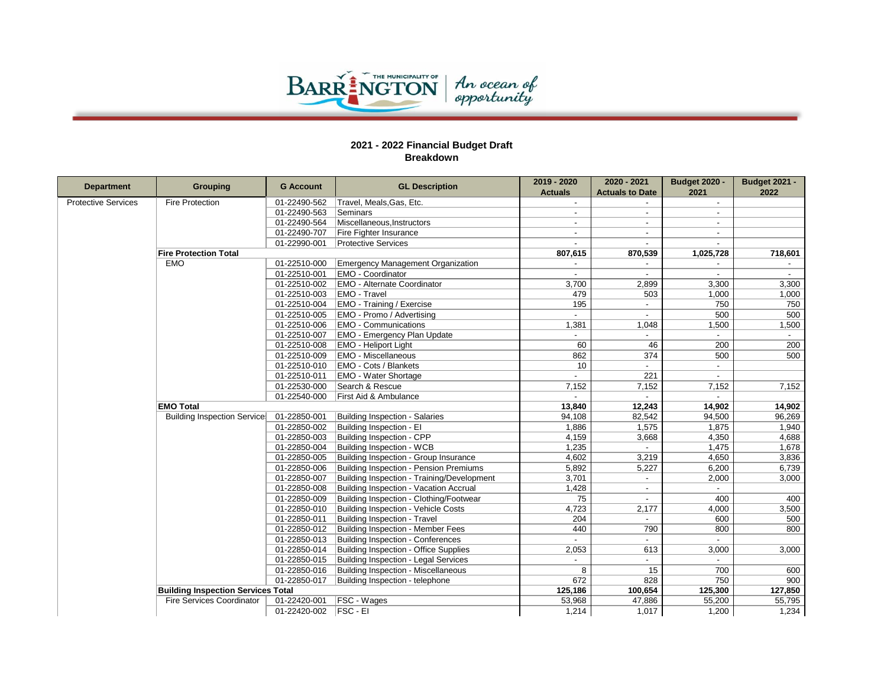## 2021 - 2022 Financial Budget Draft
## Breakdown

| Department | Grouping | G Account | GL Description | 2019 - 2020 Actuals | 2020 - 2021 Actuals to Date | Budget 2020 - 2021 | Budget 2021 - 2022 |
|---|---|---|---|---|---|---|---|
| Protective Services | Fire Protection | 01-22490-562 | Travel, Meals,Gas, Etc. | - | - | - | |
| | | 01-22490-563 | Seminars | - | - | - | |
| | | 01-22490-564 | Miscellaneous,Instructors | - | - | - | |
| | | 01-22490-707 | Fire Fighter Insurance | - | - | - | |
| | | 01-22990-001 | Protective Services | - | - | - | |
| | **Fire Protection Total** | | | **807,615** | **870,539** | **1,025,728** | **718,601** |
| | EMO | 01-22510-000 | Emergency Management Organization | - | - | - | - |
| | | 01-22510-001 | EMO - Coordinator | - | - | - | - |
| | | 01-22510-002 | EMO - Alternate Coordinator | 3,700 | 2,899 | 3,300 | 3,300 |
| | | 01-22510-003 | EMO - Travel | 479 | 503 | 1,000 | 1,000 |
| | | 01-22510-004 | EMO - Training / Exercise | 195 | - | 750 | 750 |
| | | 01-22510-005 | EMO - Promo / Advertising | - | - | 500 | 500 |
| | | 01-22510-006 | EMO - Communications | 1,381 | 1,048 | 1,500 | 1,500 |
| | | 01-22510-007 | EMO - Emergency Plan Update | - | - | - | - |
| | | 01-22510-008 | EMO - Heliport Light | 60 | 46 | 200 | 200 |
| | | 01-22510-009 | EMO - Miscellaneous | 862 | 374 | 500 | 500 |
| | | 01-22510-010 | EMO - Cots / Blankets | 10 | - | - | |
| | | 01-22510-011 | EMO - Water Shortage | - | 221 | - | |
| | | 01-22530-000 | Search & Rescue | 7,152 | 7,152 | 7,152 | 7,152 |
| | | 01-22540-000 | First Aid & Ambulance | - | - | - | |
| | **EMO Total** | | | **13,840** | **12,243** | **14,902** | **14,902** |
| | Building Inspection Service | 01-22850-001 | Building Inspection - Salaries | 94,108 | 82,542 | 94,500 | 96,269 |
| | | 01-22850-002 | Building Inspection - EI | 1,886 | 1,575 | 1,875 | 1,940 |
| | | 01-22850-003 | Building Inspection - CPP | 4,159 | 3,668 | 4,350 | 4,688 |
| | | 01-22850-004 | Building Inspection - WCB | 1,235 | - | 1,475 | 1,678 |
| | | 01-22850-005 | Building Inspection - Group Insurance | 4,602 | 3,219 | 4,650 | 3,836 |
| | | 01-22850-006 | Building Inspection - Pension Premiums | 5,892 | 5,227 | 6,200 | 6,739 |
| | | 01-22850-007 | Building Inspection - Training/Development | 3,701 | - | 2,000 | 3,000 |
| | | 01-22850-008 | Building Inspection - Vacation Accrual | 1,428 | - | - | |
| | | 01-22850-009 | Building Inspection - Clothing/Footwear | 75 | - | 400 | 400 |
| | | 01-22850-010 | Building Inspection - Vehicle Costs | 4,723 | 2,177 | 4,000 | 3,500 |
| | | 01-22850-011 | Building Inspection - Travel | 204 | - | 600 | 500 |
| | | 01-22850-012 | Building Inspection - Member Fees | 440 | 790 | 800 | 800 |
| | | 01-22850-013 | Building Inspection - Conferences | - | - | - | |
| | | 01-22850-014 | Building Inspection - Office Supplies | 2,053 | 613 | 3,000 | 3,000 |
| | | 01-22850-015 | Building Inspection - Legal Services | - | - | - | |
| | | 01-22850-016 | Building Inspection - Miscellaneous | 8 | 15 | 700 | 600 |
| | | 01-22850-017 | Building Inspection - telephone | 672 | 828 | 750 | 900 |
| | **Building Inspection Services Total** | | | **125,186** | **100,654** | **125,300** | **127,850** |
| | Fire Services Coordinator | 01-22420-001 | FSC - Wages | 53,968 | 47,886 | 55,200 | 55,795 |
| | | 01-22420-002 | FSC - EI | 1,214 | 1,017 | 1,200 | 1,234 |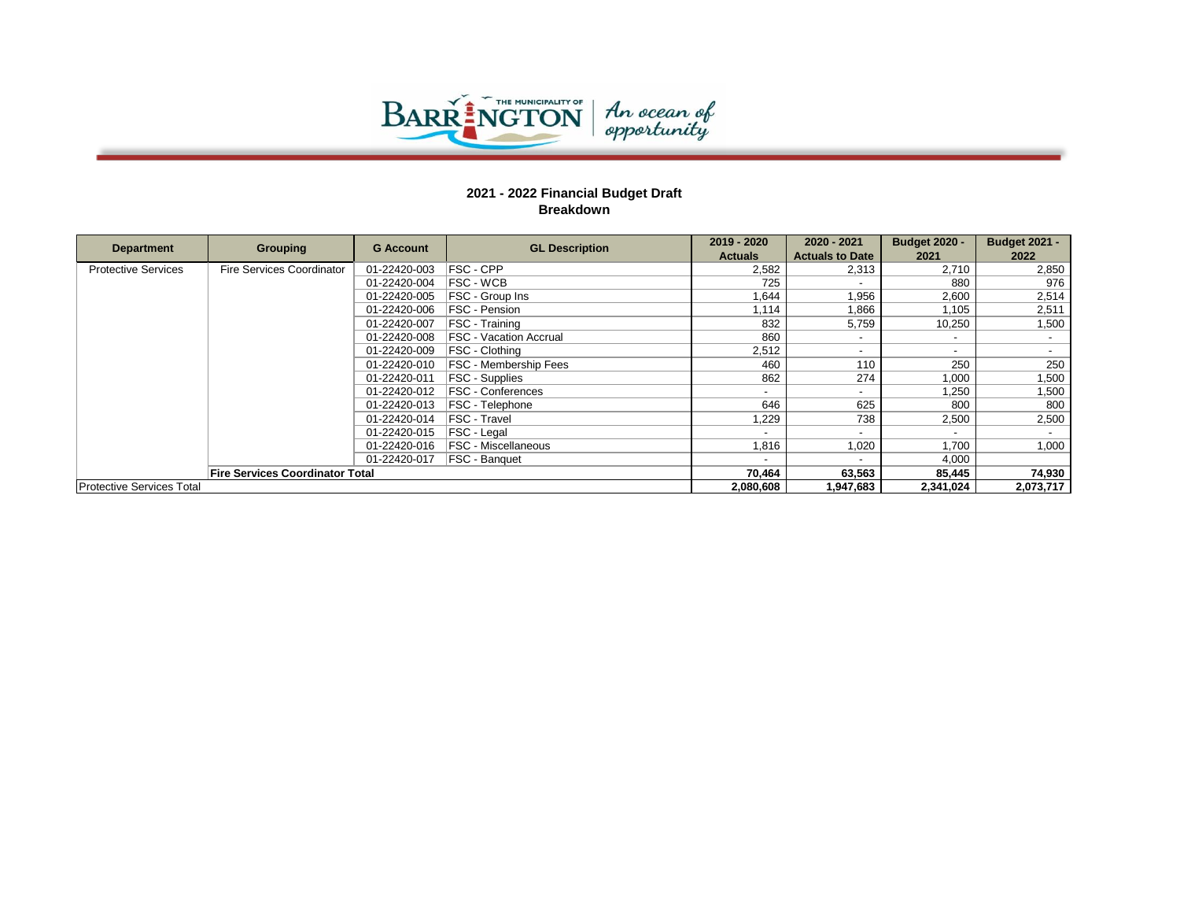## 2021 - 2022 Financial Budget Draft
## Breakdown

| Department | Grouping | G Account | GL Description | 2019 - 2020 Actuals | 2020 - 2021 Actuals to Date | Budget 2020 - 2021 | Budget 2021 - 2022 |
|---|---|---|---|---|---|---|---|
| Protective Services | Fire Services Coordinator | 01-22420-003 | FSC - CPP | 2,582 | 2,313 | 2,710 | 2,850 |
| | | 01-22420-004 | FSC - WCB | 725 | - | 880 | 976 |
| | | 01-22420-005 | FSC - Group Ins | 1,644 | 1,956 | 2,600 | 2,514 |
| | | 01-22420-006 | FSC - Pension | 1,114 | 1,866 | 1,105 | 2,511 |
| | | 01-22420-007 | FSC - Training | 832 | 5,759 | 10,250 | 1,500 |
| | | 01-22420-008 | FSC - Vacation Accrual | 860 | - | - | - |
| | | 01-22420-009 | FSC - Clothing | 2,512 | - | - | - |
| | | 01-22420-010 | FSC - Membership Fees | 460 | 110 | 250 | 250 |
| | | 01-22420-011 | FSC - Supplies | 862 | 274 | 1,000 | 1,500 |
| | | 01-22420-012 | FSC - Conferences | - | - | 1,250 | 1,500 |
| | | 01-22420-013 | FSC - Telephone | 646 | 625 | 800 | 800 |
| | | 01-22420-014 | FSC - Travel | 1,229 | 738 | 2,500 | 2,500 |
| | | 01-22420-015 | FSC - Legal | - | - | - | - |
| | | 01-22420-016 | FSC - Miscellaneous | 1,816 | 1,020 | 1,700 | 1,000 |
| | | 01-22420-017 | FSC - Banquet | - | - | 4,000 | |
| | **Fire Services Coordinator Total** | | | **70,464** | **63,563** | **85,445** | **74,930** |
| Protective Services Total | | | | **2,080,608** | **1,947,683** | **2,341,024** | **2,073,717** |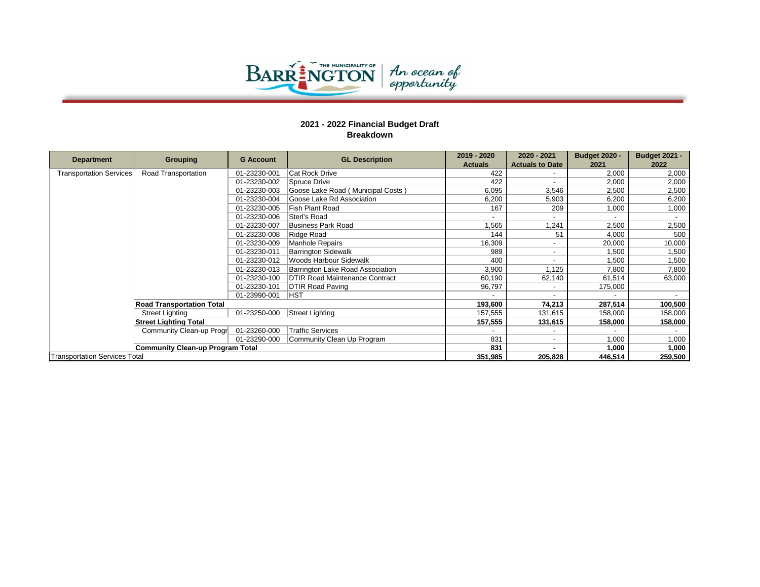# 2021 - 2022 Financial Budget Draft
## Breakdown

| Department | Grouping | G Account | GL Description | 2019 - 2020 Actuals | 2020 - 2021 Actuals to Date | Budget 2020 - 2021 | Budget 2021 - 2022 |
|---|---|---|---|---|---|---|---|
| Transportation Services | Road Transportation | 01-23230-001 | Cat Rock Drive | 422 | - | 2,000 | 2,000 |
| | | 01-23230-002 | Spruce Drive | 422 | - | 2,000 | 2,000 |
| | | 01-23230-003 | Goose Lake Road ( Municipal Costs ) | 6,095 | 3,546 | 2,500 | 2,500 |
| | | 01-23230-004 | Goose Lake Rd Association | 6,200 | 5,903 | 6,200 | 6,200 |
| | | 01-23230-005 | Fish Plant Road | 167 | 209 | 1,000 | 1,000 |
| | | 01-23230-006 | Sterl's Road | - | - | - | - |
| | | 01-23230-007 | Business Park Road | 1,565 | 1,241 | 2,500 | 2,500 |
| | | 01-23230-008 | Ridge Road | 144 | 51 | 4,000 | 500 |
| | | 01-23230-009 | Manhole Repairs | 16,309 | - | 20,000 | 10,000 |
| | | 01-23230-011 | Barrington Sidewalk | 989 | - | 1,500 | 1,500 |
| | | 01-23230-012 | Woods Harbour Sidewalk | 400 | - | 1,500 | 1,500 |
| | | 01-23230-013 | Barrington Lake Road Association | 3,900 | 1,125 | 7,800 | 7,800 |
| | | 01-23230-100 | DTIR Road Maintenance Contract | 60,190 | 62,140 | 61,514 | 63,000 |
| | | 01-23230-101 | DTIR Road Paving | 96,797 | - | 175,000 | |
| | | 01-23990-001 | HST | - | - | - | - |
| | **Road Transportation Total** | | | **193,600** | **74,213** | **287,514** | **100,500** |
| | Street Lighting | 01-23250-000 | Street Lighting | 157,555 | 131,615 | 158,000 | 158,000 |
| | **Street Lighting Total** | | | **157,555** | **131,615** | **158,000** | **158,000** |
| | Community Clean-up Progr | 01-23260-000 | Traffic Services | - | - | - | - |
| | | 01-23290-000 | Community Clean Up Program | 831 | - | 1,000 | 1,000 |
| | **Community Clean-up Program Total** | | | **831** | **-** | **1,000** | **1,000** |
| Transportation Services Total | | | | **351,985** | **205,828** | **446,514** | **259,500** |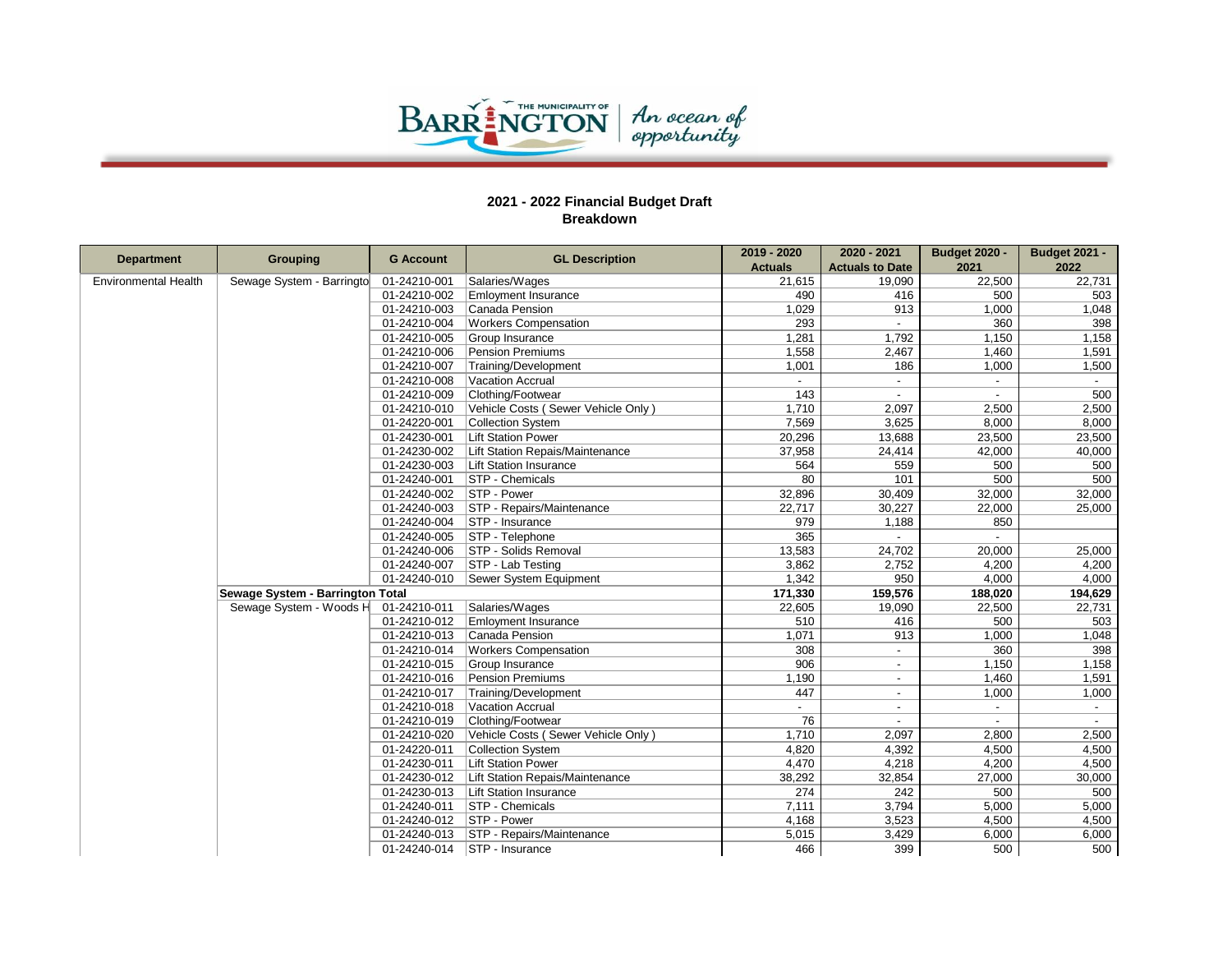## 2021 - 2022 Financial Budget Draft
## Breakdown

| Department | Grouping | G Account | GL Description | 2019 - 2020 Actuals | 2020 - 2021 Actuals to Date | Budget 2020 - 2021 | Budget 2021 - 2022 |
|---|---|---|---|---|---|---|---|
| Environmental Health | Sewage System - Barringto | 01-24210-001 | Salaries/Wages | 21,615 | 19,090 | 22,500 | 22,731 |
| | | 01-24210-002 | Emloyment Insurance | 490 | 416 | 500 | 503 |
| | | 01-24210-003 | Canada Pension | 1,029 | 913 | 1,000 | 1,048 |
| | | 01-24210-004 | Workers Compensation | 293 | - | 360 | 398 |
| | | 01-24210-005 | Group Insurance | 1,281 | 1,792 | 1,150 | 1,158 |
| | | 01-24210-006 | Pension Premiums | 1,558 | 2,467 | 1,460 | 1,591 |
| | | 01-24210-007 | Training/Development | 1,001 | 186 | 1,000 | 1,500 |
| | | 01-24210-008 | Vacation Accrual | - | - | - | - |
| | | 01-24210-009 | Clothing/Footwear | 143 | - | - | 500 |
| | | 01-24210-010 | Vehicle Costs ( Sewer Vehicle Only ) | 1,710 | 2,097 | 2,500 | 2,500 |
| | | 01-24220-001 | Collection System | 7,569 | 3,625 | 8,000 | 8,000 |
| | | 01-24230-001 | Lift Station Power | 20,296 | 13,688 | 23,500 | 23,500 |
| | | 01-24230-002 | Lift Station Repais/Maintenance | 37,958 | 24,414 | 42,000 | 40,000 |
| | | 01-24230-003 | Lift Station Insurance | 564 | 559 | 500 | 500 |
| | | 01-24240-001 | STP - Chemicals | 80 | 101 | 500 | 500 |
| | | 01-24240-002 | STP - Power | 32,896 | 30,409 | 32,000 | 32,000 |
| | | 01-24240-003 | STP - Repairs/Maintenance | 22,717 | 30,227 | 22,000 | 25,000 |
| | | 01-24240-004 | STP - Insurance | 979 | 1,188 | 850 | |
| | | 01-24240-005 | STP - Telephone | 365 | - | - | |
| | | 01-24240-006 | STP - Solids Removal | 13,583 | 24,702 | 20,000 | 25,000 |
| | | 01-24240-007 | STP - Lab Testing | 3,862 | 2,752 | 4,200 | 4,200 |
| | | 01-24240-010 | Sewer System Equipment | 1,342 | 950 | 4,000 | 4,000 |
| | **Sewage System - Barrington Total** | | | **171,330** | **159,576** | **188,020** | **194,629** |
| | Sewage System - Woods H | 01-24210-011 | Salaries/Wages | 22,605 | 19,090 | 22,500 | 22,731 |
| | | 01-24210-012 | Emloyment Insurance | 510 | 416 | 500 | 503 |
| | | 01-24210-013 | Canada Pension | 1,071 | 913 | 1,000 | 1,048 |
| | | 01-24210-014 | Workers Compensation | 308 | - | 360 | 398 |
| | | 01-24210-015 | Group Insurance | 906 | - | 1,150 | 1,158 |
| | | 01-24210-016 | Pension Premiums | 1,190 | - | 1,460 | 1,591 |
| | | 01-24210-017 | Training/Development | 447 | - | 1,000 | 1,000 |
| | | 01-24210-018 | Vacation Accrual | - | - | - | - |
| | | 01-24210-019 | Clothing/Footwear | 76 | - | - | - |
| | | 01-24210-020 | Vehicle Costs ( Sewer Vehicle Only ) | 1,710 | 2,097 | 2,800 | 2,500 |
| | | 01-24220-011 | Collection System | 4,820 | 4,392 | 4,500 | 4,500 |
| | | 01-24230-011 | Lift Station Power | 4,470 | 4,218 | 4,200 | 4,500 |
| | | 01-24230-012 | Lift Station Repairs/Maintenance | 38,292 | 32,854 | 27,000 | 30,000 |
| | | 01-24230-013 | Lift Station Insurance | 274 | 242 | 500 | 500 |
| | | 01-24240-011 | STP - Chemicals | 7,111 | 3,794 | 5,000 | 5,000 |
| | | 01-24240-012 | STP - Power | 4,168 | 3,523 | 4,500 | 4,500 |
| | | 01-24240-013 | STP - Repairs/Maintenance | 5,015 | 3,429 | 6,000 | 6,000 |
| | | 01-24240-014 | STP - Insurance | 466 | 399 | 500 | 500 |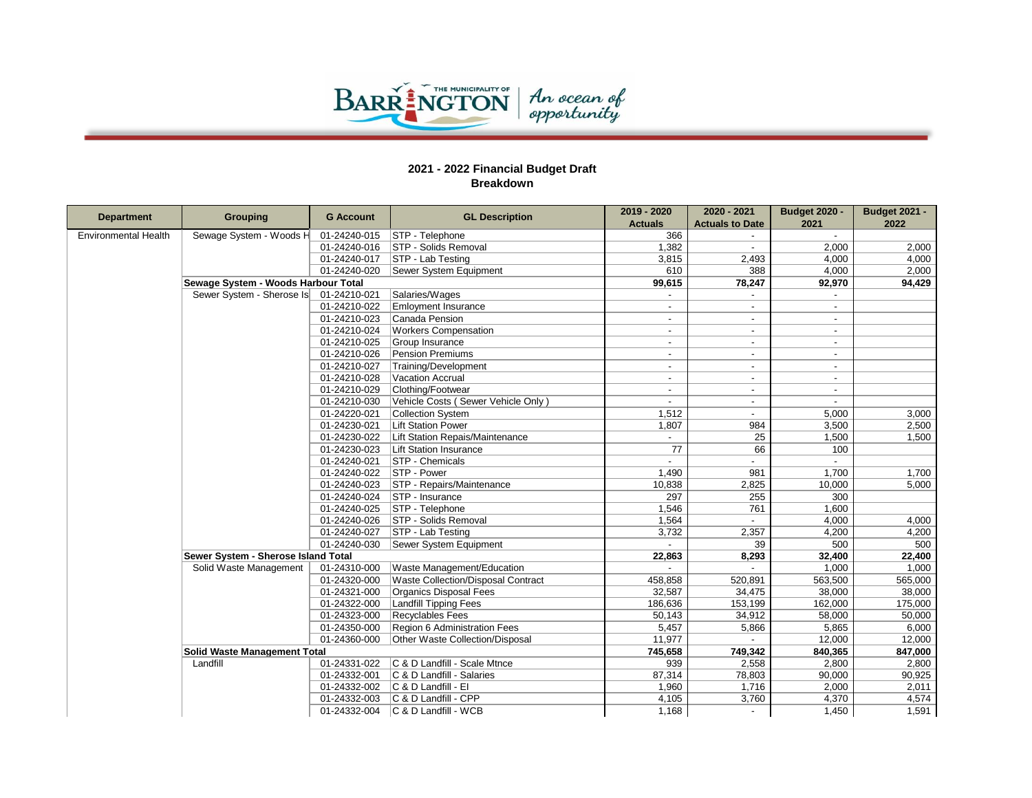# 2021 - 2022 Financial Budget Draft
## Breakdown

| Department | Grouping | G Account | GL Description | 2019 - 2020 Actuals | 2020 - 2021 Actuals to Date | Budget 2020 - 2021 | Budget 2021 - 2022 |
|---|---|---|---|---|---|---|---|
| Environmental Health | Sewage System - Woods H | 01-24240-015 | STP - Telephone | 366 | - | - | |
| | | 01-24240-016 | STP - Solids Removal | 1,382 | - | 2,000 | 2,000 |
| | | 01-24240-017 | STP - Lab Testing | 3,815 | 2,493 | 4,000 | 4,000 |
| | | 01-24240-020 | Sewer System Equipment | 610 | 388 | 4,000 | 2,000 |
| | **Sewage System - Woods Harbour Total** | | | **99,615** | **78,247** | **92,970** | **94,429** |
| | Sewer System - Sherose Is | 01-24210-021 | Salaries/Wages | - | - | - | |
| | | 01-24210-022 | Emloyment Insurance | - | - | - | |
| | | 01-24210-023 | Canada Pension | - | - | - | |
| | | 01-24210-024 | Workers Compensation | - | - | - | |
| | | 01-24210-025 | Group Insurance | - | - | - | |
| | | 01-24210-026 | Pension Premiums | - | - | - | |
| | | 01-24210-027 | Training/Development | - | - | - | |
| | | 01-24210-028 | Vacation Accrual | - | - | - | |
| | | 01-24210-029 | Clothing/Footwear | - | - | - | |
| | | 01-24210-030 | Vehicle Costs ( Sewer Vehicle Only ) | - | - | - | |
| | | 01-24220-021 | Collection System | 1,512 | - | 5,000 | 3,000 |
| | | 01-24230-021 | Lift Station Power | 1,807 | 984 | 3,500 | 2,500 |
| | | 01-24230-022 | Lift Station Repairs/Maintenance | - | 25 | 1,500 | 1,500 |
| | | 01-24230-023 | Lift Station Insurance | 77 | 66 | 100 | |
| | | 01-24240-021 | STP - Chemicals | - | - | - | |
| | | 01-24240-022 | STP - Power | 1,490 | 981 | 1,700 | 1,700 |
| | | 01-24240-023 | STP - Repairs/Maintenance | 10,838 | 2,825 | 10,000 | 5,000 |
| | | 01-24240-024 | STP - Insurance | 297 | 255 | 300 | |
| | | 01-24240-025 | STP - Telephone | 1,546 | 761 | 1,600 | |
| | | 01-24240-026 | STP - Solids Removal | 1,564 | - | 4,000 | 4,000 |
| | | 01-24240-027 | STP - Lab Testing | 3,732 | 2,357 | 4,200 | 4,200 |
| | | 01-24240-030 | Sewer System Equipment | - | 39 | 500 | 500 |
| | **Sewer System - Sherose Island Total** | | | **22,863** | **8,293** | **32,400** | **22,400** |
| | Solid Waste Management | 01-24310-000 | Waste Management/Education | - | - | 1,000 | 1,000 |
| | | 01-24320-000 | Waste Collection/Disposal Contract | 458,858 | 520,891 | 563,500 | 565,000 |
| | | 01-24321-000 | Organics Disposal Fees | 32,587 | 34,475 | 38,000 | 38,000 |
| | | 01-24322-000 | Landfill Tipping Fees | 186,636 | 153,199 | 162,000 | 175,000 |
| | | 01-24323-000 | Recyclables Fees | 50,143 | 34,912 | 58,000 | 50,000 |
| | | 01-24350-000 | Region 6 Administration Fees | 5,457 | 5,866 | 5,865 | 6,000 |
| | | 01-24360-000 | Other Waste Collection/Disposal | 11,977 | - | 12,000 | 12,000 |
| | **Solid Waste Management Total** | | | **745,658** | **749,342** | **840,365** | **847,000** |
| | Landfill | 01-24331-022 | C & D Landfill - Scale Mtnce | 939 | 2,558 | 2,800 | 2,800 |
| | | 01-24332-001 | C & D Landfill - Salaries | 87,314 | 78,803 | 90,000 | 90,925 |
| | | 01-24332-002 | C & D Landfill - EI | 1,960 | 1,716 | 2,000 | 2,011 |
| | | 01-24332-003 | C & D Landfill - CPP | 4,105 | 3,760 | 4,370 | 4,574 |
| | | 01-24332-004 | C & D Landfill - WCB | 1,168 | - | 1,450 | 1,591 |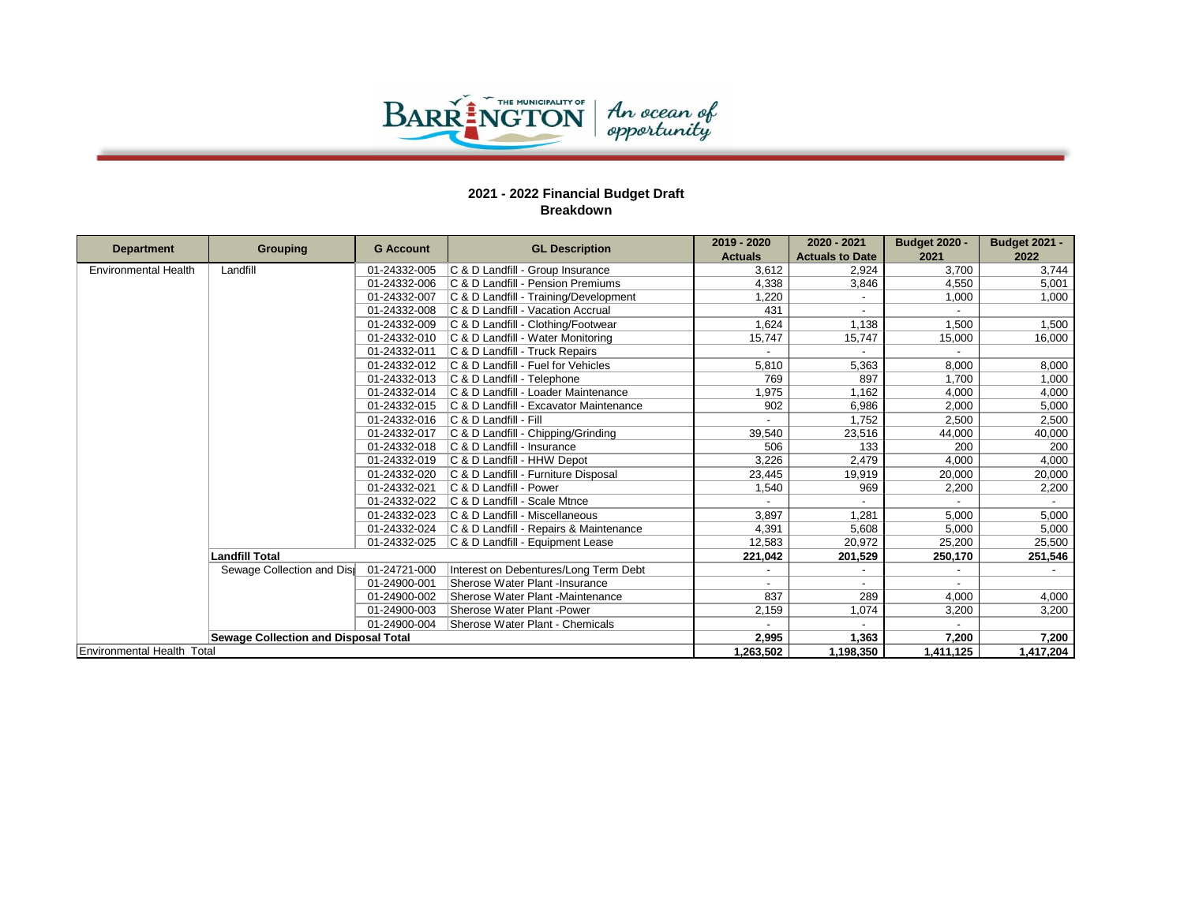## 2021 - 2022 Financial Budget Draft
## Breakdown

| Department | Grouping | G Account | GL Description | 2019 - 2020 Actuals | 2020 - 2021 Actuals to Date | Budget 2020 - 2021 | Budget 2021 - 2022 |
|---|---|---|---|---|---|---|---|
| Environmental Health | Landfill | 01-24332-005 | C & D Landfill - Group Insurance | 3,612 | 2,924 | 3,700 | 3,744 |
| | | 01-24332-006 | C & D Landfill - Pension Premiums | 4,338 | 3,846 | 4,550 | 5,001 |
| | | 01-24332-007 | C & D Landfill - Training/Development | 1,220 | - | 1,000 | 1,000 |
| | | 01-24332-008 | C & D Landfill - Vacation Accrual | 431 | - | - | |
| | | 01-24332-009 | C & D Landfill - Clothing/Footwear | 1,624 | 1,138 | 1,500 | 1,500 |
| | | 01-24332-010 | C & D Landfill - Water Monitoring | 15,747 | 15,747 | 15,000 | 16,000 |
| | | 01-24332-011 | C & D Landfill - Truck Repairs | - | - | - | |
| | | 01-24332-012 | C & D Landfill - Fuel for Vehicles | 5,810 | 5,363 | 8,000 | 8,000 |
| | | 01-24332-013 | C & D Landfill - Telephone | 769 | 897 | 1,700 | 1,000 |
| | | 01-24332-014 | C & D Landfill - Loader Maintenance | 1,975 | 1,162 | 4,000 | 4,000 |
| | | 01-24332-015 | C & D Landfill - Excavator Maintenance | 902 | 6,986 | 2,000 | 5,000 |
| | | 01-24332-016 | C & D Landfill - Fill | - | 1,752 | 2,500 | 2,500 |
| | | 01-24332-017 | C & D Landfill - Chipping/Grinding | 39,540 | 23,516 | 44,000 | 40,000 |
| | | 01-24332-018 | C & D Landfill - Insurance | 506 | 133 | 200 | 200 |
| | | 01-24332-019 | C & D Landfill - HHW Depot | 3,226 | 2,479 | 4,000 | 4,000 |
| | | 01-24332-020 | C & D Landfill - Furniture Disposal | 23,445 | 19,919 | 20,000 | 20,000 |
| | | 01-24332-021 | C & D Landfill - Power | 1,540 | 969 | 2,200 | 2,200 |
| | | 01-24332-022 | C & D Landfill - Scale Mtnce | - | - | - | - |
| | | 01-24332-023 | C & D Landfill - Miscellaneous | 3,897 | 1,281 | 5,000 | 5,000 |
| | | 01-24332-024 | C & D Landfill - Repairs & Maintenance | 4,391 | 5,608 | 5,000 | 5,000 |
| | | 01-24332-025 | C & D Landfill - Equipment Lease | 12,583 | 20,972 | 25,200 | 25,500 |
| | **Landfill Total** | | | **221,042** | **201,529** | **250,170** | **251,546** |
| | Sewage Collection and Dis| | 01-24721-000 | Interest on Debentures/Long Term Debt | - | - | - | - |
| | | 01-24900-001 | Sherose Water Plant -Insurance | - | - | - | |
| | | 01-24900-002 | Sherose Water Plant -Maintenance | 837 | 289 | 4,000 | 4,000 |
| | | 01-24900-003 | Sherose Water Plant -Power | 2,159 | 1,074 | 3,200 | 3,200 |
| | | 01-24900-004 | Sherose Water Plant - Chemicals | - | - | - | |
| | **Sewage Collection and Disposal Total** | | | **2,995** | **1,363** | **7,200** | **7,200** |
| Environmental Health Total | | | | **1,263,502** | **1,198,350** | **1,411,125** | **1,417,204** |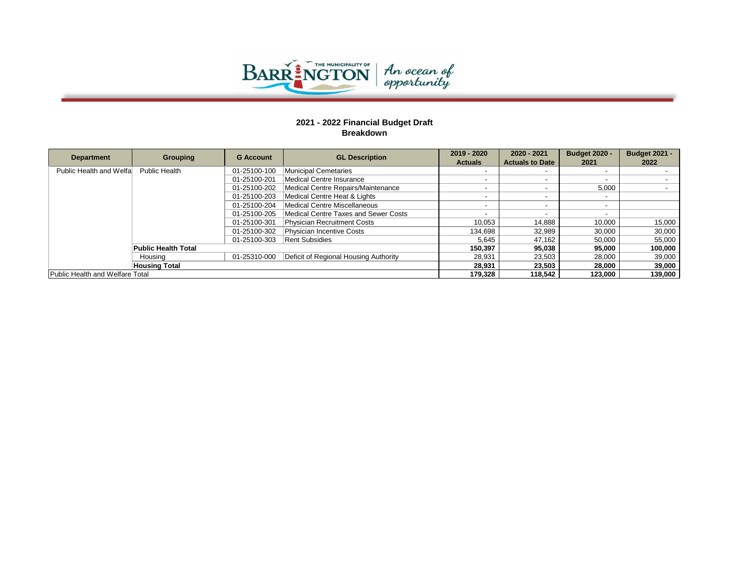## 2021 - 2022 Financial Budget Draft
### Breakdown

| Department | Grouping | G Account | GL Description | 2019 - 2020 Actuals | 2020 - 2021 Actuals to Date | Budget 2020 - 2021 | Budget 2021 - 2022 |
|---|---|---|---|---|---|---|---|
| Public Health and Welfa | Public Health | 01-25100-100 | Municipal Cemetaries | - | - | - | - |
| | | 01-25100-201 | Medical Centre Insurance | - | - | - | - |
| | | 01-25100-202 | Medical Centre Repairs/Maintenance | - | - | 5,000 | - |
| | | 01-25100-203 | Medical Centre Heat & Lights | - | - | - | |
| | | 01-25100-204 | Medical Centre Miscellaneous | - | - | - | |
| | | 01-25100-205 | Medical Centre Taxes and Sewer Costs | - | - | - | |
| | | 01-25100-301 | Physician Recruitment Costs | 10,053 | 14,888 | 10,000 | 15,000 |
| | | 01-25100-302 | Physician Incentive Costs | 134,698 | 32,989 | 30,000 | 30,000 |
| | | 01-25100-303 | Rent Subsidies | 5,645 | 47,162 | 50,000 | 55,000 |
| | **Public Health Total** | | | **150,397** | **95,038** | **95,000** | **100,000** |
| | Housing | 01-25310-000 | Deficit of Regional Housing Authority | 28,931 | 23,503 | 28,000 | 39,000 |
| | **Housing Total** | | | **28,931** | **23,503** | **28,000** | **39,000** |
| Public Health and Welfare Total | | | | **179,328** | **118,542** | **123,000** | **139,000** |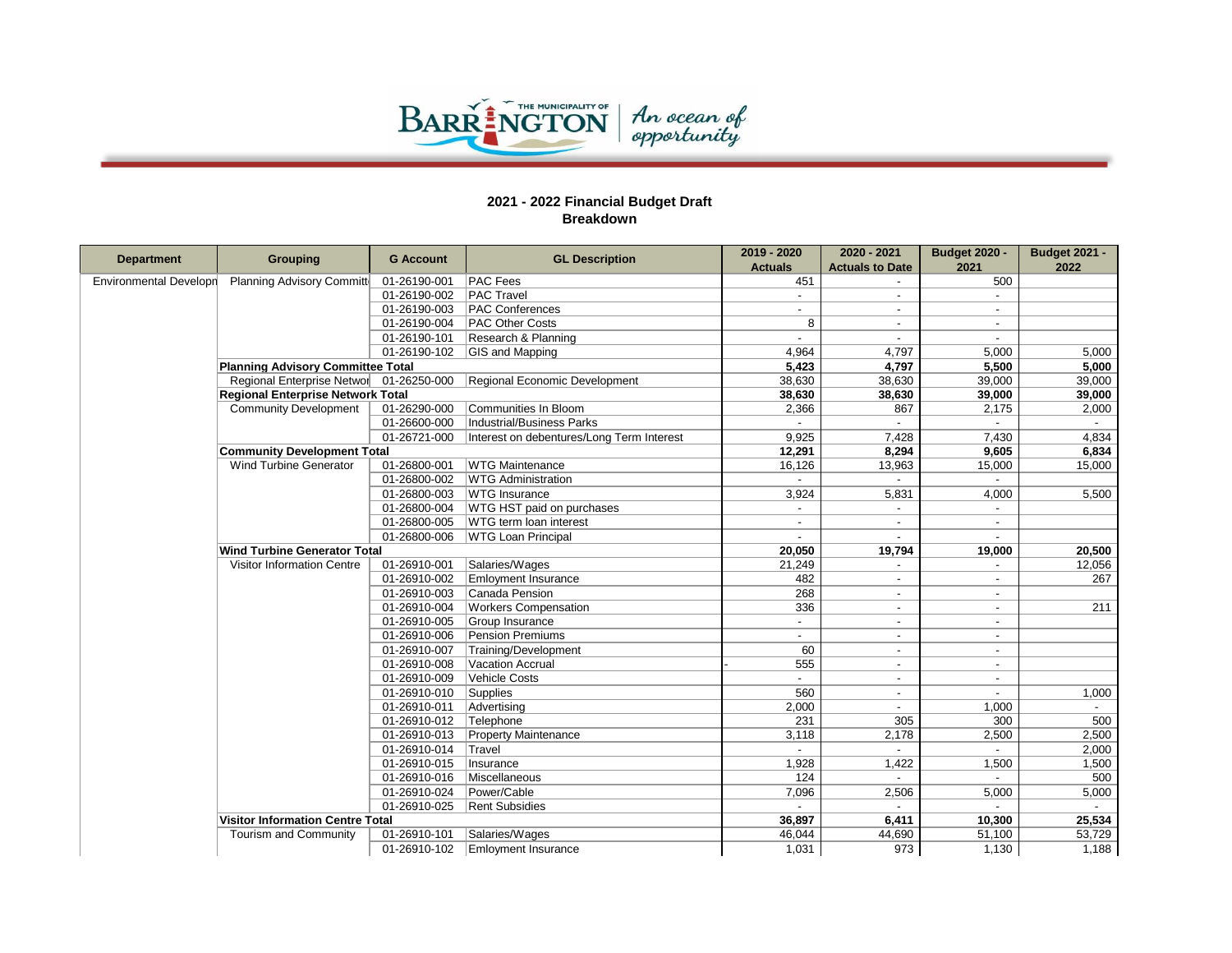# 2021 - 2022 Financial Budget Draft

## Breakdown

| Department | Grouping | G Account | GL Description | 2019 - 2020 Actuals | 2020 - 2021 Actuals to Date | Budget 2020 - 2021 | Budget 2021 - 2022 |
|---|---|---|---|---|---|---|---|
| Environmental Developn | Planning Advisory Committ | 01-26190-001 | PAC Fees | 451 | - | 500 | |
| | | 01-26190-002 | PAC Travel | - | - | - | |
| | | 01-26190-003 | PAC Conferences | - | - | - | |
| | | 01-26190-004 | PAC Other Costs | 8 | - | - | |
| | | 01-26190-101 | Research & Planning | - | - | - | |
| | | 01-26190-102 | GIS and Mapping | 4,964 | 4,797 | 5,000 | 5,000 |
| | **Planning Advisory Committee Total** | | | **5,423** | **4,797** | **5,500** | **5,000** |
| | Regional Enterprise Networ | 01-26250-000 | Regional Economic Development | 38,630 | 38,630 | 39,000 | 39,000 |
| | **Regional Enterprise Network Total** | | | **38,630** | **38,630** | **39,000** | **39,000** |
| | Community Development | 01-26290-000 | Communities In Bloom | 2,366 | 867 | 2,175 | 2,000 |
| | | 01-26600-000 | Industrial/Business Parks | - | - | - | - |
| | | 01-26721-000 | Interest on debentures/Long Term Interest | 9,925 | 7,428 | 7,430 | 4,834 |
| | **Community Development Total** | | | **12,291** | **8,294** | **9,605** | **6,834** |
| | Wind Turbine Generator | 01-26800-001 | WTG Maintenance | 16,126 | 13,963 | 15,000 | 15,000 |
| | | 01-26800-002 | WTG Administration | - | - | - | |
| | | 01-26800-003 | WTG Insurance | 3,924 | 5,831 | 4,000 | 5,500 |
| | | 01-26800-004 | WTG HST paid on purchases | - | - | - | |
| | | 01-26800-005 | WTG term loan interest | - | - | - | |
| | | 01-26800-006 | WTG Loan Principal | - | - | - | |
| | **Wind Turbine Generator Total** | | | **20,050** | **19,794** | **19,000** | **20,500** |
| | Visitor Information Centre | 01-26910-001 | Salaries/Wages | 21,249 | - | - | 12,056 |
| | | 01-26910-002 | Emloyment Insurance | 482 | - | - | 267 |
| | | 01-26910-003 | Canada Pension | 268 | - | - | |
| | | 01-26910-004 | Workers Compensation | 336 | - | - | 211 |
| | | 01-26910-005 | Group Insurance | - | - | - | |
| | | 01-26910-006 | Pension Premiums | - | - | - | |
| | | 01-26910-007 | Training/Development | 60 | - | - | |
| | | 01-26910-008 | Vacation Accrual | - 555 | - | - | |
| | | 01-26910-009 | Vehicle Costs | - | - | - | |
| | | 01-26910-010 | Supplies | 560 | - | - | 1,000 |
| | | 01-26910-011 | Advertising | 2,000 | - | 1,000 | - |
| | | 01-26910-012 | Telephone | 231 | 305 | 300 | 500 |
| | | 01-26910-013 | Property Maintenance | 3,118 | 2,178 | 2,500 | 2,500 |
| | | 01-26910-014 | Travel | - | - | - | 2,000 |
| | | 01-26910-015 | Insurance | 1,928 | 1,422 | 1,500 | 1,500 |
| | | 01-26910-016 | Miscellaneous | 124 | - | - | 500 |
| | | 01-26910-024 | Power/Cable | 7,096 | 2,506 | 5,000 | 5,000 |
| | | 01-26910-025 | Rent Subsidies | - | - | - | - |
| | **Visitor Information Centre Total** | | | **36,897** | **6,411** | **10,300** | **25,534** |
| | Tourism and Community | 01-26910-101 | Salaries/Wages | 46,044 | 44,690 | 51,100 | 53,729 |
| | | 01-26910-102 | Emloyment Insurance | 1,031 | 973 | 1,130 | 1,188 |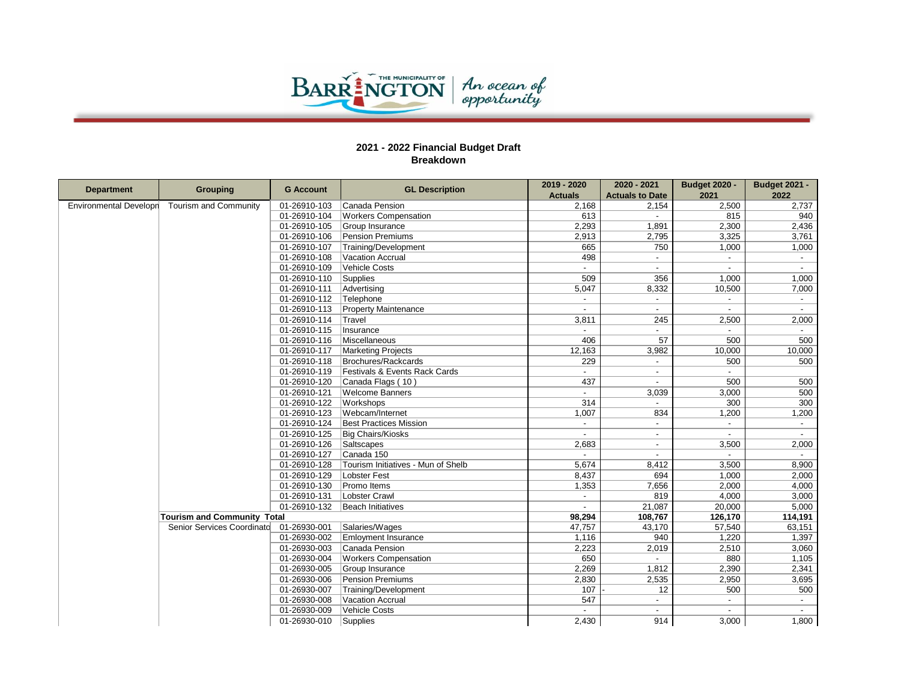THE MUNICIPALITY OF BARRINGTON | An ocean of opportunity

## 2021 - 2022 Financial Budget Draft
## Breakdown

| Department | Grouping | G Account | GL Description | 2019 - 2020 Actuals | 2020 - 2021 Actuals to Date | Budget 2020 - 2021 | Budget 2021 - 2022 |
|---|---|---|---|---|---|---|---|
| Environmental Developn | Tourism and Community | 01-26910-103 | Canada Pension | 2,168 | 2,154 | 2,500 | 2,737 |
| | | 01-26910-104 | Workers Compensation | 613 | - | 815 | 940 |
| | | 01-26910-105 | Group Insurance | 2,293 | 1,891 | 2,300 | 2,436 |
| | | 01-26910-106 | Pension Premiums | 2,913 | 2,795 | 3,325 | 3,761 |
| | | 01-26910-107 | Training/Development | 665 | 750 | 1,000 | 1,000 |
| | | 01-26910-108 | Vacation Accrual | 498 | - | - | - |
| | | 01-26910-109 | Vehicle Costs | - | - | - | - |
| | | 01-26910-110 | Supplies | 509 | 356 | 1,000 | 1,000 |
| | | 01-26910-111 | Advertising | 5,047 | 8,332 | 10,500 | 7,000 |
| | | 01-26910-112 | Telephone | - | - | - | - |
| | | 01-26910-113 | Property Maintenance | - | - | - | - |
| | | 01-26910-114 | Travel | 3,811 | 245 | 2,500 | 2,000 |
| | | 01-26910-115 | Insurance | - | - | - | - |
| | | 01-26910-116 | Miscellaneous | 406 | 57 | 500 | 500 |
| | | 01-26910-117 | Marketing Projects | 12,163 | 3,982 | 10,000 | 10,000 |
| | | 01-26910-118 | Brochures/Rackcards | 229 | - | 500 | 500 |
| | | 01-26910-119 | Festivals & Events Rack Cards | - | - | - | |
| | | 01-26910-120 | Canada Flags ( 10 ) | 437 | - | 500 | 500 |
| | | 01-26910-121 | Welcome Banners | - | 3,039 | 3,000 | 500 |
| | | 01-26910-122 | Workshops | 314 | - | 300 | 300 |
| | | 01-26910-123 | Webcam/Internet | 1,007 | 834 | 1,200 | 1,200 |
| | | 01-26910-124 | Best Practices Mission | - | - | - | - |
| | | 01-26910-125 | Big Chairs/Kiosks | - | - | - | - |
| | | 01-26910-126 | Saltscapes | 2,683 | - | 3,500 | 2,000 |
| | | 01-26910-127 | Canada 150 | - | - | - | - |
| | | 01-26910-128 | Tourism Initiatives - Mun of Shelb | 5,674 | 8,412 | 3,500 | 8,900 |
| | | 01-26910-129 | Lobster Fest | 8,437 | 694 | 1,000 | 2,000 |
| | | 01-26910-130 | Promo Items | 1,353 | 7,656 | 2,000 | 4,000 |
| | | 01-26910-131 | Lobster Crawl | - | 819 | 4,000 | 3,000 |
| | | 01-26910-132 | Beach Initiatives | - | 21,087 | 20,000 | 5,000 |
| | **Tourism and Community Total** | | | **98,294** | **108,767** | **126,170** | **114,191** |
| | Senior Services Coordinato | 01-26930-001 | Salaries/Wages | 47,757 | 43,170 | 57,540 | 63,151 |
| | | 01-26930-002 | Emloyment Insurance | 1,116 | 940 | 1,220 | 1,397 |
| | | 01-26930-003 | Canada Pension | 2,223 | 2,019 | 2,510 | 3,060 |
| | | 01-26930-004 | Workers Compensation | 650 | - | 880 | 1,105 |
| | | 01-26930-005 | Group Insurance | 2,269 | 1,812 | 2,390 | 2,341 |
| | | 01-26930-006 | Pension Premiums | 2,830 | 2,535 | 2,950 | 3,695 |
| | | 01-26930-007 | Training/Development | 107 | - 12 | 500 | 500 |
| | | 01-26930-008 | Vacation Accrual | 547 | - | - | - |
| | | 01-26930-009 | Vehicle Costs | - | - | - | - |
| | | 01-26930-010 | Supplies | 2,430 | 914 | 3,000 | 1,800 |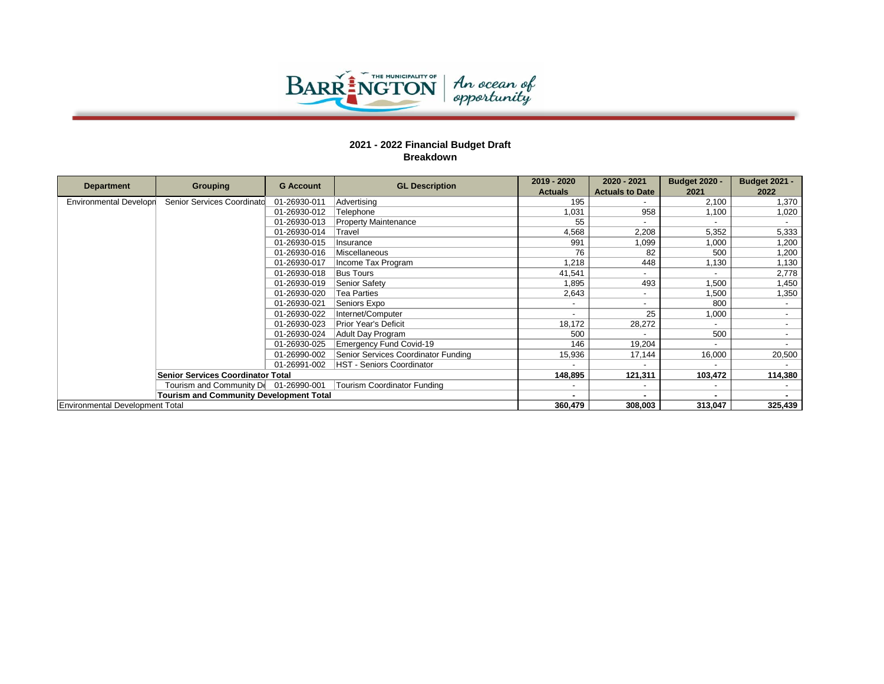**2021 - 2022 Financial Budget Draft**
**Breakdown**

| Department | Grouping | G Account | GL Description | 2019 - 2020 Actuals | 2020 - 2021 Actuals to Date | Budget 2020 - 2021 | Budget 2021 - 2022 |
|---|---|---|---|---|---|---|---|
| Environmental Developn | Senior Services Coordinato | 01-26930-011 | Advertising | 195 | - | 2,100 | 1,370 |
| | | 01-26930-012 | Telephone | 1,031 | 958 | 1,100 | 1,020 |
| | | 01-26930-013 | Property Maintenance | 55 | - | - | - |
| | | 01-26930-014 | Travel | 4,568 | 2,208 | 5,352 | 5,333 |
| | | 01-26930-015 | Insurance | 991 | 1,099 | 1,000 | 1,200 |
| | | 01-26930-016 | Miscellaneous | 76 | 82 | 500 | 1,200 |
| | | 01-26930-017 | Income Tax Program | 1,218 | 448 | 1,130 | 1,130 |
| | | 01-26930-018 | Bus Tours | 41,541 | - | - | 2,778 |
| | | 01-26930-019 | Senior Safety | 1,895 | 493 | 1,500 | 1,450 |
| | | 01-26930-020 | Tea Parties | 2,643 | - | 1,500 | 1,350 |
| | | 01-26930-021 | Seniors Expo | - | - | 800 | - |
| | | 01-26930-022 | Internet/Computer | - | 25 | 1,000 | - |
| | | 01-26930-023 | Prior Year's Deficit | 18,172 | 28,272 | - | - |
| | | 01-26930-024 | Adult Day Program | 500 | - | 500 | - |
| | | 01-26930-025 | Emergency Fund Covid-19 | 146 | 19,204 | - | - |
| | | 01-26990-002 | Senior Services Coordinator Funding | 15,936 | 17,144 | 16,000 | 20,500 |
| | | 01-26991-002 | HST - Seniors Coordinator | - | - | - | - |
| | **Senior Services Coordinator Total** | | | **148,895** | **121,311** | **103,472** | **114,380** |
| | Tourism and Community De | 01-26990-001 | Tourism Coordinator Funding | - | - | - | - |
| | **Tourism and Community Development Total** | | | **-** | **-** | **-** | **-** |
| Environmental Development Total | | | | **360,479** | **308,003** | **313,047** | **325,439** |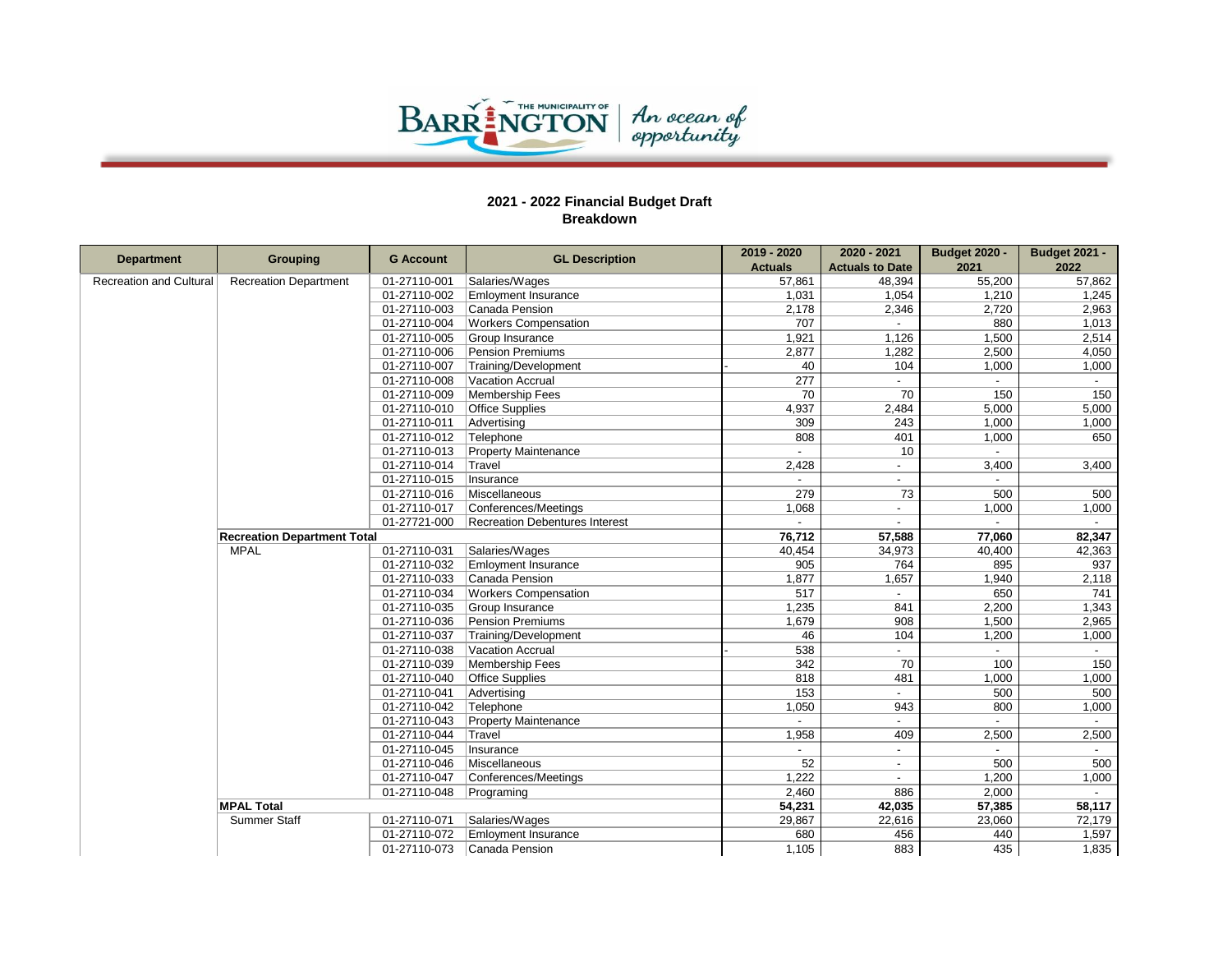## 2021 - 2022 Financial Budget Draft
## Breakdown

| Department | Grouping | G Account | GL Description | 2019 - 2020 Actuals | 2020 - 2021 Actuals to Date | Budget 2020 - 2021 | Budget 2021 - 2022 |
|---|---|---|---|---|---|---|---|
| Recreation and Cultural | Recreation Department | 01-27110-001 | Salaries/Wages | 57,861 | 48,394 | 55,200 | 57,862 |
| | | 01-27110-002 | Emloyment Insurance | 1,031 | 1,054 | 1,210 | 1,245 |
| | | 01-27110-003 | Canada Pension | 2,178 | 2,346 | 2,720 | 2,963 |
| | | 01-27110-004 | Workers Compensation | 707 | - | 880 | 1,013 |
| | | 01-27110-005 | Group Insurance | 1,921 | 1,126 | 1,500 | 2,514 |
| | | 01-27110-006 | Pension Premiums | 2,877 | 1,282 | 2,500 | 4,050 |
| | | 01-27110-007 | Training/Development | - 40 | 104 | 1,000 | 1,000 |
| | | 01-27110-008 | Vacation Accrual | 277 | - | - | - |
| | | 01-27110-009 | Membership Fees | 70 | 70 | 150 | 150 |
| | | 01-27110-010 | Office Supplies | 4,937 | 2,484 | 5,000 | 5,000 |
| | | 01-27110-011 | Advertising | 309 | 243 | 1,000 | 1,000 |
| | | 01-27110-012 | Telephone | 808 | 401 | 1,000 | 650 |
| | | 01-27110-013 | Property Maintenance | - | 10 | - | |
| | | 01-27110-014 | Travel | 2,428 | - | 3,400 | 3,400 |
| | | 01-27110-015 | Insurance | - | - | - | |
| | | 01-27110-016 | Miscellaneous | 279 | 73 | 500 | 500 |
| | | 01-27110-017 | Conferences/Meetings | 1,068 | - | 1,000 | 1,000 |
| | | 01-27721-000 | Recreation Debentures Interest | - | - | - | - |
| | **Recreation Department Total** | | | **76,712** | **57,588** | **77,060** | **82,347** |
| | MPAL | 01-27110-031 | Salaries/Wages | 40,454 | 34,973 | 40,400 | 42,363 |
| | | 01-27110-032 | Emloyment Insurance | 905 | 764 | 895 | 937 |
| | | 01-27110-033 | Canada Pension | 1,877 | 1,657 | 1,940 | 2,118 |
| | | 01-27110-034 | Workers Compensation | 517 | - | 650 | 741 |
| | | 01-27110-035 | Group Insurance | 1,235 | 841 | 2,200 | 1,343 |
| | | 01-27110-036 | Pension Premiums | 1,679 | 908 | 1,500 | 2,965 |
| | | 01-27110-037 | Training/Development | 46 | 104 | 1,200 | 1,000 |
| | | 01-27110-038 | Vacation Accrual | - 538 | - | - | - |
| | | 01-27110-039 | Membership Fees | 342 | 70 | 100 | 150 |
| | | 01-27110-040 | Office Supplies | 818 | 481 | 1,000 | 1,000 |
| | | 01-27110-041 | Advertising | 153 | - | 500 | 500 |
| | | 01-27110-042 | Telephone | 1,050 | 943 | 800 | 1,000 |
| | | 01-27110-043 | Property Maintenance | - | - | - | - |
| | | 01-27110-044 | Travel | 1,958 | 409 | 2,500 | 2,500 |
| | | 01-27110-045 | Insurance | - | - | - | - |
| | | 01-27110-046 | Miscellaneous | 52 | - | 500 | 500 |
| | | 01-27110-047 | Conferences/Meetings | 1,222 | - | 1,200 | 1,000 |
| | | 01-27110-048 | Programing | 2,460 | 886 | 2,000 | - |
| | **MPAL Total** | | | **54,231** | **42,035** | **57,385** | **58,117** |
| | Summer Staff | 01-27110-071 | Salaries/Wages | 29,867 | 22,616 | 23,060 | 72,179 |
| | | 01-27110-072 | Emloyment Insurance | 680 | 456 | 440 | 1,597 |
| | | 01-27110-073 | Canada Pension | 1,105 | 883 | 435 | 1,835 |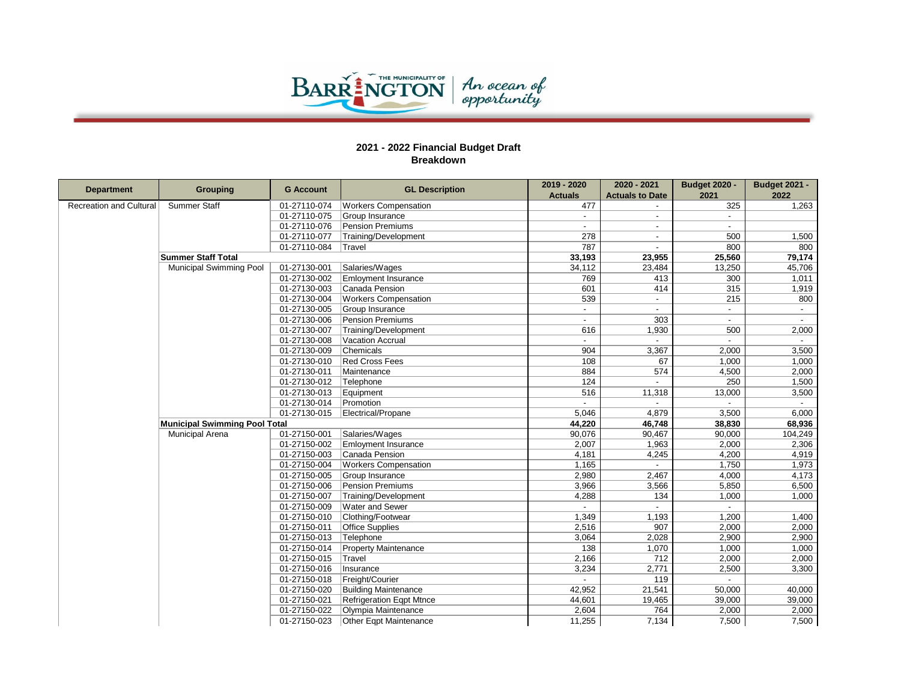## 2021 - 2022 Financial Budget Draft
### Breakdown

| Department | Grouping | G Account | GL Description | 2019 - 2020 Actuals | 2020 - 2021 Actuals to Date | Budget 2020 - 2021 | Budget 2021 - 2022 |
|---|---|---|---|---|---|---|---|
| Recreation and Cultural | Summer Staff | 01-27110-074 | Workers Compensation | 477 | - | 325 | 1,263 |
| | | 01-27110-075 | Group Insurance | - | - | - | |
| | | 01-27110-076 | Pension Premiums | - | - | - | |
| | | 01-27110-077 | Training/Development | 278 | - | 500 | 1,500 |
| | | 01-27110-084 | Travel | 787 | - | 800 | 800 |
| | **Summer Staff Total** | | | **33,193** | **23,955** | **25,560** | **79,174** |
| | Municipal Swimming Pool | 01-27130-001 | Salaries/Wages | 34,112 | 23,484 | 13,250 | 45,706 |
| | | 01-27130-002 | Emloyment Insurance | 769 | 413 | 300 | 1,011 |
| | | 01-27130-003 | Canada Pension | 601 | 414 | 315 | 1,919 |
| | | 01-27130-004 | Workers Compensation | 539 | - | 215 | 800 |
| | | 01-27130-005 | Group Insurance | - | - | - | - |
| | | 01-27130-006 | Pension Premiums | - | 303 | - | - |
| | | 01-27130-007 | Training/Development | 616 | 1,930 | 500 | 2,000 |
| | | 01-27130-008 | Vacation Accrual | - | - | - | - |
| | | 01-27130-009 | Chemicals | 904 | 3,367 | 2,000 | 3,500 |
| | | 01-27130-010 | Red Cross Fees | 108 | 67 | 1,000 | 1,000 |
| | | 01-27130-011 | Maintenance | 884 | 574 | 4,500 | 2,000 |
| | | 01-27130-012 | Telephone | 124 | - | 250 | 1,500 |
| | | 01-27130-013 | Equipment | 516 | 11,318 | 13,000 | 3,500 |
| | | 01-27130-014 | Promotion | - | - | - | - |
| | | 01-27130-015 | Electrical/Propane | 5,046 | 4,879 | 3,500 | 6,000 |
| | **Municipal Swimming Pool Total** | | | **44,220** | **46,748** | **38,830** | **68,936** |
| | Municipal Arena | 01-27150-001 | Salaries/Wages | 90,076 | 90,467 | 90,000 | 104,249 |
| | | 01-27150-002 | Emloyment Insurance | 2,007 | 1,963 | 2,000 | 2,306 |
| | | 01-27150-003 | Canada Pension | 4,181 | 4,245 | 4,200 | 4,919 |
| | | 01-27150-004 | Workers Compensation | 1,165 | - | 1,750 | 1,973 |
| | | 01-27150-005 | Group Insurance | 2,980 | 2,467 | 4,000 | 4,173 |
| | | 01-27150-006 | Pension Premiums | 3,966 | 3,566 | 5,850 | 6,500 |
| | | 01-27150-007 | Training/Development | 4,288 | 134 | 1,000 | 1,000 |
| | | 01-27150-009 | Water and Sewer | - | - | - | |
| | | 01-27150-010 | Clothing/Footwear | 1,349 | 1,193 | 1,200 | 1,400 |
| | | 01-27150-011 | Office Supplies | 2,516 | 907 | 2,000 | 2,000 |
| | | 01-27150-013 | Telephone | 3,064 | 2,028 | 2,900 | 2,900 |
| | | 01-27150-014 | Property Maintenance | 138 | 1,070 | 1,000 | 1,000 |
| | | 01-27150-015 | Travel | 2,166 | 712 | 2,000 | 2,000 |
| | | 01-27150-016 | Insurance | 3,234 | 2,771 | 2,500 | 3,300 |
| | | 01-27150-018 | Freight/Courier | - | 119 | - | |
| | | 01-27150-020 | Building Maintenance | 42,952 | 21,541 | 50,000 | 40,000 |
| | | 01-27150-021 | Refrigeration Eqpt Mtnce | 44,601 | 19,465 | 39,000 | 39,000 |
| | | 01-27150-022 | Olympia Maintenance | 2,604 | 764 | 2,000 | 2,000 |
| | | 01-27150-023 | Other Eqpt Maintenance | 11,255 | 7,134 | 7,500 | 7,500 |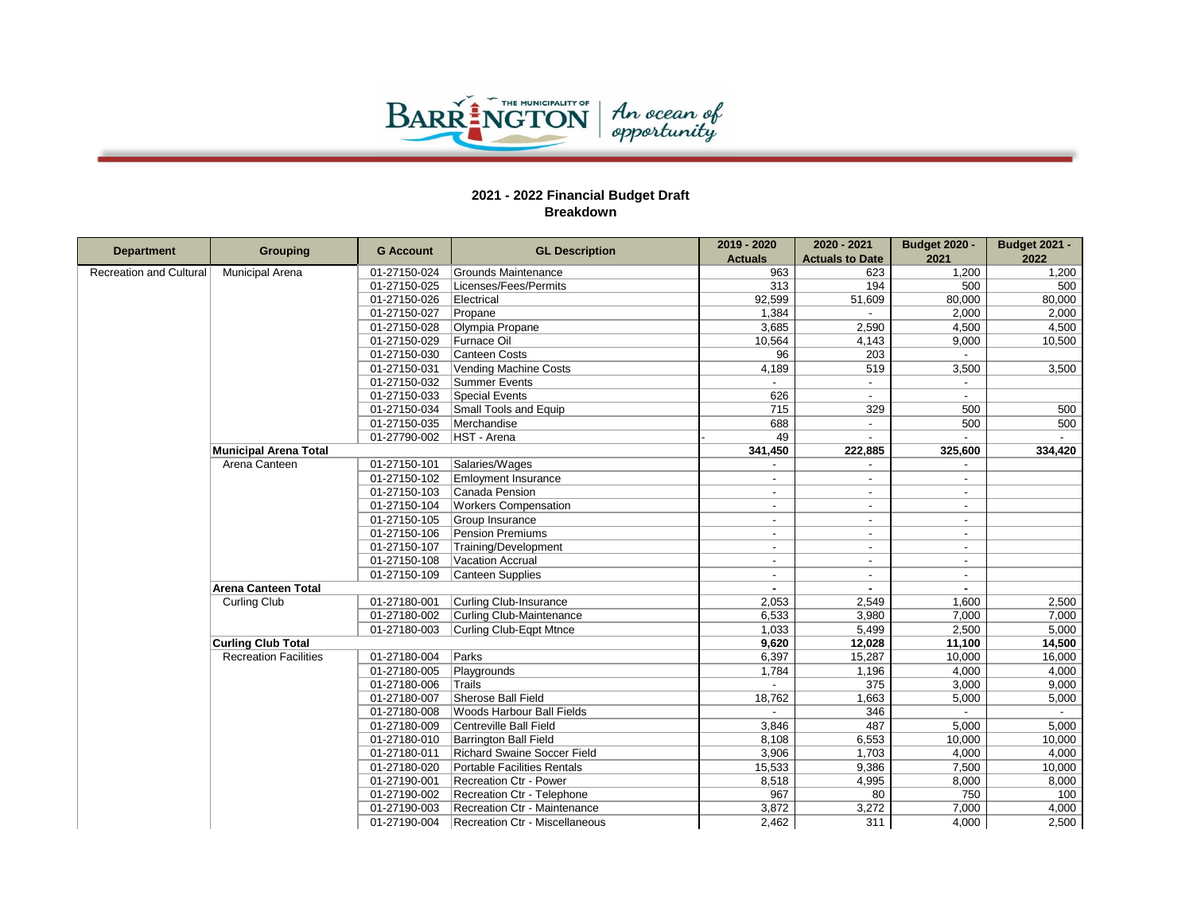## 2021 - 2022 Financial Budget Draft
### Breakdown

| Department | Grouping | G Account | GL Description | 2019 - 2020 Actuals | 2020 - 2021 Actuals to Date | Budget 2020 - 2021 | Budget 2021 - 2022 |
|---|---|---|---|---|---|---|---|
| Recreation and Cultural | Municipal Arena | 01-27150-024 | Grounds Maintenance | 963 | 623 | 1,200 | 1,200 |
| | | 01-27150-025 | Licenses/Fees/Permits | 313 | 194 | 500 | 500 |
| | | 01-27150-026 | Electrical | 92,599 | 51,609 | 80,000 | 80,000 |
| | | 01-27150-027 | Propane | 1,384 | - | 2,000 | 2,000 |
| | | 01-27150-028 | Olympia Propane | 3,685 | 2,590 | 4,500 | 4,500 |
| | | 01-27150-029 | Furnace Oil | 10,564 | 4,143 | 9,000 | 10,500 |
| | | 01-27150-030 | Canteen Costs | 96 | 203 | - | |
| | | 01-27150-031 | Vending Machine Costs | 4,189 | 519 | 3,500 | 3,500 |
| | | 01-27150-032 | Summer Events | - | - | - | |
| | | 01-27150-033 | Special Events | 626 | - | - | |
| | | 01-27150-034 | Small Tools and Equip | 715 | 329 | 500 | 500 |
| | | 01-27150-035 | Merchandise | 688 | - | 500 | 500 |
| | | 01-27790-002 | HST - Arena | - 49 | - | - | - |
| | **Municipal Arena Total** | | | **341,450** | **222,885** | **325,600** | **334,420** |
| | Arena Canteen | 01-27150-101 | Salaries/Wages | - | - | - | |
| | | 01-27150-102 | Emloyment Insurance | - | - | - | |
| | | 01-27150-103 | Canada Pension | - | - | - | |
| | | 01-27150-104 | Workers Compensation | - | - | - | |
| | | 01-27150-105 | Group Insurance | - | - | - | |
| | | 01-27150-106 | Pension Premiums | - | - | - | |
| | | 01-27150-107 | Training/Development | - | - | - | |
| | | 01-27150-108 | Vacation Accrual | - | - | - | |
| | | 01-27150-109 | Canteen Supplies | - | - | - | |
| | **Arena Canteen Total** | | | **-** | **-** | **-** | |
| | Curling Club | 01-27180-001 | Curling Club-Insurance | 2,053 | 2,549 | 1,600 | 2,500 |
| | | 01-27180-002 | Curling Club-Maintenance | 6,533 | 3,980 | 7,000 | 7,000 |
| | | 01-27180-003 | Curling Club-Eqpt Mtnce | 1,033 | 5,499 | 2,500 | 5,000 |
| | **Curling Club Total** | | | **9,620** | **12,028** | **11,100** | **14,500** |
| | Recreation Facilities | 01-27180-004 | Parks | 6,397 | 15,287 | 10,000 | 16,000 |
| | | 01-27180-005 | Playgrounds | 1,784 | 1,196 | 4,000 | 4,000 |
| | | 01-27180-006 | Trails | - | 375 | 3,000 | 9,000 |
| | | 01-27180-007 | Sherose Ball Field | 18,762 | 1,663 | 5,000 | 5,000 |
| | | 01-27180-008 | Woods Harbour Ball Fields | - | 346 | - | - |
| | | 01-27180-009 | Centreville Ball Field | 3,846 | 487 | 5,000 | 5,000 |
| | | 01-27180-010 | Barrington Ball Field | 8,108 | 6,553 | 10,000 | 10,000 |
| | | 01-27180-011 | Richard Swaine Soccer Field | 3,906 | 1,703 | 4,000 | 4,000 |
| | | 01-27180-020 | Portable Facilities Rentals | 15,533 | 9,386 | 7,500 | 10,000 |
| | | 01-27190-001 | Recreation Ctr - Power | 8,518 | 4,995 | 8,000 | 8,000 |
| | | 01-27190-002 | Recreation Ctr - Telephone | 967 | 80 | 750 | 100 |
| | | 01-27190-003 | Recreation Ctr - Maintenance | 3,872 | 3,272 | 7,000 | 4,000 |
| | | 01-27190-004 | Recreation Ctr - Miscellaneous | 2,462 | 311 | 4,000 | 2,500 |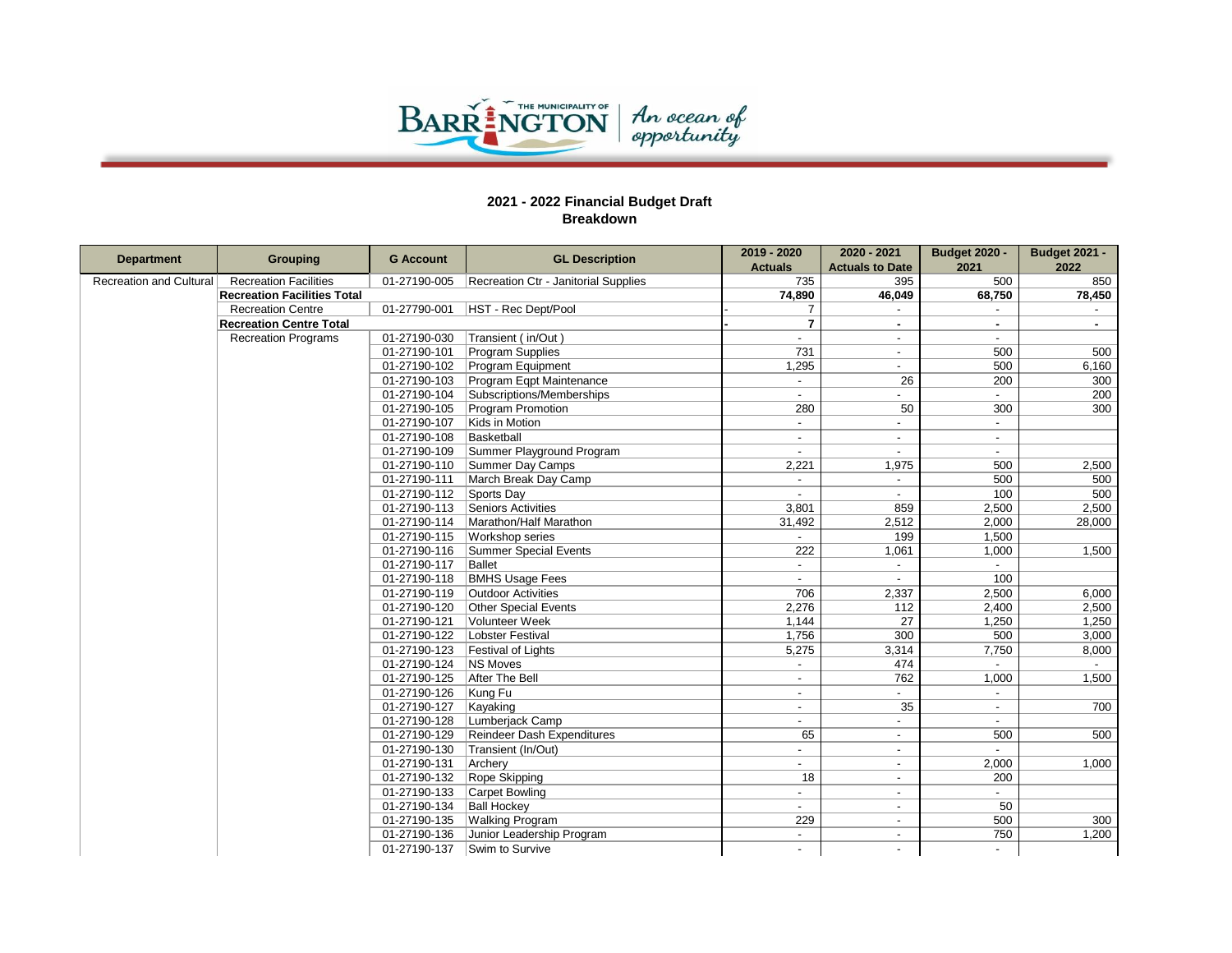## 2021 - 2022 Financial Budget Draft
## Breakdown

| Department | Grouping | G Account | GL Description | 2019 - 2020 Actuals | 2020 - 2021 Actuals to Date | Budget 2020 - 2021 | Budget 2021 - 2022 |
|---|---|---|---|---|---|---|---|
| Recreation and Cultural | Recreation Facilities | 01-27190-005 | Recreation Ctr - Janitorial Supplies | 735 | 395 | 500 | 850 |
| | **Recreation Facilities Total** | | | **74,890** | **46,049** | **68,750** | **78,450** |
| | Recreation Centre | 01-27790-001 | HST - Rec Dept/Pool | - 7 | - | - | - |
| | **Recreation Centre Total** | | | **- 7** | **-** | **-** | **-** |
| | Recreation Programs | 01-27190-030 | Transient ( in/Out ) | - | - | - | |
| | | 01-27190-101 | Program Supplies | 731 | - | 500 | 500 |
| | | 01-27190-102 | Program Equipment | 1,295 | - | 500 | 6,160 |
| | | 01-27190-103 | Program Eqpt Maintenance | - | 26 | 200 | 300 |
| | | 01-27190-104 | Subscriptions/Memberships | - | - | - | 200 |
| | | 01-27190-105 | Program Promotion | 280 | 50 | 300 | 300 |
| | | 01-27190-107 | Kids in Motion | - | - | - | |
| | | 01-27190-108 | Basketball | - | - | - | |
| | | 01-27190-109 | Summer Playground Program | - | - | - | |
| | | 01-27190-110 | Summer Day Camps | 2,221 | 1,975 | 500 | 2,500 |
| | | 01-27190-111 | March Break Day Camp | - | - | 500 | 500 |
| | | 01-27190-112 | Sports Day | - | - | 100 | 500 |
| | | 01-27190-113 | Seniors Activities | 3,801 | 859 | 2,500 | 2,500 |
| | | 01-27190-114 | Marathon/Half Marathon | 31,492 | 2,512 | 2,000 | 28,000 |
| | | 01-27190-115 | Workshop series | - | 199 | 1,500 | |
| | | 01-27190-116 | Summer Special Events | 222 | 1,061 | 1,000 | 1,500 |
| | | 01-27190-117 | Ballet | - | - | - | |
| | | 01-27190-118 | BMHS Usage Fees | - | - | 100 | |
| | | 01-27190-119 | Outdoor Activities | 706 | 2,337 | 2,500 | 6,000 |
| | | 01-27190-120 | Other Special Events | 2,276 | 112 | 2,400 | 2,500 |
| | | 01-27190-121 | Volunteer Week | 1,144 | 27 | 1,250 | 1,250 |
| | | 01-27190-122 | Lobster Festival | 1,756 | 300 | 500 | 3,000 |
| | | 01-27190-123 | Festival of Lights | 5,275 | 3,314 | 7,750 | 8,000 |
| | | 01-27190-124 | NS Moves | - | 474 | - | - |
| | | 01-27190-125 | After The Bell | - | 762 | 1,000 | 1,500 |
| | | 01-27190-126 | Kung Fu | - | - | - | |
| | | 01-27190-127 | Kayaking | - | 35 | - | 700 |
| | | 01-27190-128 | Lumberjack Camp | - | - | - | |
| | | 01-27190-129 | Reindeer Dash Expenditures | 65 | - | 500 | 500 |
| | | 01-27190-130 | Transient (In/Out) | - | - | - | |
| | | 01-27190-131 | Archery | - | - | 2,000 | 1,000 |
| | | 01-27190-132 | Rope Skipping | 18 | - | 200 | |
| | | 01-27190-133 | Carpet Bowling | - | - | - | |
| | | 01-27190-134 | Ball Hockey | - | - | 50 | |
| | | 01-27190-135 | Walking Program | 229 | - | 500 | 300 |
| | | 01-27190-136 | Junior Leadership Program | - | - | 750 | 1,200 |
| | | 01-27190-137 | Swim to Survive | - | - | - | |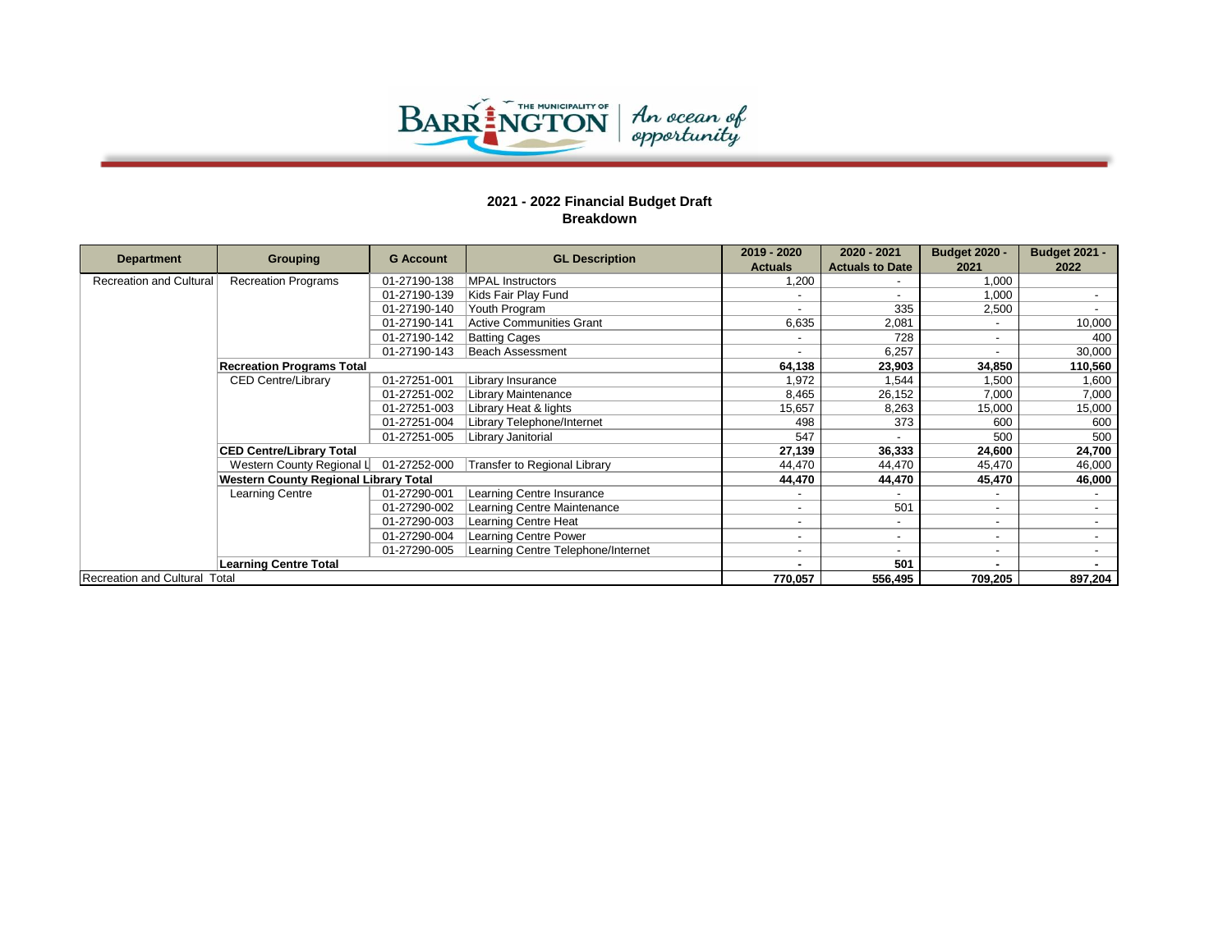**2021 - 2022 Financial Budget Draft**
**Breakdown**

| Department | Grouping | G Account | GL Description | 2019 - 2020 Actuals | 2020 - 2021 Actuals to Date | Budget 2020 - 2021 | Budget 2021 - 2022 |
|---|---|---|---|---|---|---|---|
| Recreation and Cultural | Recreation Programs | 01-27190-138 | MPAL Instructors | 1,200 | - | 1,000 | |
| | | 01-27190-139 | Kids Fair Play Fund | - | - | 1,000 | - |
| | | 01-27190-140 | Youth Program | - | 335 | 2,500 | - |
| | | 01-27190-141 | Active Communities Grant | 6,635 | 2,081 | - | 10,000 |
| | | 01-27190-142 | Batting Cages | - | 728 | - | 400 |
| | | 01-27190-143 | Beach Assessment | - | 6,257 | - | 30,000 |
| | **Recreation Programs Total** | | | **64,138** | **23,903** | **34,850** | **110,560** |
| | CED Centre/Library | 01-27251-001 | Library Insurance | 1,972 | 1,544 | 1,500 | 1,600 |
| | | 01-27251-002 | Library Maintenance | 8,465 | 26,152 | 7,000 | 7,000 |
| | | 01-27251-003 | Library Heat & lights | 15,657 | 8,263 | 15,000 | 15,000 |
| | | 01-27251-004 | Library Telephone/Internet | 498 | 373 | 600 | 600 |
| | | 01-27251-005 | Library Janitorial | 547 | - | 500 | 500 |
| | **CED Centre/Library Total** | | | **27,139** | **36,333** | **24,600** | **24,700** |
| | Western County Regional L | 01-27252-000 | Transfer to Regional Library | 44,470 | 44,470 | 45,470 | 46,000 |
| | **Western County Regional Library Total** | | | **44,470** | **44,470** | **45,470** | **46,000** |
| | Learning Centre | 01-27290-001 | Learning Centre Insurance | - | - | - | - |
| | | 01-27290-002 | Learning Centre Maintenance | - | 501 | - | - |
| | | 01-27290-003 | Learning Centre Heat | - | - | - | - |
| | | 01-27290-004 | Learning Centre Power | - | - | - | - |
| | | 01-27290-005 | Learning Centre Telephone/Internet | - | - | - | - |
| | **Learning Centre Total** | | | **-** | **501** | **-** | **-** |
| Recreation and Cultural Total | | | | **770,057** | **556,495** | **709,205** | **897,204** |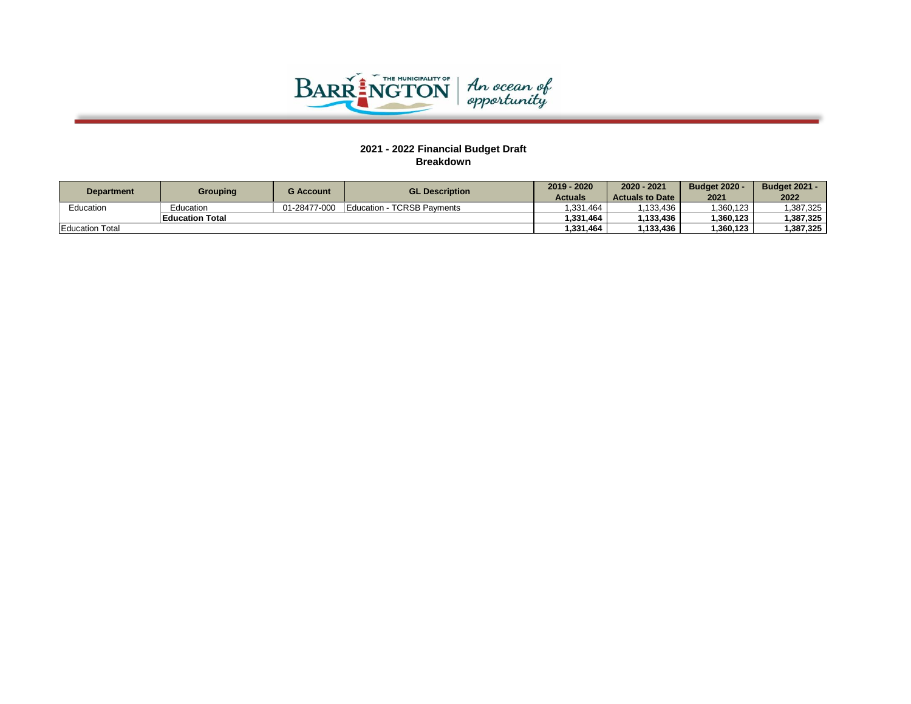## 2021 - 2022 Financial Budget Draft
## Breakdown

| Department | Grouping | G Account | GL Description | 2019 - 2020 Actuals | 2020 - 2021 Actuals to Date | Budget 2020 - 2021 | Budget 2021 - 2022 |
|---|---|---|---|---|---|---|---|
| Education | Education | 01-28477-000 | Education - TCRSB Payments | 1,331,464 | 1,133,436 | 1,360,123 | 1,387,325 |
| | **Education Total** | | | **1,331,464** | **1,133,436** | **1,360,123** | **1,387,325** |
| Education Total | | | | **1,331,464** | **1,133,436** | **1,360,123** | **1,387,325** |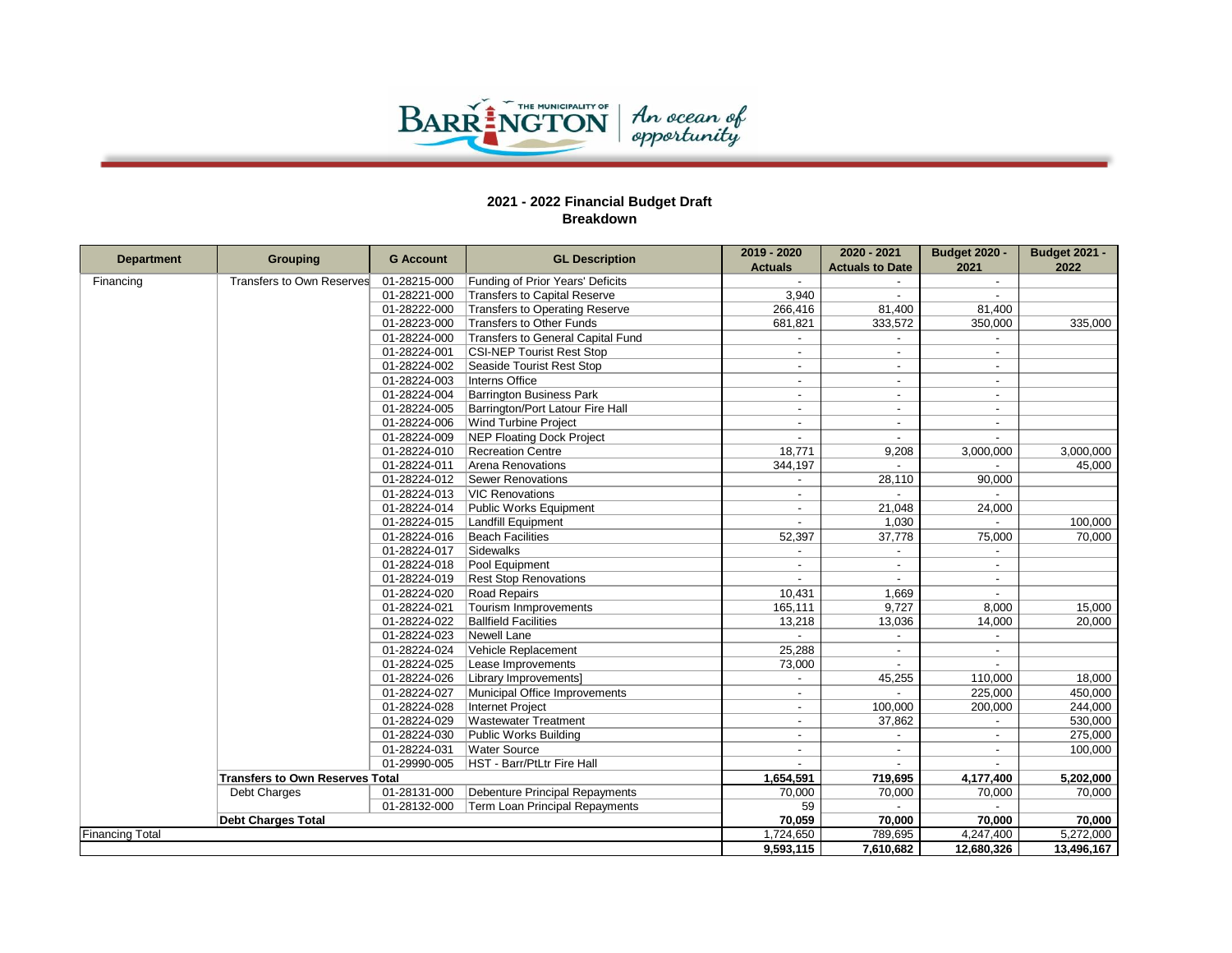THE MUNICIPALITY OF BARRINGTON | An ocean of opportunity

## 2021 - 2022 Financial Budget Draft
## Breakdown

| Department | Grouping | G Account | GL Description | 2019 - 2020 Actuals | 2020 - 2021 Actuals to Date | Budget 2020 - 2021 | Budget 2021 - 2022 |
|---|---|---|---|---|---|---|---|
| Financing | Transfers to Own Reserves | 01-28215-000 | Funding of Prior Years' Deficits | - | - | - | |
| | | 01-28221-000 | Transfers to Capital Reserve | 3,940 | - | - | |
| | | 01-28222-000 | Transfers to Operating Reserve | 266,416 | 81,400 | 81,400 | |
| | | 01-28223-000 | Transfers to Other Funds | 681,821 | 333,572 | 350,000 | 335,000 |
| | | 01-28224-000 | Transfers to General Capital Fund | - | - | - | |
| | | 01-28224-001 | CSI-NEP Tourist Rest Stop | - | - | - | |
| | | 01-28224-002 | Seaside Tourist Rest Stop | - | - | - | |
| | | 01-28224-003 | Interns Office | - | - | - | |
| | | 01-28224-004 | Barrington Business Park | - | - | - | |
| | | 01-28224-005 | Barrington/Port Latour Fire Hall | - | - | - | |
| | | 01-28224-006 | Wind Turbine Project | - | - | - | |
| | | 01-28224-009 | NEP Floating Dock Project | - | - | - | |
| | | 01-28224-010 | Recreation Centre | 18,771 | 9,208 | 3,000,000 | 3,000,000 |
| | | 01-28224-011 | Arena Renovations | 344,197 | - | - | 45,000 |
| | | 01-28224-012 | Sewer Renovations | - | 28,110 | 90,000 | |
| | | 01-28224-013 | VIC Renovations | - | - | - | |
| | | 01-28224-014 | Public Works Equipment | - | 21,048 | 24,000 | |
| | | 01-28224-015 | Landfill Equipment | - | 1,030 | - | 100,000 |
| | | 01-28224-016 | Beach Facilities | 52,397 | 37,778 | 75,000 | 70,000 |
| | | 01-28224-017 | Sidewalks | - | - | - | |
| | | 01-28224-018 | Pool Equipment | - | - | - | |
| | | 01-28224-019 | Rest Stop Renovations | - | - | - | |
| | | 01-28224-020 | Road Repairs | 10,431 | 1,669 | - | |
| | | 01-28224-021 | Tourism Inmprovements | 165,111 | 9,727 | 8,000 | 15,000 |
| | | 01-28224-022 | Ballfield Facilities | 13,218 | 13,036 | 14,000 | 20,000 |
| | | 01-28224-023 | Newell Lane | - | - | - | |
| | | 01-28224-024 | Vehicle Replacement | 25,288 | - | - | |
| | | 01-28224-025 | Lease Improvements | 73,000 | - | - | |
| | | 01-28224-026 | Library Improvements] | - | 45,255 | 110,000 | 18,000 |
| | | 01-28224-027 | Municipal Office Improvements | - | - | 225,000 | 450,000 |
| | | 01-28224-028 | Internet Project | - | 100,000 | 200,000 | 244,000 |
| | | 01-28224-029 | Wastewater Treatment | - | 37,862 | - | 530,000 |
| | | 01-28224-030 | Public Works Building | - | - | - | 275,000 |
| | | 01-28224-031 | Water Source | - | - | - | 100,000 |
| | | 01-29990-005 | HST - Barr/PtLtr Fire Hall | - | - | - | |
| | **Transfers to Own Reserves Total** | | | **1,654,591** | **719,695** | **4,177,400** | **5,202,000** |
| | Debt Charges | 01-28131-000 | Debenture Principal Repayments | 70,000 | 70,000 | 70,000 | 70,000 |
| | | 01-28132-000 | Term Loan Principal Repayments | 59 | - | - | |
| | **Debt Charges Total** | | | **70,059** | **70,000** | **70,000** | **70,000** |
| Financing Total | | | | 1,724,650 | 789,695 | 4,247,400 | 5,272,000 |
| | | | | **9,593,115** | **7,610,682** | **12,680,326** | **13,496,167** |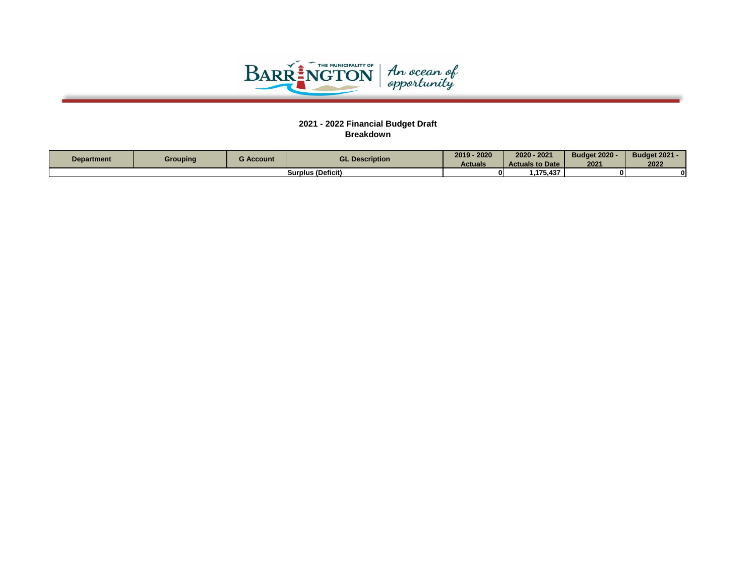## 2021 - 2022 Financial Budget Draft
## Breakdown

| Department | Grouping | G Account | GL Description | 2019 - 2020 Actuals | 2020 - 2021 Actuals to Date | Budget 2020 - 2021 | Budget 2021 - 2022 |
|---|---|---|---|---|---|---|---|
| **Surplus (Deficit)** | | | | **0** | **1,175,437** | **0** | **0** |